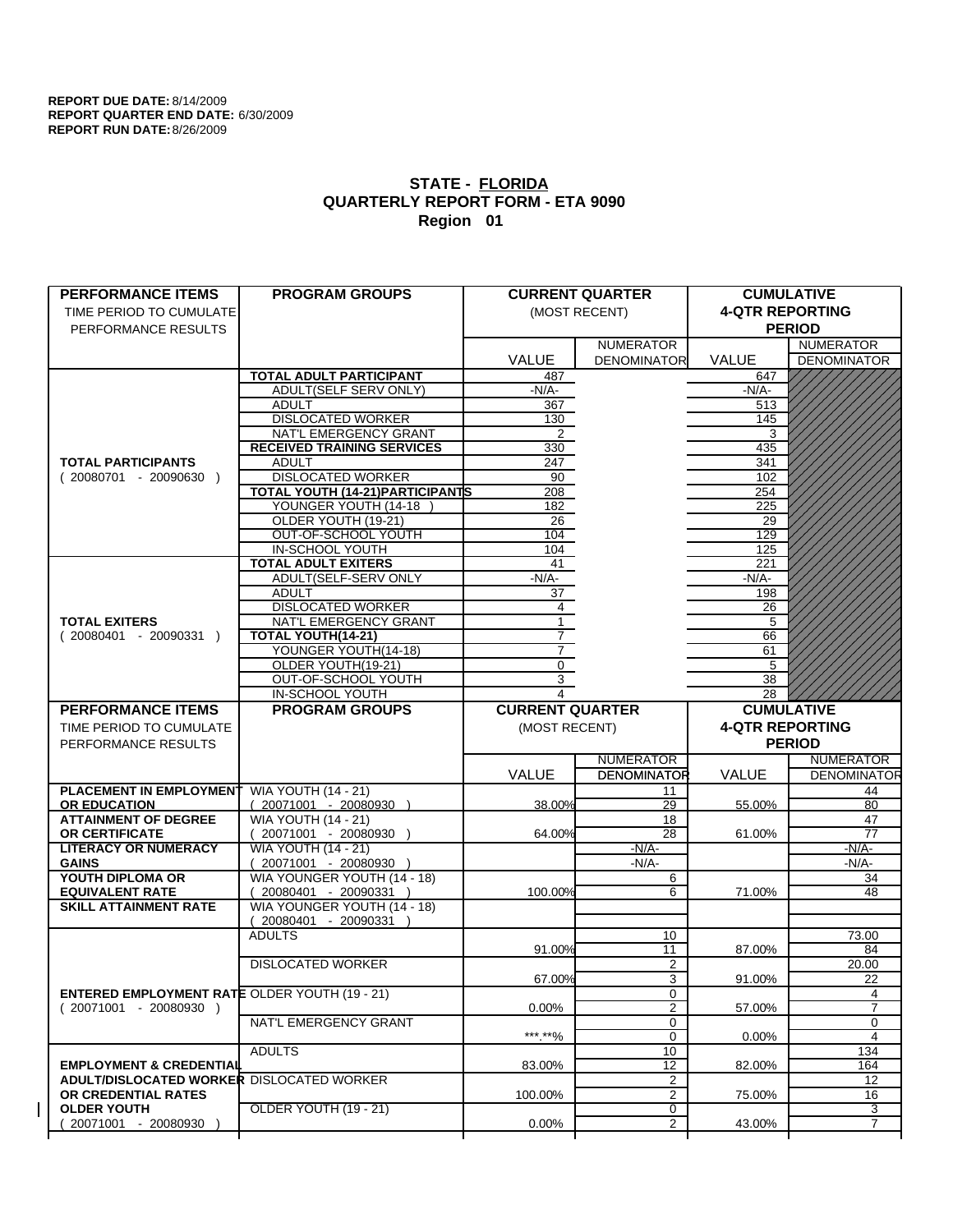**REPORT DUE DATE:** 8/14/2009
**REPORT QUARTER END DATE:** 6/30/2009
**REPORT RUN DATE:** 8/26/2009

## STATE - FLORIDA
## QUARTERLY REPORT FORM - ETA 9090
## Region 01

| PERFORMANCE ITEMS<br>TIME PERIOD TO CUMULATE PERFORMANCE RESULTS | PROGRAM GROUPS | CURRENT QUARTER (MOST RECENT) | | CUMULATIVE 4-QTR REPORTING PERIOD | |
|---|---|---|---|---|---|
| | | VALUE | NUMERATOR DENOMINATOR | VALUE | NUMERATOR DENOMINATOR |
| **TOTAL PARTICIPANTS** ( 20080701 - 20090630 ) | **TOTAL ADULT PARTICIPANT** | 487 | | 647 | |
| | ADULT(SELF SERV ONLY) | -N/A- | | -N/A- | |
| | ADULT | 367 | | 513 | |
| | DISLOCATED WORKER | 130 | | 145 | |
| | NAT'L EMERGENCY GRANT | 2 | | 3 | |
| | **RECEIVED TRAINING SERVICES** | 330 | | 435 | |
| | ADULT | 247 | | 341 | |
| | DISLOCATED WORKER | 90 | | 102 | |
| | **TOTAL YOUTH (14-21)PARTICIPANTS** | 208 | | 254 | |
| | YOUNGER YOUTH (14-18 ) | 182 | | 225 | |
| | OLDER YOUTH (19-21) | 26 | | 29 | |
| | OUT-OF-SCHOOL YOUTH | 104 | | 129 | |
| | IN-SCHOOL YOUTH | 104 | | 125 | |
| **TOTAL EXITERS** ( 20080401 - 20090331 ) | **TOTAL ADULT EXITERS** | 41 | | 221 | |
| | ADULT(SELF-SERV ONLY | -N/A- | | -N/A- | |
| | ADULT | 37 | | 198 | |
| | DISLOCATED WORKER | 4 | | 26 | |
| | NAT'L EMERGENCY GRANT | 1 | | 5 | |
| | **TOTAL YOUTH(14-21)** | 7 | | 66 | |
| | YOUNGER YOUTH(14-18) | 7 | | 61 | |
| | OLDER YOUTH(19-21) | 0 | | 5 | |
| | OUT-OF-SCHOOL YOUTH | 3 | | 38 | |
| | IN-SCHOOL YOUTH | 4 | | 28 | |

| PERFORMANCE ITEMS<br>TIME PERIOD TO CUMULATE PERFORMANCE RESULTS | PROGRAM GROUPS | CURRENT QUARTER (MOST RECENT) | | CUMULATIVE 4-QTR REPORTING PERIOD | |
|---|---|---|---|---|---|
| | | VALUE | NUMERATOR DENOMINATOR | VALUE | NUMERATOR DENOMINATOR |
| **PLACEMENT IN EMPLOYMENT OR EDUCATION** | WIA YOUTH (14 - 21) ( 20071001 - 20080930 ) | 38.00% | 11 / 29 | 55.00% | 44 / 80 |
| **ATTAINMENT OF DEGREE OR CERTIFICATE** | WIA YOUTH (14 - 21) ( 20071001 - 20080930 ) | 64.00% | 18 / 28 | 61.00% | 47 / 77 |
| **LITERACY OR NUMERACY GAINS** | WIA YOUTH (14 - 21) ( 20071001 - 20080930 ) | | -N/A- / -N/A- | | -N/A- / -N/A- |
| **YOUTH DIPLOMA OR EQUIVALENT RATE** | WIA YOUNGER YOUTH (14 - 18) ( 20080401 - 20090331 ) | 100.00% | 6 / 6 | 71.00% | 34 / 48 |
| **SKILL ATTAINMENT RATE** | WIA YOUNGER YOUTH (14 - 18) ( 20080401 - 20090331 ) | | | | |
| **ENTERED EMPLOYMENT RATE** ( 20071001 - 20080930 ) | ADULTS | 91.00% | 10 / 11 | 87.00% | 73.00 / 84 |
| | DISLOCATED WORKER | 67.00% | 2 / 3 | 91.00% | 20.00 / 22 |
| | OLDER YOUTH (19 - 21) | 0.00% | 0 / 2 | 57.00% | 4 / 7 |
| | NAT'L EMERGENCY GRANT | ***.**% | 0 / 0 | 0.00% | 0 / 4 |
| **EMPLOYMENT & CREDENTIAL ADULT/DISLOCATED WORKER OR CREDENTIAL RATES OLDER YOUTH** ( 20071001 - 20080930 ) | ADULTS | 83.00% | 10 / 12 | 82.00% | 134 / 164 |
| | DISLOCATED WORKER | 100.00% | 2 / 2 | 75.00% | 12 / 16 |
| | OLDER YOUTH (19 - 21) | 0.00% | 0 / 2 | 43.00% | 3 / 7 |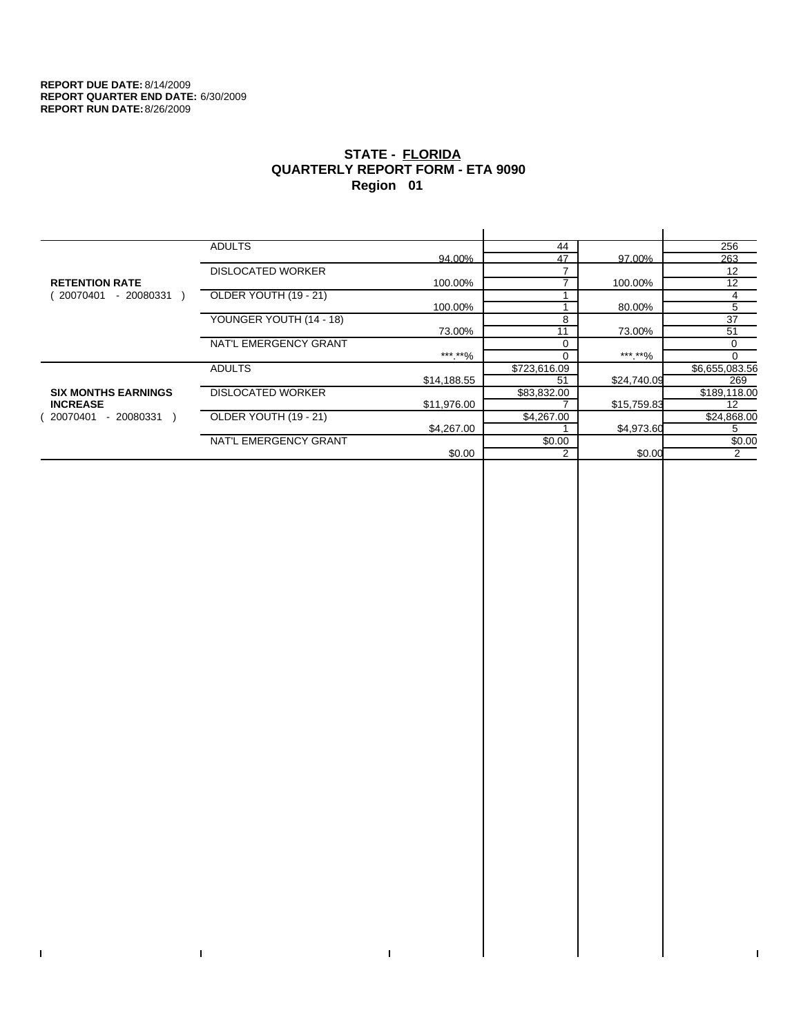**REPORT DUE DATE:** 8/14/2009
**REPORT QUARTER END DATE:** 6/30/2009
**REPORT RUN DATE:** 8/26/2009

# STATE - FLORIDA
## QUARTERLY REPORT FORM - ETA 9090
## Region 01

| | | | | | |
|---|---|---|---|---|---|
| **RETENTION RATE** ( 20070401 - 20080331 ) | ADULTS | | 44 | | 256 |
| | | 94.00% | 47 | 97.00% | 263 |
| | DISLOCATED WORKER | | 7 | | 12 |
| | | 100.00% | 7 | 100.00% | 12 |
| | OLDER YOUTH (19 - 21) | | 1 | | 4 |
| | | 100.00% | 1 | 80.00% | 5 |
| | YOUNGER YOUTH (14 - 18) | | 8 | | 37 |
| | | 73.00% | 11 | 73.00% | 51 |
| | NAT'L EMERGENCY GRANT | | 0 | | 0 |
| | | ***.**% | 0 | ***.**% | 0 |
| **SIX MONTHS EARNINGS INCREASE** ( 20070401 - 20080331 ) | ADULTS | | $723,616.09 | | $6,655,083.56 |
| | | $14,188.55 | 51 | $24,740.09 | 269 |
| | DISLOCATED WORKER | | $83,832.00 | | $189,118.00 |
| | | $11,976.00 | 7 | $15,759.83 | 12 |
| | OLDER YOUTH (19 - 21) | | $4,267.00 | | $24,868.00 |
| | | $4,267.00 | 1 | $4,973.60 | 5 |
| | NAT'L EMERGENCY GRANT | | $0.00 | | $0.00 |
| | | $0.00 | 2 | $0.00 | 2 |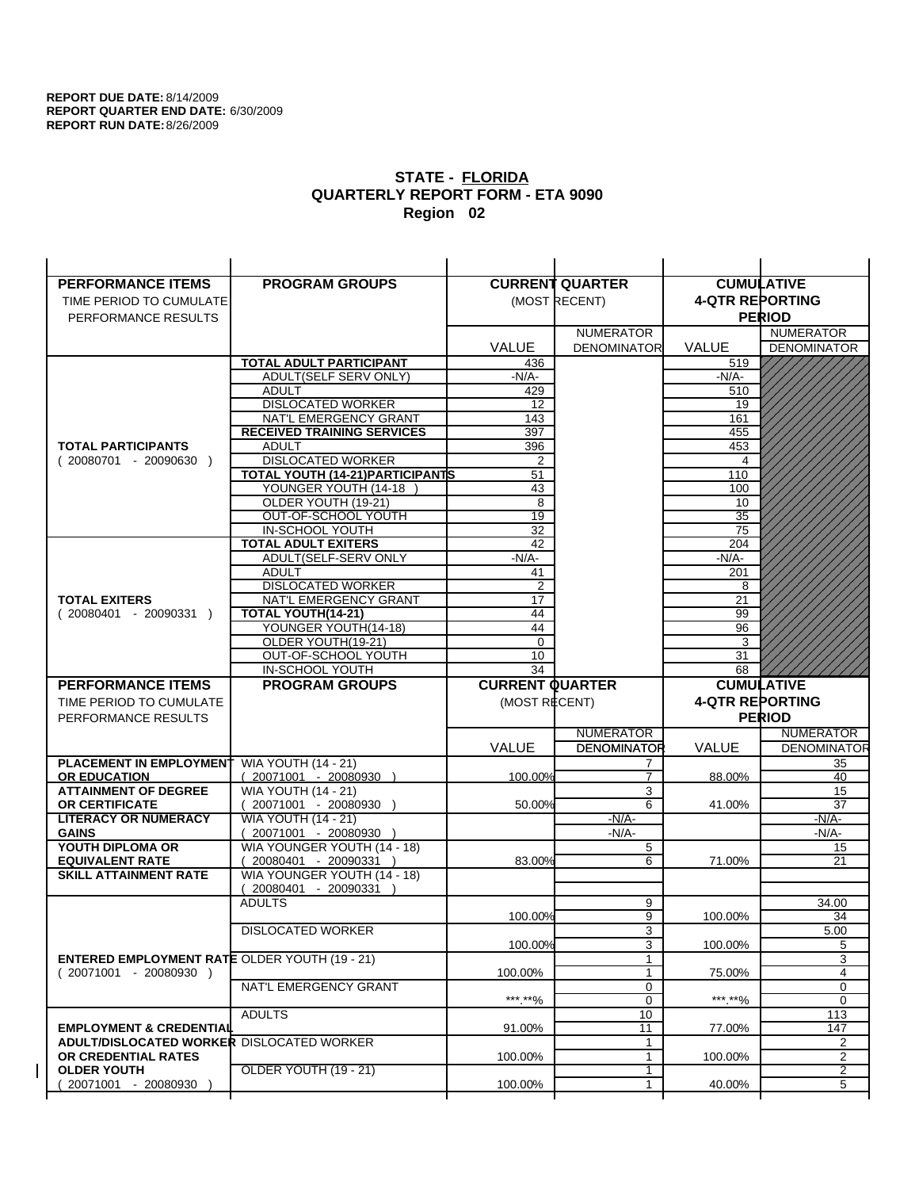**REPORT DUE DATE:** 8/14/2009
**REPORT QUARTER END DATE:** 6/30/2009
**REPORT RUN DATE:** 8/26/2009

## STATE - FLORIDA
## QUARTERLY REPORT FORM - ETA 9090
## Region 02

| PERFORMANCE ITEMS<br>TIME PERIOD TO CUMULATE PERFORMANCE RESULTS | PROGRAM GROUPS | CURRENT QUARTER (MOST RECENT) | | CUMULATIVE 4-QTR REPORTING PERIOD | |
|---|---|---|---|---|---|
| | | VALUE | NUMERATOR<br>DENOMINATOR | VALUE | NUMERATOR<br>DENOMINATOR |
| **TOTAL PARTICIPANTS**<br>( 20080701 - 20090630 ) | **TOTAL ADULT PARTICIPANT** | 436 | | 519 | |
| | ADULT(SELF SERV ONLY) | -N/A- | | -N/A- | |
| | ADULT | 429 | | 510 | |
| | DISLOCATED WORKER | 12 | | 19 | |
| | NAT'L EMERGENCY GRANT | 143 | | 161 | |
| | **RECEIVED TRAINING SERVICES** | 397 | | 455 | |
| | ADULT | 396 | | 453 | |
| | DISLOCATED WORKER | 2 | | 4 | |
| | **TOTAL YOUTH (14-21)PARTICIPANTS** | 51 | | 110 | |
| | YOUNGER YOUTH (14-18 ) | 43 | | 100 | |
| | OLDER YOUTH (19-21) | 8 | | 10 | |
| | OUT-OF-SCHOOL YOUTH | 19 | | 35 | |
| | IN-SCHOOL YOUTH | 32 | | 75 | |
| **TOTAL EXITERS**<br>( 20080401 - 20090331 ) | **TOTAL ADULT EXITERS** | 42 | | 204 | |
| | ADULT(SELF-SERV ONLY | -N/A- | | -N/A- | |
| | ADULT | 41 | | 201 | |
| | DISLOCATED WORKER | 2 | | 8 | |
| | NAT'L EMERGENCY GRANT | 17 | | 21 | |
| | **TOTAL YOUTH(14-21)** | 44 | | 99 | |
| | YOUNGER YOUTH(14-18) | 44 | | 96 | |
| | OLDER YOUTH(19-21) | 0 | | 3 | |
| | OUT-OF-SCHOOL YOUTH | 10 | | 31 | |
| | IN-SCHOOL YOUTH | 34 | | 68 | |

| PERFORMANCE ITEMS<br>TIME PERIOD TO CUMULATE PERFORMANCE RESULTS | PROGRAM GROUPS | CURRENT QUARTER (MOST RECENT) | | CUMULATIVE 4-QTR REPORTING PERIOD | |
|---|---|---|---|---|---|
| | | VALUE | NUMERATOR<br>DENOMINATOR | VALUE | NUMERATOR<br>DENOMINATOR |
| **PLACEMENT IN EMPLOYMENT OR EDUCATION** | WIA YOUTH (14 - 21)<br>( 20071001 - 20080930 ) | 100.00% | 7<br>7 | 88.00% | 35<br>40 |
| **ATTAINMENT OF DEGREE OR CERTIFICATE** | WIA YOUTH (14 - 21)<br>( 20071001 - 20080930 ) | 50.00% | 3<br>6 | 41.00% | 15<br>37 |
| **LITERACY OR NUMERACY GAINS** | WIA YOUTH (14 - 21)<br>( 20071001 - 20080930 ) | | -N/A-<br>-N/A- | | -N/A-<br>-N/A- |
| **YOUTH DIPLOMA OR EQUIVALENT RATE** | WIA YOUNGER YOUTH (14 - 18)<br>( 20080401 - 20090331 ) | 83.00% | 5<br>6 | 71.00% | 15<br>21 |
| **SKILL ATTAINMENT RATE** | WIA YOUNGER YOUTH (14 - 18)<br>( 20080401 - 20090331 ) | | | | |
| **ENTERED EMPLOYMENT RATE**<br>( 20071001 - 20080930 ) | ADULTS | 100.00% | 9<br>9 | 100.00% | 34.00<br>34 |
| | DISLOCATED WORKER | 100.00% | 3<br>3 | 100.00% | 5.00<br>5 |
| | OLDER YOUTH (19 - 21) | 100.00% | 1<br>1 | 75.00% | 3<br>4 |
| | NAT'L EMERGENCY GRANT | \*\*\*.\*\*% | 0<br>0 | \*\*\*.\*\*% | 0<br>0 |
| **EMPLOYMENT & CREDENTIAL ADULT/DISLOCATED WORKER OR CREDENTIAL RATES OLDER YOUTH**<br>( 20071001 - 20080930 ) | ADULTS | 91.00% | 10<br>11 | 77.00% | 113<br>147 |
| | DISLOCATED WORKER | 100.00% | 1<br>1 | 100.00% | 2<br>2 |
| | OLDER YOUTH (19 - 21) | 100.00% | 1<br>1 | 40.00% | 2<br>5 |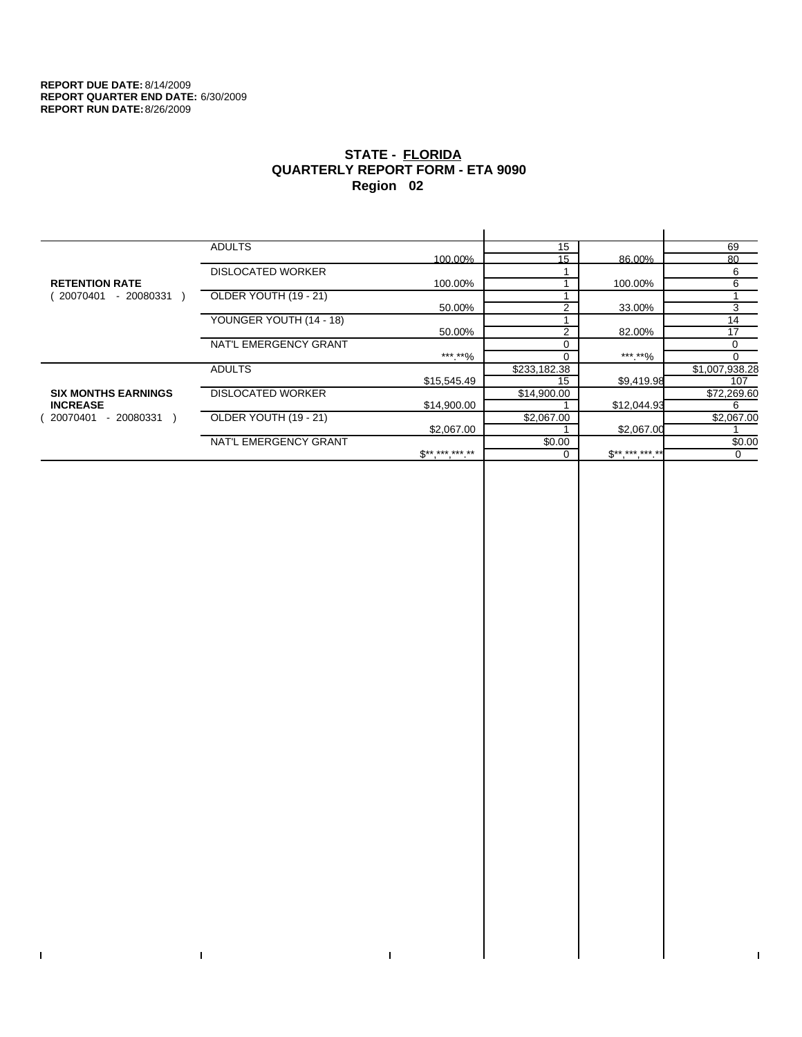**REPORT DUE DATE:** 8/14/2009
**REPORT QUARTER END DATE:** 6/30/2009
**REPORT RUN DATE:** 8/26/2009

# STATE - FLORIDA
## QUARTERLY REPORT FORM - ETA 9090
## Region 02

| | | | | | |
|---|---|---|---|---|---|
| **RETENTION RATE** ( 20070401 - 20080331 ) | ADULTS | | 15 | | 69 |
| | | 100.00% | 15 | 86.00% | 80 |
| | DISLOCATED WORKER | | 1 | | 6 |
| | | 100.00% | 1 | 100.00% | 6 |
| | OLDER YOUTH (19 - 21) | | 1 | | 1 |
| | | 50.00% | 2 | 33.00% | 3 |
| | YOUNGER YOUTH (14 - 18) | | 1 | | 14 |
| | | 50.00% | 2 | 82.00% | 17 |
| | NAT'L EMERGENCY GRANT | | 0 | | 0 |
| | | ***.**% | 0 | ***.**% | 0 |
| **SIX MONTHS EARNINGS INCREASE** ( 20070401 - 20080331 ) | ADULTS | | $233,182.38 | | $1,007,938.28 |
| | | $15,545.49 | 15 | $9,419.98 | 107 |
| | DISLOCATED WORKER | | $14,900.00 | | $72,269.60 |
| | | $14,900.00 | 1 | $12,044.93 | 6 |
| | OLDER YOUTH (19 - 21) | | $2,067.00 | | $2,067.00 |
| | | $2,067.00 | 1 | $2,067.00 | 1 |
| | NAT'L EMERGENCY GRANT | | $0.00 | | $0.00 |
| | | $**,***,***.** | 0 | $**,***,***.** | 0 |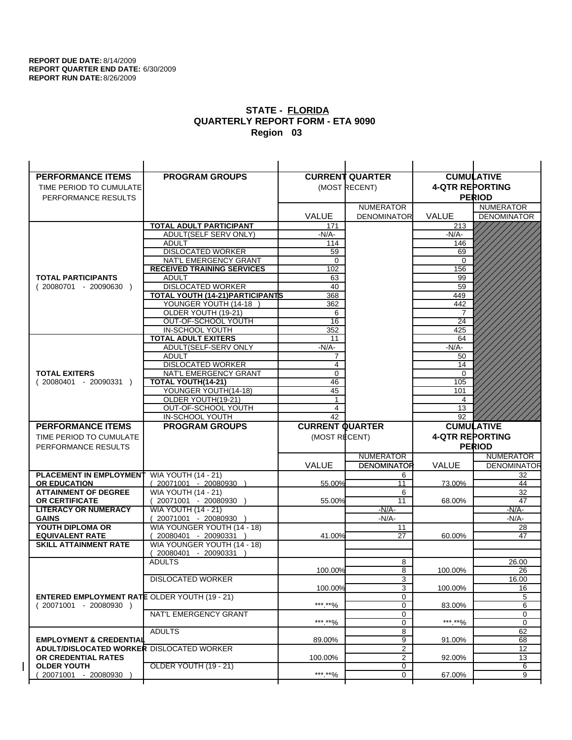**REPORT DUE DATE:** 8/14/2009
**REPORT QUARTER END DATE:** 6/30/2009
**REPORT RUN DATE:** 8/26/2009

## STATE - FLORIDA
## QUARTERLY REPORT FORM - ETA 9090
## Region 03

| PERFORMANCE ITEMS<br>TIME PERIOD TO CUMULATE PERFORMANCE RESULTS | PROGRAM GROUPS | CURRENT QUARTER (MOST RECENT) VALUE | CURRENT QUARTER NUMERATOR DENOMINATOR | CUMULATIVE 4-QTR REPORTING PERIOD VALUE | CUMULATIVE NUMERATOR DENOMINATOR |
|---|---|---|---|---|---|
| **TOTAL PARTICIPANTS** ( 20080701 - 20090630 ) | **TOTAL ADULT PARTICIPANT** | 171 | | 213 | |
| | ADULT(SELF SERV ONLY) | -N/A- | | -N/A- | |
| | ADULT | 114 | | 146 | |
| | DISLOCATED WORKER | 59 | | 69 | |
| | NAT'L EMERGENCY GRANT | 0 | | 0 | |
| | **RECEIVED TRAINING SERVICES** | 102 | | 156 | |
| | ADULT | 63 | | 99 | |
| | DISLOCATED WORKER | 40 | | 59 | |
| | **TOTAL YOUTH (14-21)PARTICIPANTS** | 368 | | 449 | |
| | YOUNGER YOUTH (14-18 ) | 362 | | 442 | |
| | OLDER YOUTH (19-21) | 6 | | 7 | |
| | OUT-OF-SCHOOL YOUTH | 16 | | 24 | |
| | IN-SCHOOL YOUTH | 352 | | 425 | |
| **TOTAL EXITERS** ( 20080401 - 20090331 ) | **TOTAL ADULT EXITERS** | 11 | | 64 | |
| | ADULT(SELF-SERV ONLY | -N/A- | | -N/A- | |
| | ADULT | 7 | | 50 | |
| | DISLOCATED WORKER | 4 | | 14 | |
| | NAT'L EMERGENCY GRANT | 0 | | 0 | |
| | **TOTAL YOUTH(14-21)** | 46 | | 105 | |
| | YOUNGER YOUTH(14-18) | 45 | | 101 | |
| | OLDER YOUTH(19-21) | 1 | | 4 | |
| | OUT-OF-SCHOOL YOUTH | 4 | | 13 | |
| | IN-SCHOOL YOUTH | 42 | | 92 | |

| PERFORMANCE ITEMS<br>TIME PERIOD TO CUMULATE PERFORMANCE RESULTS | PROGRAM GROUPS | CURRENT QUARTER (MOST RECENT) VALUE | CURRENT QUARTER NUMERATOR / DENOMINATOR | CUMULATIVE 4-QTR REPORTING PERIOD VALUE | CUMULATIVE NUMERATOR / DENOMINATOR |
|---|---|---|---|---|---|
| **PLACEMENT IN EMPLOYMENT OR EDUCATION** | WIA YOUTH (14 - 21) ( 20071001 - 20080930 ) | 55.00% | 6 / 11 | 73.00% | 32 / 44 |
| **ATTAINMENT OF DEGREE OR CERTIFICATE** | WIA YOUTH (14 - 21) ( 20071001 - 20080930 ) | 55.00% | 6 / 11 | 68.00% | 32 / 47 |
| **LITERACY OR NUMERACY GAINS** | WIA YOUTH (14 - 21) ( 20071001 - 20080930 ) | | -N/A- / -N/A- | | -N/A- / -N/A- |
| **YOUTH DIPLOMA OR EQUIVALENT RATE** | WIA YOUNGER YOUTH (14 - 18) ( 20080401 - 20090331 ) | 41.00% | 11 / 27 | 60.00% | 28 / 47 |
| **SKILL ATTAINMENT RATE** | WIA YOUNGER YOUTH (14 - 18) ( 20080401 - 20090331 ) | | | | |
| **ENTERED EMPLOYMENT RATE** ( 20071001 - 20080930 ) | ADULTS | 100.00% | 8 / 8 | 100.00% | 26.00 / 26 |
| | DISLOCATED WORKER | 100.00% | 3 / 3 | 100.00% | 16.00 / 16 |
| | OLDER YOUTH (19 - 21) | \*\*\*.\*\*% | 0 / 0 | 83.00% | 5 / 6 |
| | NAT'L EMERGENCY GRANT | \*\*\*.\*\*% | 0 / 0 | \*\*\*.\*\*% | 0 / 0 |
| **EMPLOYMENT & CREDENTIAL ADULT/DISLOCATED WORKER OR CREDENTIAL RATES OLDER YOUTH** ( 20071001 - 20080930 ) | ADULTS | 89.00% | 8 / 9 | 91.00% | 62 / 68 |
| | DISLOCATED WORKER | 100.00% | 2 / 2 | 92.00% | 12 / 13 |
| | OLDER YOUTH (19 - 21) | \*\*\*.\*\*% | 0 / 0 | 67.00% | 6 / 9 |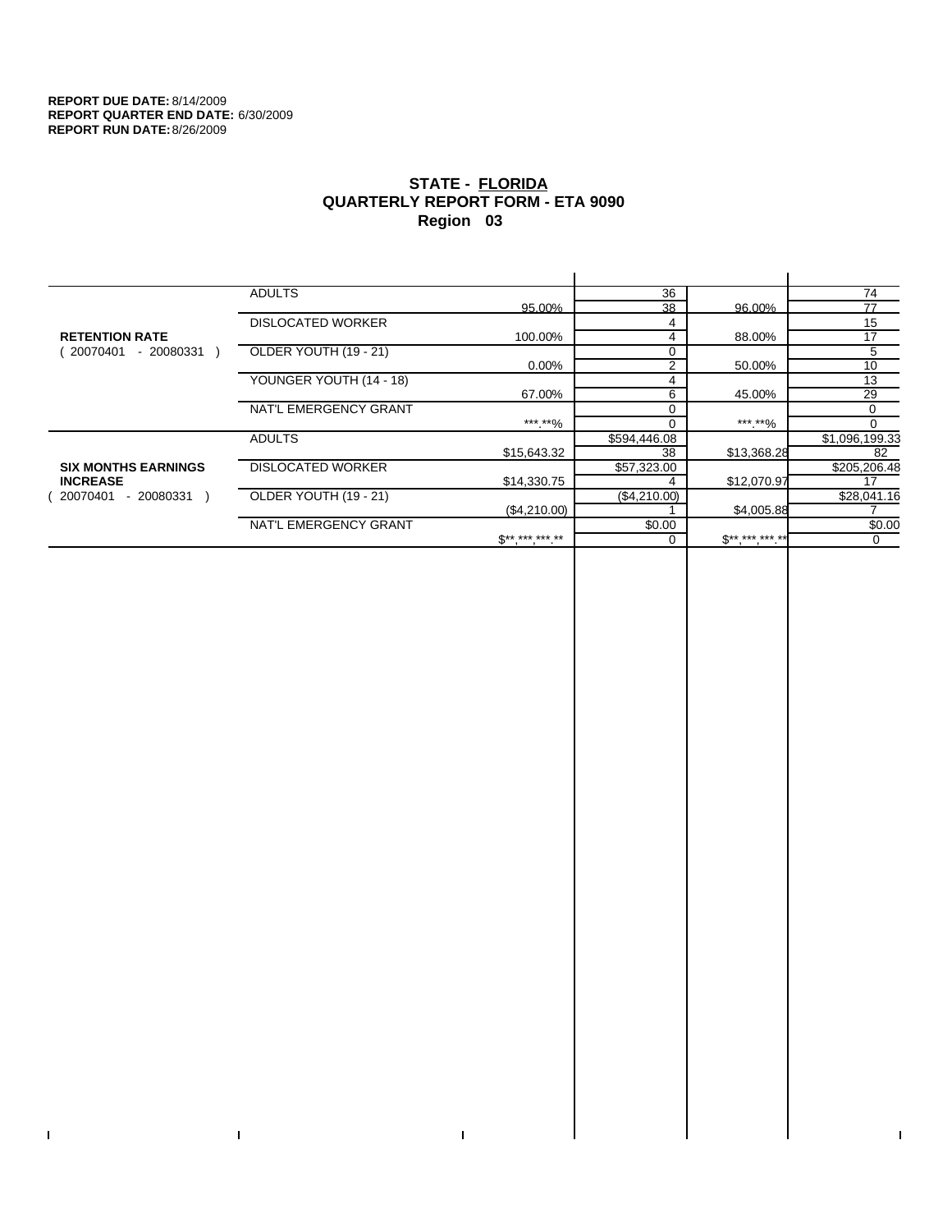**REPORT DUE DATE:** 8/14/2009
**REPORT QUARTER END DATE:** 6/30/2009
**REPORT RUN DATE:** 8/26/2009

# STATE - FLORIDA
## QUARTERLY REPORT FORM - ETA 9090
## Region 03

| | | | | | |
|---|---|---|---|---|---|
| **RETENTION RATE** ( 20070401 - 20080331 ) | ADULTS | | 36 | | 74 |
| | | 95.00% | 38 | 96.00% | 77 |
| | DISLOCATED WORKER | | 4 | | 15 |
| | | 100.00% | 4 | 88.00% | 17 |
| | OLDER YOUTH (19 - 21) | | 0 | | 5 |
| | | 0.00% | 2 | 50.00% | 10 |
| | YOUNGER YOUTH (14 - 18) | | 4 | | 13 |
| | | 67.00% | 6 | 45.00% | 29 |
| | NAT'L EMERGENCY GRANT | | 0 | | 0 |
| | | ***.**% | 0 | ***.**% | 0 |
| **SIX MONTHS EARNINGS INCREASE** ( 20070401 - 20080331 ) | ADULTS | | $594,446.08 | | $1,096,199.33 |
| | | $15,643.32 | 38 | $13,368.28 | 82 |
| | DISLOCATED WORKER | | $57,323.00 | | $205,206.48 |
| | | $14,330.75 | 4 | $12,070.97 | 17 |
| | OLDER YOUTH (19 - 21) | | ($4,210.00) | | $28,041.16 |
| | | ($4,210.00) | 1 | $4,005.88 | 7 |
| | NAT'L EMERGENCY GRANT | | $0.00 | | $0.00 |
| | | $**,***,***.** | 0 | $**,***,***.** | 0 |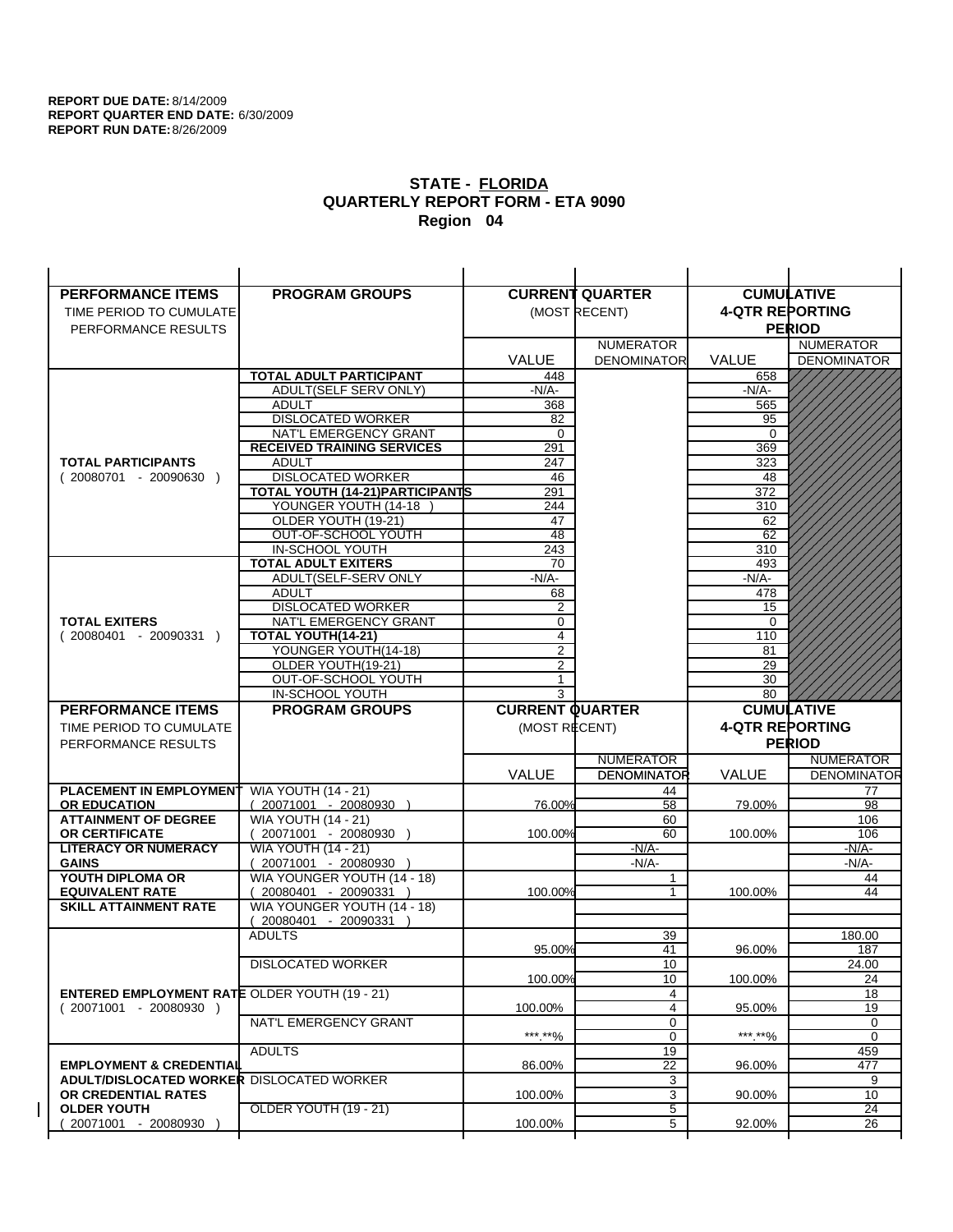**REPORT DUE DATE:** 8/14/2009
**REPORT QUARTER END DATE:** 6/30/2009
**REPORT RUN DATE:** 8/26/2009

## STATE - FLORIDA
## QUARTERLY REPORT FORM - ETA 9090
## Region 04

| PERFORMANCE ITEMS<br>TIME PERIOD TO CUMULATE PERFORMANCE RESULTS | PROGRAM GROUPS | CURRENT QUARTER (MOST RECENT) VALUE | NUMERATOR DENOMINATOR | CUMULATIVE 4-QTR REPORTING PERIOD VALUE | NUMERATOR DENOMINATOR |
|---|---|---|---|---|---|
| **TOTAL PARTICIPANTS** ( 20080701 - 20090630 ) | **TOTAL ADULT PARTICIPANT** | 448 | | 658 | |
| | ADULT(SELF SERV ONLY) | -N/A- | | -N/A- | |
| | ADULT | 368 | | 565 | |
| | DISLOCATED WORKER | 82 | | 95 | |
| | NAT'L EMERGENCY GRANT | 0 | | 0 | |
| | **RECEIVED TRAINING SERVICES** | 291 | | 369 | |
| | ADULT | 247 | | 323 | |
| | DISLOCATED WORKER | 46 | | 48 | |
| | **TOTAL YOUTH (14-21)PARTICIPANTS** | 291 | | 372 | |
| | YOUNGER YOUTH (14-18 ) | 244 | | 310 | |
| | OLDER YOUTH (19-21) | 47 | | 62 | |
| | OUT-OF-SCHOOL YOUTH | 48 | | 62 | |
| | IN-SCHOOL YOUTH | 243 | | 310 | |
| **TOTAL EXITERS** ( 20080401 - 20090331 ) | **TOTAL ADULT EXITERS** | 70 | | 493 | |
| | ADULT(SELF-SERV ONLY | -N/A- | | -N/A- | |
| | ADULT | 68 | | 478 | |
| | DISLOCATED WORKER | 2 | | 15 | |
| | NAT'L EMERGENCY GRANT | 0 | | 0 | |
| | **TOTAL YOUTH(14-21)** | 4 | | 110 | |
| | YOUNGER YOUTH(14-18) | 2 | | 81 | |
| | OLDER YOUTH(19-21) | 2 | | 29 | |
| | OUT-OF-SCHOOL YOUTH | 1 | | 30 | |
| | IN-SCHOOL YOUTH | 3 | | 80 | |

| PERFORMANCE ITEMS<br>TIME PERIOD TO CUMULATE PERFORMANCE RESULTS | PROGRAM GROUPS | CURRENT QUARTER (MOST RECENT) VALUE | NUMERATOR DENOMINATOR | CUMULATIVE 4-QTR REPORTING PERIOD VALUE | NUMERATOR DENOMINATOR |
|---|---|---|---|---|---|
| **PLACEMENT IN EMPLOYMENT OR EDUCATION** | WIA YOUTH (14 - 21) ( 20071001 - 20080930 ) | 76.00% | 44<br>58 | 79.00% | 77<br>98 |
| **ATTAINMENT OF DEGREE OR CERTIFICATE** | WIA YOUTH (14 - 21) ( 20071001 - 20080930 ) | 100.00% | 60<br>60 | 100.00% | 106<br>106 |
| **LITERACY OR NUMERACY GAINS** | WIA YOUTH (14 - 21) ( 20071001 - 20080930 ) | | -N/A-<br>-N/A- | | -N/A-<br>-N/A- |
| **YOUTH DIPLOMA OR EQUIVALENT RATE** | WIA YOUNGER YOUTH (14 - 18) ( 20080401 - 20090331 ) | 100.00% | 1<br>1 | 100.00% | 44<br>44 |
| **SKILL ATTAINMENT RATE** | WIA YOUNGER YOUTH (14 - 18) ( 20080401 - 20090331 ) | | | | |
| **ENTERED EMPLOYMENT RATE** ( 20071001 - 20080930 ) | ADULTS | 95.00% | 39<br>41 | 96.00% | 180.00<br>187 |
| | DISLOCATED WORKER | 100.00% | 10<br>10 | 100.00% | 24.00<br>24 |
| | OLDER YOUTH (19 - 21) | 100.00% | 4<br>4 | 95.00% | 18<br>19 |
| | NAT'L EMERGENCY GRANT | \*\*\*.\*\*% | 0<br>0 | \*\*\*.\*\*% | 0<br>0 |
| **EMPLOYMENT & CREDENTIAL ADULT/DISLOCATED WORKER OR CREDENTIAL RATES OLDER YOUTH** ( 20071001 - 20080930 ) | ADULTS | 86.00% | 19<br>22 | 96.00% | 459<br>477 |
| | DISLOCATED WORKER | 100.00% | 3<br>3 | 90.00% | 9<br>10 |
| | OLDER YOUTH (19 - 21) | 100.00% | 5<br>5 | 92.00% | 24<br>26 |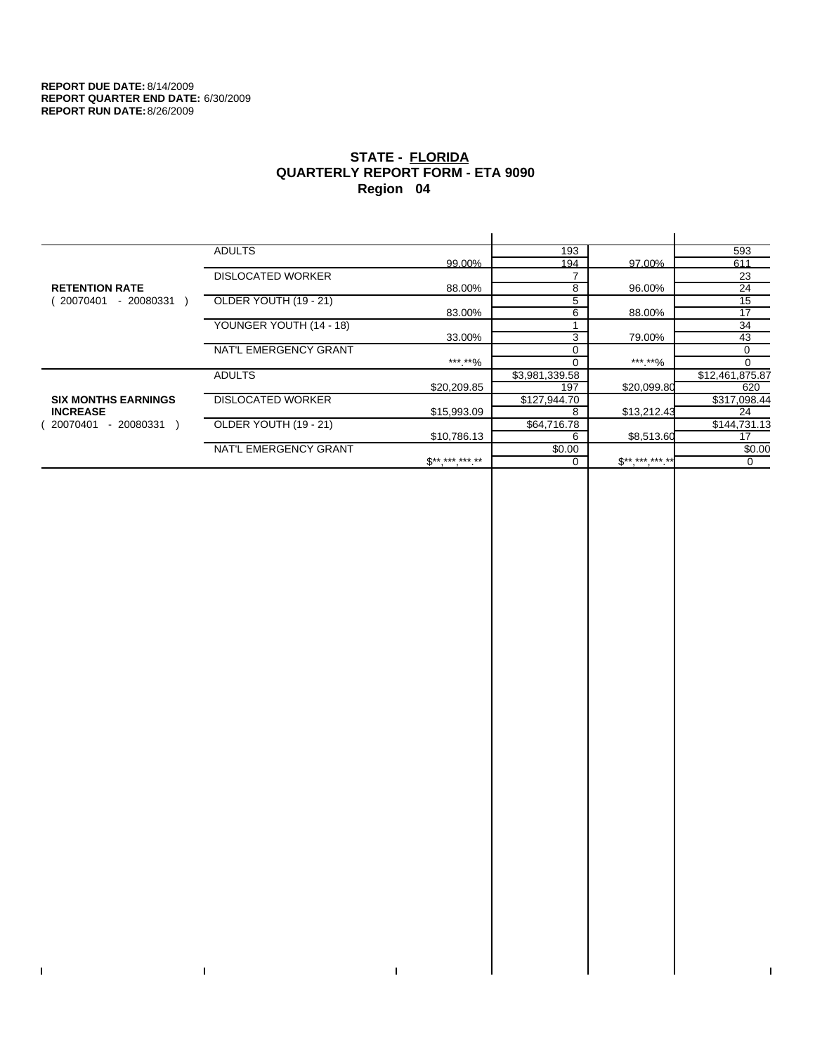**REPORT DUE DATE:** 8/14/2009
**REPORT QUARTER END DATE:** 6/30/2009
**REPORT RUN DATE:** 8/26/2009

## STATE - FLORIDA
## QUARTERLY REPORT FORM - ETA 9090
## Region 04

| | | | | | |
|---|---|---|---|---|---|
| **RETENTION RATE** ( 20070401 - 20080331 ) | ADULTS | | 193 | | 593 |
| | | 99.00% | 194 | 97.00% | 611 |
| | DISLOCATED WORKER | | 7 | | 23 |
| | | 88.00% | 8 | 96.00% | 24 |
| | OLDER YOUTH (19 - 21) | | 5 | | 15 |
| | | 83.00% | 6 | 88.00% | 17 |
| | YOUNGER YOUTH (14 - 18) | | 1 | | 34 |
| | | 33.00% | 3 | 79.00% | 43 |
| | NAT'L EMERGENCY GRANT | | 0 | | 0 |
| | | ***.**% | 0 | ***.**% | 0 |
| **SIX MONTHS EARNINGS INCREASE** ( 20070401 - 20080331 ) | ADULTS | | $3,981,339.58 | | $12,461,875.87 |
| | | $20,209.85 | 197 | $20,099.80 | 620 |
| | DISLOCATED WORKER | | $127,944.70 | | $317,098.44 |
| | | $15,993.09 | 8 | $13,212.43 | 24 |
| | OLDER YOUTH (19 - 21) | | $64,716.78 | | $144,731.13 |
| | | $10,786.13 | 6 | $8,513.60 | 17 |
| | NAT'L EMERGENCY GRANT | | $0.00 | | $0.00 |
| | | $**,***,***.** | 0 | $**,***,***.** | 0 |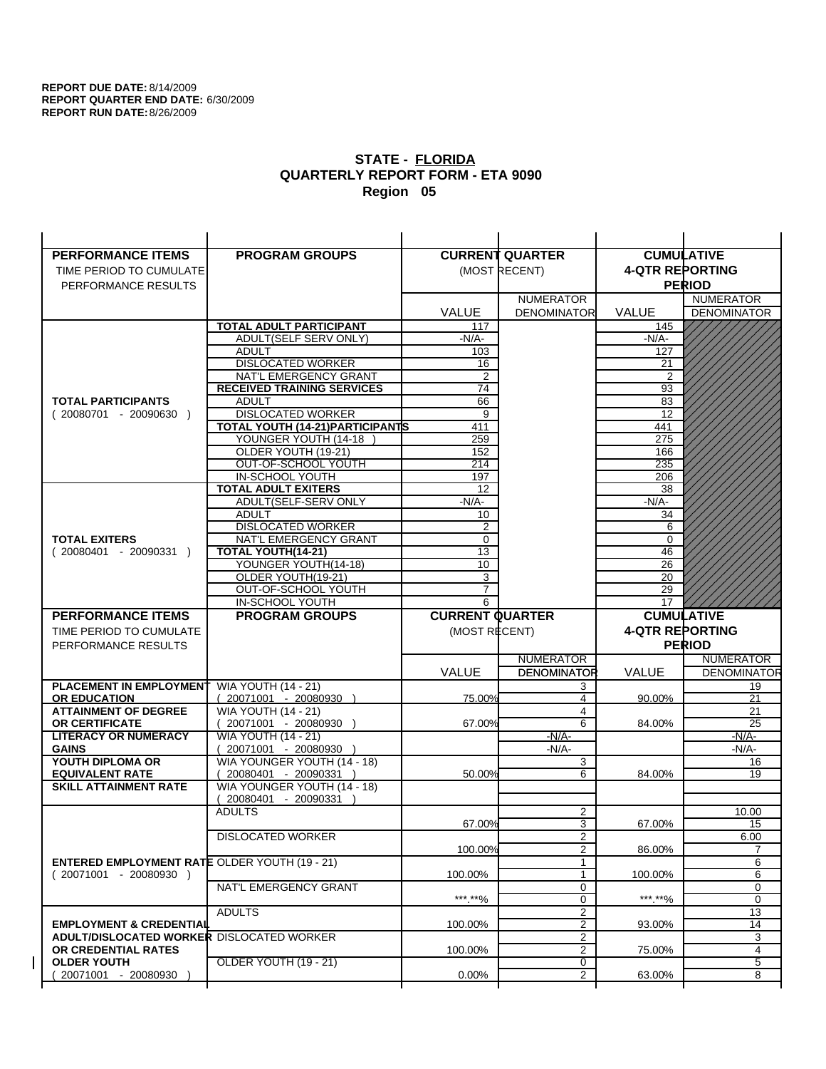**REPORT DUE DATE:** 8/14/2009
**REPORT QUARTER END DATE:** 6/30/2009
**REPORT RUN DATE:** 8/26/2009

## STATE - FLORIDA
## QUARTERLY REPORT FORM - ETA 9090
## Region 05

| PERFORMANCE ITEMS<br>TIME PERIOD TO CUMULATE PERFORMANCE RESULTS | PROGRAM GROUPS | CURRENT QUARTER (MOST RECENT) VALUE | CURRENT QUARTER NUMERATOR / DENOMINATOR | CUMULATIVE 4-QTR REPORTING PERIOD VALUE | CUMULATIVE NUMERATOR / DENOMINATOR |
|---|---|---|---|---|---|
| **TOTAL PARTICIPANTS** ( 20080701 - 20090630 ) | **TOTAL ADULT PARTICIPANT** | 117 | | 145 | |
| | ADULT(SELF SERV ONLY) | -N/A- | | -N/A- | |
| | ADULT | 103 | | 127 | |
| | DISLOCATED WORKER | 16 | | 21 | |
| | NAT'L EMERGENCY GRANT | 2 | | 2 | |
| | **RECEIVED TRAINING SERVICES** | 74 | | 93 | |
| | ADULT | 66 | | 83 | |
| | DISLOCATED WORKER | 9 | | 12 | |
| | **TOTAL YOUTH (14-21)PARTICIPANTS** | 411 | | 441 | |
| | YOUNGER YOUTH (14-18 ) | 259 | | 275 | |
| | OLDER YOUTH (19-21) | 152 | | 166 | |
| | OUT-OF-SCHOOL YOUTH | 214 | | 235 | |
| | IN-SCHOOL YOUTH | 197 | | 206 | |
| **TOTAL EXITERS** ( 20080401 - 20090331 ) | **TOTAL ADULT EXITERS** | 12 | | 38 | |
| | ADULT(SELF-SERV ONLY | -N/A- | | -N/A- | |
| | ADULT | 10 | | 34 | |
| | DISLOCATED WORKER | 2 | | 6 | |
| | NAT'L EMERGENCY GRANT | 0 | | 0 | |
| | **TOTAL YOUTH(14-21)** | 13 | | 46 | |
| | YOUNGER YOUTH(14-18) | 10 | | 26 | |
| | OLDER YOUTH(19-21) | 3 | | 20 | |
| | OUT-OF-SCHOOL YOUTH | 7 | | 29 | |
| | IN-SCHOOL YOUTH | 6 | | 17 | |

| PERFORMANCE ITEMS<br>TIME PERIOD TO CUMULATE PERFORMANCE RESULTS | PROGRAM GROUPS | CURRENT QUARTER (MOST RECENT) VALUE | CURRENT QUARTER NUMERATOR / DENOMINATOR | CUMULATIVE 4-QTR REPORTING PERIOD VALUE | CUMULATIVE NUMERATOR / DENOMINATOR |
|---|---|---|---|---|---|
| **PLACEMENT IN EMPLOYMENT OR EDUCATION** | WIA YOUTH (14 - 21) ( 20071001 - 20080930 ) | 75.00% | 3 / 4 | 90.00% | 19 / 21 |
| **ATTAINMENT OF DEGREE OR CERTIFICATE** | WIA YOUTH (14 - 21) ( 20071001 - 20080930 ) | 67.00% | 4 / 6 | 84.00% | 21 / 25 |
| **LITERACY OR NUMERACY GAINS** | WIA YOUTH (14 - 21) ( 20071001 - 20080930 ) | | -N/A- / -N/A- | | -N/A- / -N/A- |
| **YOUTH DIPLOMA OR EQUIVALENT RATE** | WIA YOUNGER YOUTH (14 - 18) ( 20080401 - 20090331 ) | 50.00% | 3 / 6 | 84.00% | 16 / 19 |
| **SKILL ATTAINMENT RATE** | WIA YOUNGER YOUTH (14 - 18) ( 20080401 - 20090331 ) | | | | |
| **ENTERED EMPLOYMENT RATE** ( 20071001 - 20080930 ) | ADULTS | 67.00% | 2 / 3 | 67.00% | 10.00 / 15 |
| | DISLOCATED WORKER | 100.00% | 2 / 2 | 86.00% | 6.00 / 7 |
| | OLDER YOUTH (19 - 21) | 100.00% | 1 / 1 | 100.00% | 6 / 6 |
| | NAT'L EMERGENCY GRANT | ***.**% | 0 / 0 | ***.**% | 0 / 0 |
| **EMPLOYMENT & CREDENTIAL ADULT/DISLOCATED WORKER OR CREDENTIAL RATES OLDER YOUTH** ( 20071001 - 20080930 ) | ADULTS | 100.00% | 2 / 2 | 93.00% | 13 / 14 |
| | DISLOCATED WORKER | 100.00% | 2 / 2 | 75.00% | 3 / 4 |
| | OLDER YOUTH (19 - 21) | 0.00% | 0 / 2 | 63.00% | 5 / 8 |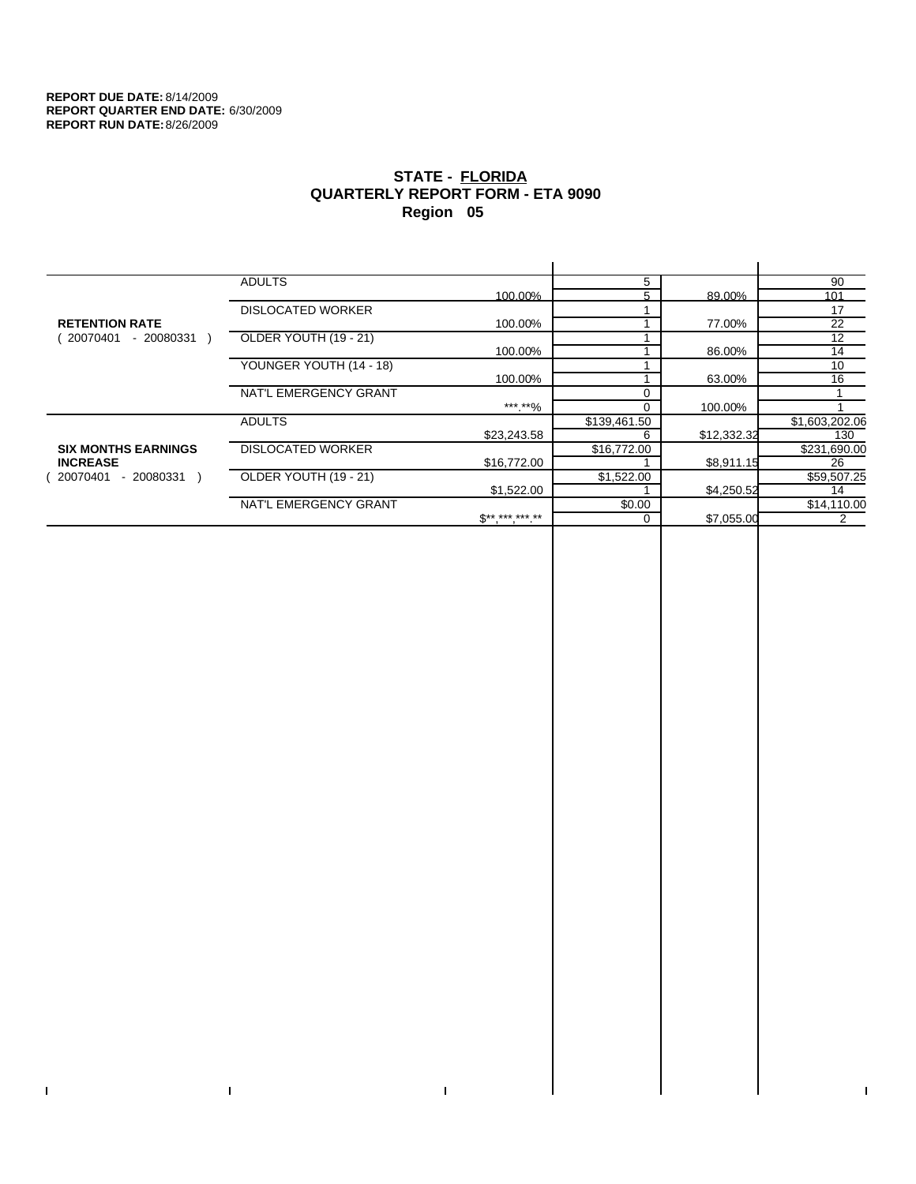**REPORT DUE DATE:** 8/14/2009
**REPORT QUARTER END DATE:** 6/30/2009
**REPORT RUN DATE:** 8/26/2009

# STATE - FLORIDA
## QUARTERLY REPORT FORM - ETA 9090
## Region 05

| | | | | | |
|---|---|---|---|---|---|
| **RETENTION RATE** ( 20070401 - 20080331 ) | ADULTS | | 5 | | 90 |
| | | 100.00% | 5 | 89.00% | 101 |
| | DISLOCATED WORKER | | 1 | | 17 |
| | | 100.00% | 1 | 77.00% | 22 |
| | OLDER YOUTH (19 - 21) | | 1 | | 12 |
| | | 100.00% | 1 | 86.00% | 14 |
| | YOUNGER YOUTH (14 - 18) | | 1 | | 10 |
| | | 100.00% | 1 | 63.00% | 16 |
| | NAT'L EMERGENCY GRANT | | 0 | | 1 |
| | | ***.**% | 0 | 100.00% | 1 |
| **SIX MONTHS EARNINGS INCREASE** ( 20070401 - 20080331 ) | ADULTS | | $139,461.50 | | $1,603,202.06 |
| | | $23,243.58 | 6 | $12,332.32 | 130 |
| | DISLOCATED WORKER | | $16,772.00 | | $231,690.00 |
| | | $16,772.00 | 1 | $8,911.15 | 26 |
| | OLDER YOUTH (19 - 21) | | $1,522.00 | | $59,507.25 |
| | | $1,522.00 | 1 | $4,250.52 | 14 |
| | NAT'L EMERGENCY GRANT | | $0.00 | | $14,110.00 |
| | | $**,***,***.** | 0 | $7,055.00 | 2 |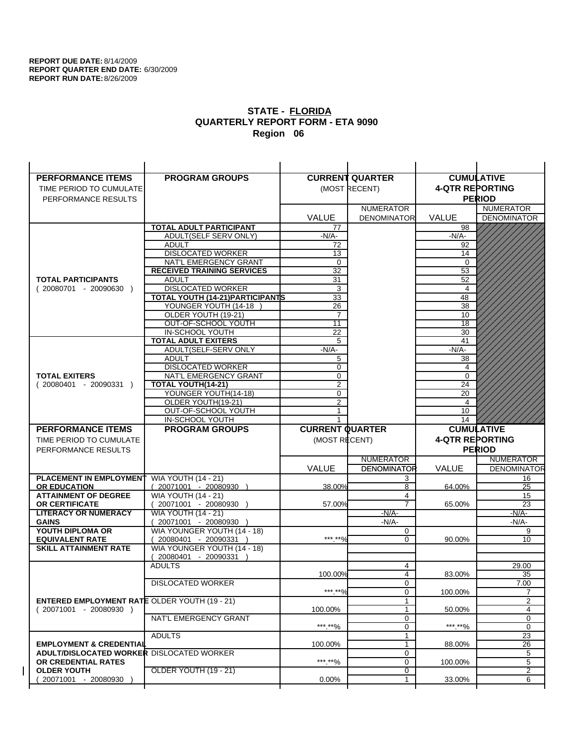**REPORT DUE DATE:** 8/14/2009
**REPORT QUARTER END DATE:** 6/30/2009
**REPORT RUN DATE:** 8/26/2009

## STATE - FLORIDA
## QUARTERLY REPORT FORM - ETA 9090
## Region 06

| PERFORMANCE ITEMS<br>TIME PERIOD TO CUMULATE PERFORMANCE RESULTS | PROGRAM GROUPS | CURRENT QUARTER (MOST RECENT) VALUE | CURRENT QUARTER NUMERATOR DENOMINATOR | CUMULATIVE 4-QTR REPORTING PERIOD VALUE | CUMULATIVE NUMERATOR DENOMINATOR |
|---|---|---|---|---|---|
| **TOTAL PARTICIPANTS** ( 20080701 - 20090630 ) | **TOTAL ADULT PARTICIPANT** | 77 | | 98 | |
| | ADULT(SELF SERV ONLY) | -N/A- | | -N/A- | |
| | ADULT | 72 | | 92 | |
| | DISLOCATED WORKER | 13 | | 14 | |
| | NAT'L EMERGENCY GRANT | 0 | | 0 | |
| | **RECEIVED TRAINING SERVICES** | 32 | | 53 | |
| | ADULT | 31 | | 52 | |
| | DISLOCATED WORKER | 3 | | 4 | |
| | **TOTAL YOUTH (14-21)PARTICIPANTS** | 33 | | 48 | |
| | YOUNGER YOUTH (14-18 ) | 26 | | 38 | |
| | OLDER YOUTH (19-21) | 7 | | 10 | |
| | OUT-OF-SCHOOL YOUTH | 11 | | 18 | |
| | IN-SCHOOL YOUTH | 22 | | 30 | |
| **TOTAL EXITERS** ( 20080401 - 20090331 ) | **TOTAL ADULT EXITERS** | 5 | | 41 | |
| | ADULT(SELF-SERV ONLY | -N/A- | | -N/A- | |
| | ADULT | 5 | | 38 | |
| | DISLOCATED WORKER | 0 | | 4 | |
| | NAT'L EMERGENCY GRANT | 0 | | 0 | |
| | **TOTAL YOUTH(14-21)** | 2 | | 24 | |
| | YOUNGER YOUTH(14-18) | 0 | | 20 | |
| | OLDER YOUTH(19-21) | 2 | | 4 | |
| | OUT-OF-SCHOOL YOUTH | 1 | | 10 | |
| | IN-SCHOOL YOUTH | 1 | | 14 | |

| PERFORMANCE ITEMS<br>TIME PERIOD TO CUMULATE PERFORMANCE RESULTS | PROGRAM GROUPS | CURRENT QUARTER (MOST RECENT) VALUE | CURRENT QUARTER NUMERATOR / DENOMINATOR | CUMULATIVE 4-QTR REPORTING PERIOD VALUE | CUMULATIVE NUMERATOR / DENOMINATOR |
|---|---|---|---|---|---|
| **PLACEMENT IN EMPLOYMENT OR EDUCATION** | WIA YOUTH (14 - 21) ( 20071001 - 20080930 ) | 38.00% | 3 / 8 | 64.00% | 16 / 25 |
| **ATTAINMENT OF DEGREE OR CERTIFICATE** | WIA YOUTH (14 - 21) ( 20071001 - 20080930 ) | 57.00% | 4 / 7 | 65.00% | 15 / 23 |
| **LITERACY OR NUMERACY GAINS** | WIA YOUTH (14 - 21) ( 20071001 - 20080930 ) | | -N/A- / -N/A- | | -N/A- / -N/A- |
| **YOUTH DIPLOMA OR EQUIVALENT RATE** | WIA YOUNGER YOUTH (14 - 18) ( 20080401 - 20090331 ) | ***.**% | 0 / 0 | 90.00% | 9 / 10 |
| **SKILL ATTAINMENT RATE** | WIA YOUNGER YOUTH (14 - 18) ( 20080401 - 20090331 ) | | | | |
| **ENTERED EMPLOYMENT RATE** ( 20071001 - 20080930 ) | ADULTS | 100.00% | 4 / 4 | 83.00% | 29.00 / 35 |
| | DISLOCATED WORKER | ***.**% | 0 / 0 | 100.00% | 7.00 / 7 |
| | OLDER YOUTH (19 - 21) | 100.00% | 1 / 1 | 50.00% | 2 / 4 |
| | NAT'L EMERGENCY GRANT | ***.**% | 0 / 0 | ***.**% | 0 / 0 |
| **EMPLOYMENT & CREDENTIAL ADULT/DISLOCATED WORKER OR CREDENTIAL RATES OLDER YOUTH** ( 20071001 - 20080930 ) | ADULTS | 100.00% | 1 / 1 | 88.00% | 23 / 26 |
| | DISLOCATED WORKER | ***.**% | 0 / 0 | 100.00% | 5 / 5 |
| | OLDER YOUTH (19 - 21) | 0.00% | 0 / 1 | 33.00% | 2 / 6 |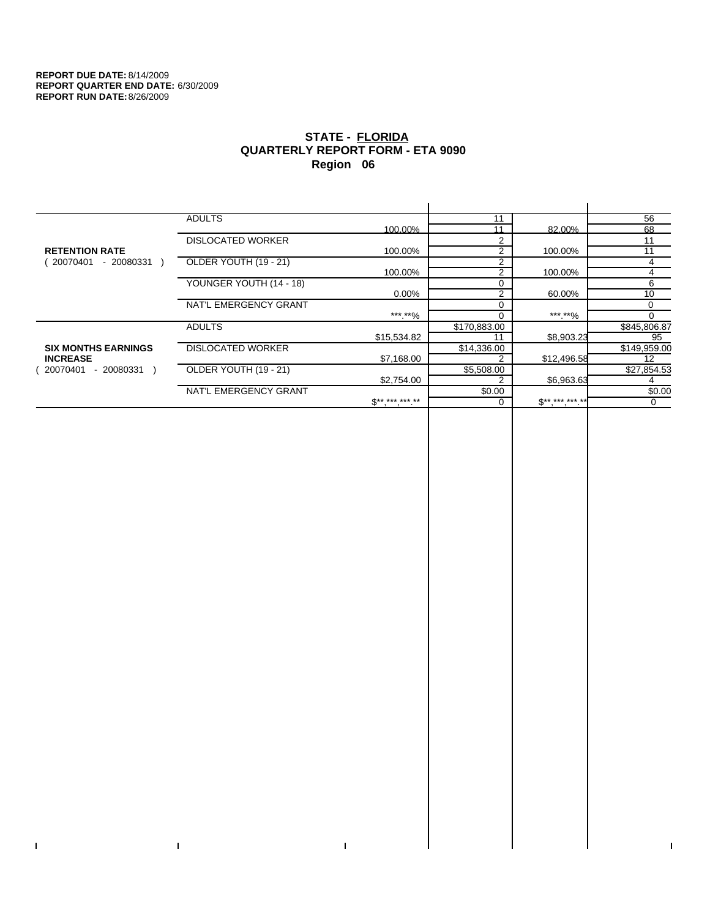**REPORT DUE DATE:** 8/14/2009
**REPORT QUARTER END DATE:** 6/30/2009
**REPORT RUN DATE:** 8/26/2009

# STATE - FLORIDA
## QUARTERLY REPORT FORM - ETA 9090
## Region 06

| | | | | | |
|---|---|---|---|---|---|
| **RETENTION RATE** ( 20070401 - 20080331 ) | ADULTS | | 11 | | 56 |
| | | 100.00% | 11 | 82.00% | 68 |
| | DISLOCATED WORKER | | 2 | | 11 |
| | | 100.00% | 2 | 100.00% | 11 |
| | OLDER YOUTH (19 - 21) | | 2 | | 4 |
| | | 100.00% | 2 | 100.00% | 4 |
| | YOUNGER YOUTH (14 - 18) | | 0 | | 6 |
| | | 0.00% | 2 | 60.00% | 10 |
| | NAT'L EMERGENCY GRANT | | 0 | | 0 |
| | | ***.**% | 0 | ***.**% | 0 |
| **SIX MONTHS EARNINGS INCREASE** ( 20070401 - 20080331 ) | ADULTS | | $170,883.00 | | $845,806.87 |
| | | $15,534.82 | 11 | $8,903.23 | 95 |
| | DISLOCATED WORKER | | $14,336.00 | | $149,959.00 |
| | | $7,168.00 | 2 | $12,496.58 | 12 |
| | OLDER YOUTH (19 - 21) | | $5,508.00 | | $27,854.53 |
| | | $2,754.00 | 2 | $6,963.63 | 4 |
| | NAT'L EMERGENCY GRANT | | $0.00 | | $0.00 |
| | | $**,***,***.** | 0 | $**,***,***.** | 0 |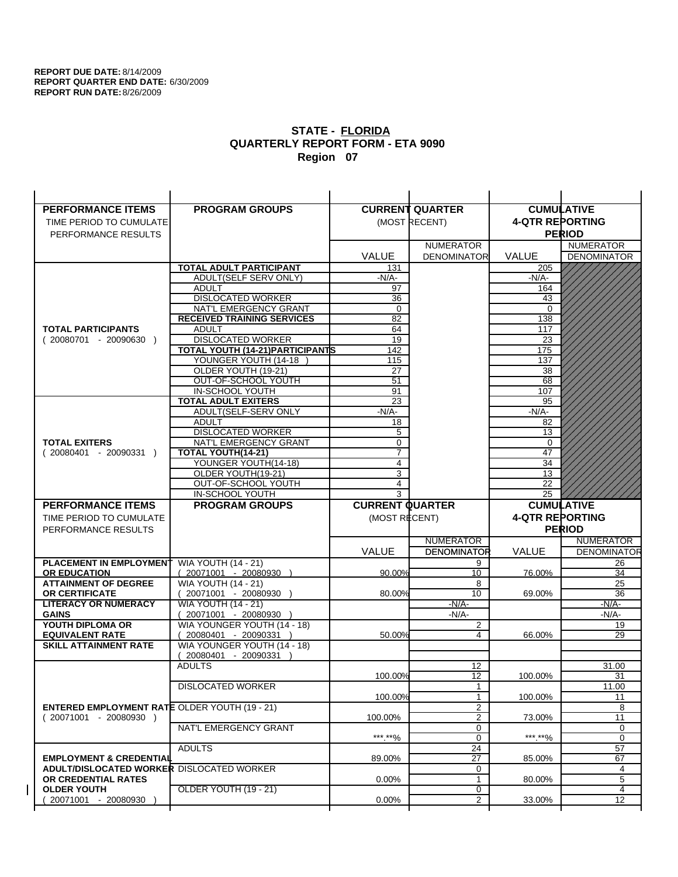**REPORT DUE DATE:** 8/14/2009
**REPORT QUARTER END DATE:** 6/30/2009
**REPORT RUN DATE:** 8/26/2009

## STATE - FLORIDA
## QUARTERLY REPORT FORM - ETA 9090
## Region 07

| PERFORMANCE ITEMS<br>TIME PERIOD TO CUMULATE PERFORMANCE RESULTS | PROGRAM GROUPS | CURRENT QUARTER (MOST RECENT) VALUE | NUMERATOR DENOMINATOR | CUMULATIVE 4-QTR REPORTING PERIOD VALUE | NUMERATOR DENOMINATOR |
|---|---|---|---|---|---|
| **TOTAL PARTICIPANTS** ( 20080701 - 20090630 ) | **TOTAL ADULT PARTICIPANT** | 131 | | 205 | |
| | ADULT(SELF SERV ONLY) | -N/A- | | -N/A- | |
| | ADULT | 97 | | 164 | |
| | DISLOCATED WORKER | 36 | | 43 | |
| | NAT'L EMERGENCY GRANT | 0 | | 0 | |
| | **RECEIVED TRAINING SERVICES** | 82 | | 138 | |
| | ADULT | 64 | | 117 | |
| | DISLOCATED WORKER | 19 | | 23 | |
| | **TOTAL YOUTH (14-21)PARTICIPANTS** | 142 | | 175 | |
| | YOUNGER YOUTH (14-18 ) | 115 | | 137 | |
| | OLDER YOUTH (19-21) | 27 | | 38 | |
| | OUT-OF-SCHOOL YOUTH | 51 | | 68 | |
| | IN-SCHOOL YOUTH | 91 | | 107 | |
| **TOTAL EXITERS** ( 20080401 - 20090331 ) | **TOTAL ADULT EXITERS** | 23 | | 95 | |
| | ADULT(SELF-SERV ONLY | -N/A- | | -N/A- | |
| | ADULT | 18 | | 82 | |
| | DISLOCATED WORKER | 5 | | 13 | |
| | NAT'L EMERGENCY GRANT | 0 | | 0 | |
| | **TOTAL YOUTH(14-21)** | 7 | | 47 | |
| | YOUNGER YOUTH(14-18) | 4 | | 34 | |
| | OLDER YOUTH(19-21) | 3 | | 13 | |
| | OUT-OF-SCHOOL YOUTH | 4 | | 22 | |
| | IN-SCHOOL YOUTH | 3 | | 25 | |

| PERFORMANCE ITEMS<br>TIME PERIOD TO CUMULATE PERFORMANCE RESULTS | PROGRAM GROUPS | CURRENT QUARTER (MOST RECENT) VALUE | NUMERATOR DENOMINATOR | CUMULATIVE 4-QTR REPORTING PERIOD VALUE | NUMERATOR DENOMINATOR |
|---|---|---|---|---|---|
| **PLACEMENT IN EMPLOYMENT OR EDUCATION** | WIA YOUTH (14 - 21) ( 20071001 - 20080930 ) | 90.00% | 9 / 10 | 76.00% | 26 / 34 |
| **ATTAINMENT OF DEGREE OR CERTIFICATE** | WIA YOUTH (14 - 21) ( 20071001 - 20080930 ) | 80.00% | 8 / 10 | 69.00% | 25 / 36 |
| **LITERACY OR NUMERACY GAINS** | WIA YOUTH (14 - 21) ( 20071001 - 20080930 ) | | -N/A- / -N/A- | | -N/A- / -N/A- |
| **YOUTH DIPLOMA OR EQUIVALENT RATE** | WIA YOUNGER YOUTH (14 - 18) ( 20080401 - 20090331 ) | 50.00% | 2 / 4 | 66.00% | 19 / 29 |
| **SKILL ATTAINMENT RATE** | WIA YOUNGER YOUTH (14 - 18) ( 20080401 - 20090331 ) | | | | |
| **ENTERED EMPLOYMENT RATE** ( 20071001 - 20080930 ) | ADULTS | 100.00% | 12 / 12 | 100.00% | 31.00 / 31 |
| | DISLOCATED WORKER | 100.00% | 1 / 1 | 100.00% | 11.00 / 11 |
| | OLDER YOUTH (19 - 21) | 100.00% | 2 / 2 | 73.00% | 8 / 11 |
| | NAT'L EMERGENCY GRANT | ***.**% | 0 / 0 | ***.**% | 0 / 0 |
| **EMPLOYMENT & CREDENTIAL ADULT/DISLOCATED WORKER OR CREDENTIAL RATES OLDER YOUTH** ( 20071001 - 20080930 ) | ADULTS | 89.00% | 24 / 27 | 85.00% | 57 / 67 |
| | DISLOCATED WORKER | 0.00% | 0 / 1 | 80.00% | 4 / 5 |
| | OLDER YOUTH (19 - 21) | 0.00% | 0 / 2 | 33.00% | 4 / 12 |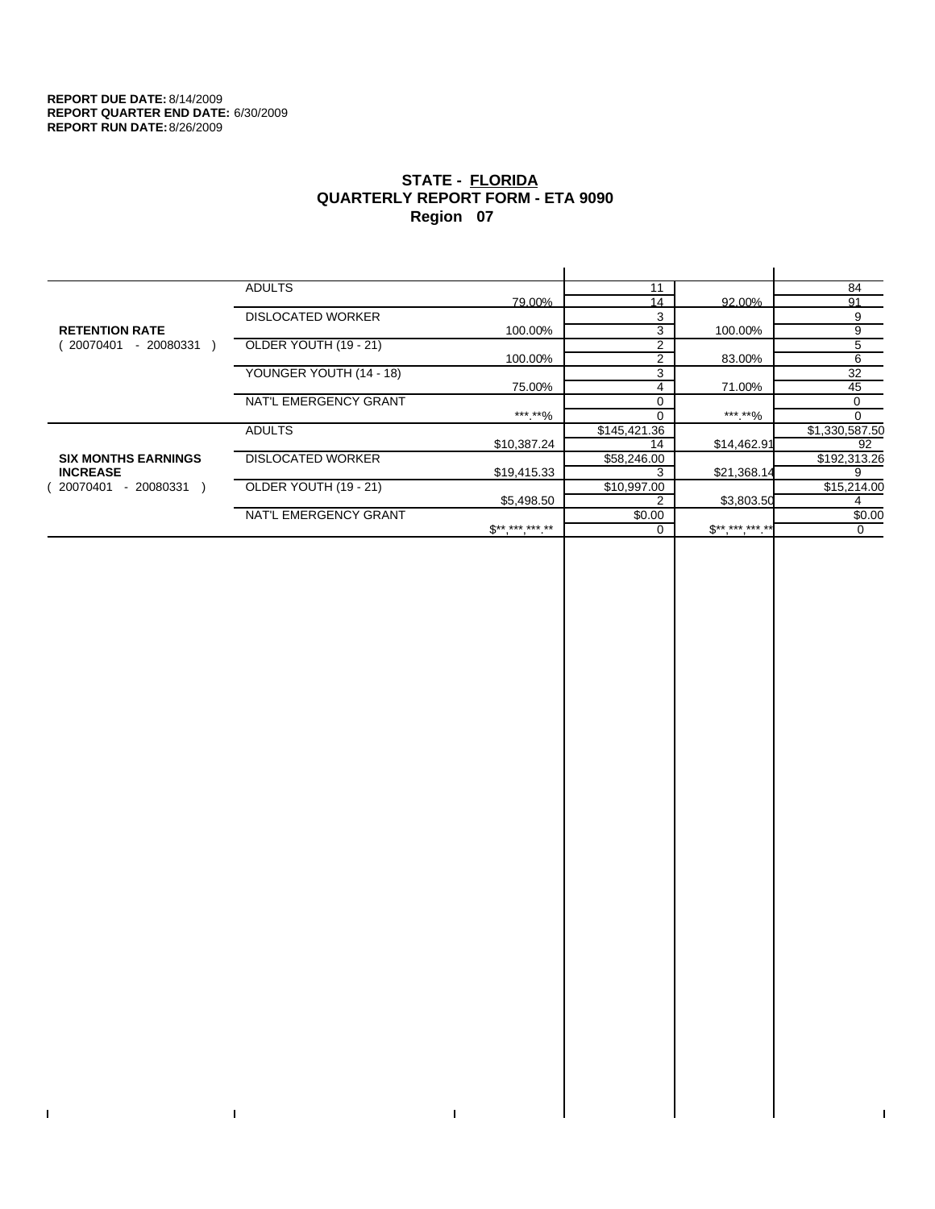**REPORT DUE DATE:** 8/14/2009
**REPORT QUARTER END DATE:** 6/30/2009
**REPORT RUN DATE:** 8/26/2009

## STATE - FLORIDA
## QUARTERLY REPORT FORM - ETA 9090
## Region 07

| | | | | | |
|---|---|---|---|---|---|
| **RETENTION RATE** ( 20070401 - 20080331 ) | ADULTS | 79.00% | 11 / 14 | 92.00% | 84 / 91 |
| | DISLOCATED WORKER | 100.00% | 3 / 3 | 100.00% | 9 / 9 |
| | OLDER YOUTH (19 - 21) | 100.00% | 2 / 2 | 83.00% | 5 / 6 |
| | YOUNGER YOUTH (14 - 18) | 75.00% | 3 / 4 | 71.00% | 32 / 45 |
| | NAT'L EMERGENCY GRANT | ***.**% | 0 / 0 | ***.**% | 0 / 0 |
| **SIX MONTHS EARNINGS INCREASE** ( 20070401 - 20080331 ) | ADULTS | $10,387.24 | $145,421.36 / 14 | $14,462.91 | $1,330,587.50 / 92 |
| | DISLOCATED WORKER | $19,415.33 | $58,246.00 / 3 | $21,368.14 | $192,313.26 / 9 |
| | OLDER YOUTH (19 - 21) | $5,498.50 | $10,997.00 / 2 | $3,803.50 | $15,214.00 / 4 |
| | NAT'L EMERGENCY GRANT | $**,***,***.** | $0.00 / 0 | $**,***,***.** | $0.00 / 0 |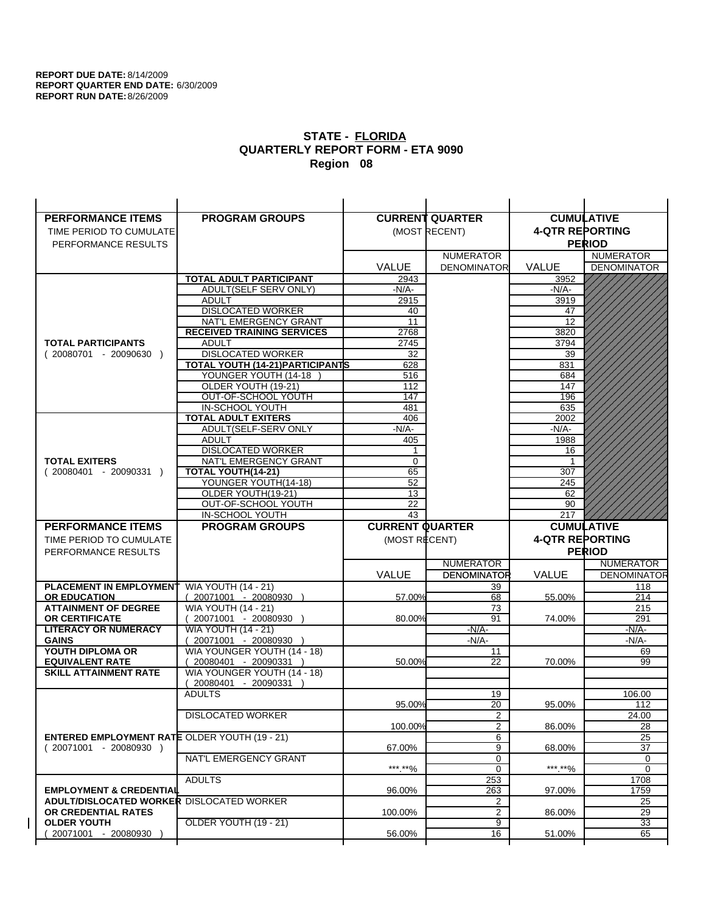**REPORT DUE DATE:** 8/14/2009
**REPORT QUARTER END DATE:** 6/30/2009
**REPORT RUN DATE:** 8/26/2009

## STATE - FLORIDA
## QUARTERLY REPORT FORM - ETA 9090
## Region 08

| PERFORMANCE ITEMS<br>TIME PERIOD TO CUMULATE PERFORMANCE RESULTS | PROGRAM GROUPS | CURRENT QUARTER (MOST RECENT) VALUE | CURRENT QUARTER NUMERATOR DENOMINATOR | CUMULATIVE 4-QTR REPORTING PERIOD VALUE | CUMULATIVE NUMERATOR DENOMINATOR |
|---|---|---|---|---|---|
| **TOTAL PARTICIPANTS** ( 20080701 - 20090630 ) | **TOTAL ADULT PARTICIPANT** | 2943 | | 3952 | |
| | ADULT(SELF SERV ONLY) | -N/A- | | -N/A- | |
| | ADULT | 2915 | | 3919 | |
| | DISLOCATED WORKER | 40 | | 47 | |
| | NAT'L EMERGENCY GRANT | 11 | | 12 | |
| | **RECEIVED TRAINING SERVICES** | 2768 | | 3820 | |
| | ADULT | 2745 | | 3794 | |
| | DISLOCATED WORKER | 32 | | 39 | |
| | **TOTAL YOUTH (14-21)PARTICIPANTS** | 628 | | 831 | |
| | YOUNGER YOUTH (14-18 ) | 516 | | 684 | |
| | OLDER YOUTH (19-21) | 112 | | 147 | |
| | OUT-OF-SCHOOL YOUTH | 147 | | 196 | |
| | IN-SCHOOL YOUTH | 481 | | 635 | |
| **TOTAL EXITERS** ( 20080401 - 20090331 ) | **TOTAL ADULT EXITERS** | 406 | | 2002 | |
| | ADULT(SELF-SERV ONLY | -N/A- | | -N/A- | |
| | ADULT | 405 | | 1988 | |
| | DISLOCATED WORKER | 1 | | 16 | |
| | NAT'L EMERGENCY GRANT | 0 | | 1 | |
| | **TOTAL YOUTH(14-21)** | 65 | | 307 | |
| | YOUNGER YOUTH(14-18) | 52 | | 245 | |
| | OLDER YOUTH(19-21) | 13 | | 62 | |
| | OUT-OF-SCHOOL YOUTH | 22 | | 90 | |
| | IN-SCHOOL YOUTH | 43 | | 217 | |

| PERFORMANCE ITEMS<br>TIME PERIOD TO CUMULATE PERFORMANCE RESULTS | PROGRAM GROUPS | CURRENT QUARTER (MOST RECENT) VALUE | CURRENT QUARTER NUMERATOR / DENOMINATOR | CUMULATIVE 4-QTR REPORTING PERIOD VALUE | CUMULATIVE NUMERATOR / DENOMINATOR |
|---|---|---|---|---|---|
| **PLACEMENT IN EMPLOYMENT OR EDUCATION** | WIA YOUTH (14 - 21) ( 20071001 - 20080930 ) | 57.00% | 39 / 68 | 55.00% | 118 / 214 |
| **ATTAINMENT OF DEGREE OR CERTIFICATE** | WIA YOUTH (14 - 21) ( 20071001 - 20080930 ) | 80.00% | 73 / 91 | 74.00% | 215 / 291 |
| **LITERACY OR NUMERACY GAINS** | WIA YOUTH (14 - 21) ( 20071001 - 20080930 ) | | -N/A- / -N/A- | | -N/A- / -N/A- |
| **YOUTH DIPLOMA OR EQUIVALENT RATE** | WIA YOUNGER YOUTH (14 - 18) ( 20080401 - 20090331 ) | 50.00% | 11 / 22 | 70.00% | 69 / 99 |
| **SKILL ATTAINMENT RATE** | WIA YOUNGER YOUTH (14 - 18) ( 20080401 - 20090331 ) | | | | |
| **ENTERED EMPLOYMENT RATE** ( 20071001 - 20080930 ) | ADULTS | 95.00% | 19 / 20 | 95.00% | 106.00 / 112 |
| | DISLOCATED WORKER | 100.00% | 2 / 2 | 86.00% | 24.00 / 28 |
| | OLDER YOUTH (19 - 21) | 67.00% | 6 / 9 | 68.00% | 25 / 37 |
| | NAT'L EMERGENCY GRANT | \*\*\*.\*\*% | 0 / 0 | \*\*\*.\*\*% | 0 / 0 |
| **EMPLOYMENT & CREDENTIAL ADULT/DISLOCATED WORKER OR CREDENTIAL RATES OLDER YOUTH** ( 20071001 - 20080930 ) | ADULTS | 96.00% | 253 / 263 | 97.00% | 1708 / 1759 |
| | DISLOCATED WORKER | 100.00% | 2 / 2 | 86.00% | 25 / 29 |
| | OLDER YOUTH (19 - 21) | 56.00% | 9 / 16 | 51.00% | 33 / 65 |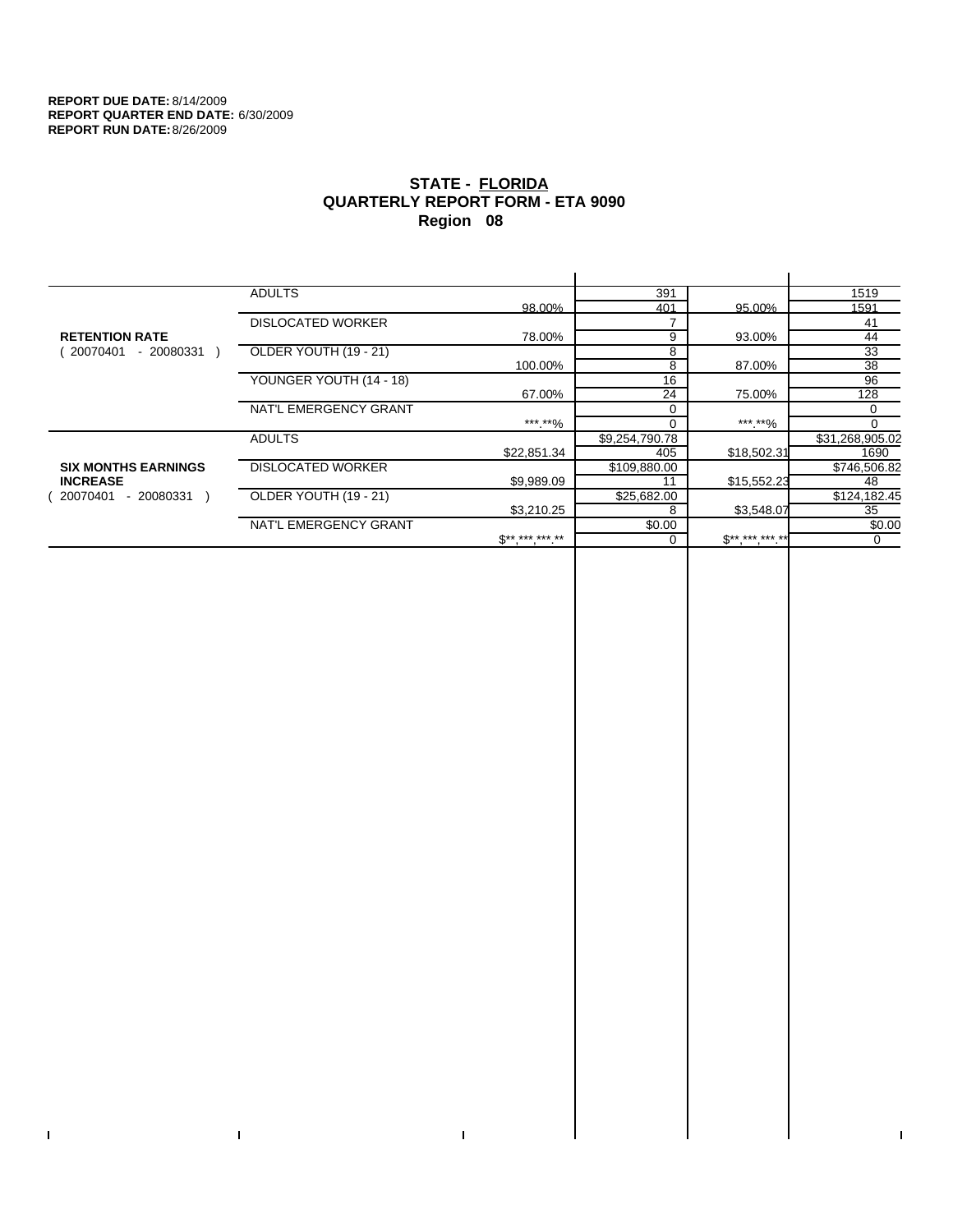**REPORT DUE DATE:** 8/14/2009
**REPORT QUARTER END DATE:** 6/30/2009
**REPORT RUN DATE:** 8/26/2009

# STATE - FLORIDA
## QUARTERLY REPORT FORM - ETA 9090
## Region 08

| | | | | | |
|---|---|---|---|---|---|
| **RETENTION RATE** ( 20070401 - 20080331 ) | ADULTS | 98.00% | 391 / 401 | 95.00% | 1519 / 1591 |
| | DISLOCATED WORKER | 78.00% | 7 / 9 | 93.00% | 41 / 44 |
| | OLDER YOUTH (19 - 21) | 100.00% | 8 / 8 | 87.00% | 33 / 38 |
| | YOUNGER YOUTH (14 - 18) | 67.00% | 16 / 24 | 75.00% | 96 / 128 |
| | NAT'L EMERGENCY GRANT | ***.**% | 0 / 0 | ***.**% | 0 / 0 |
| **SIX MONTHS EARNINGS INCREASE** ( 20070401 - 20080331 ) | ADULTS | $22,851.34 | $9,254,790.78 / 405 | $18,502.31 | $31,268,905.02 / 1690 |
| | DISLOCATED WORKER | $9,989.09 | $109,880.00 / 11 | $15,552.23 | $746,506.82 / 48 |
| | OLDER YOUTH (19 - 21) | $3,210.25 | $25,682.00 / 8 | $3,548.07 | $124,182.45 / 35 |
| | NAT'L EMERGENCY GRANT | $**,***,***.** | $0.00 / 0 | $**,***,***.** | $0.00 / 0 |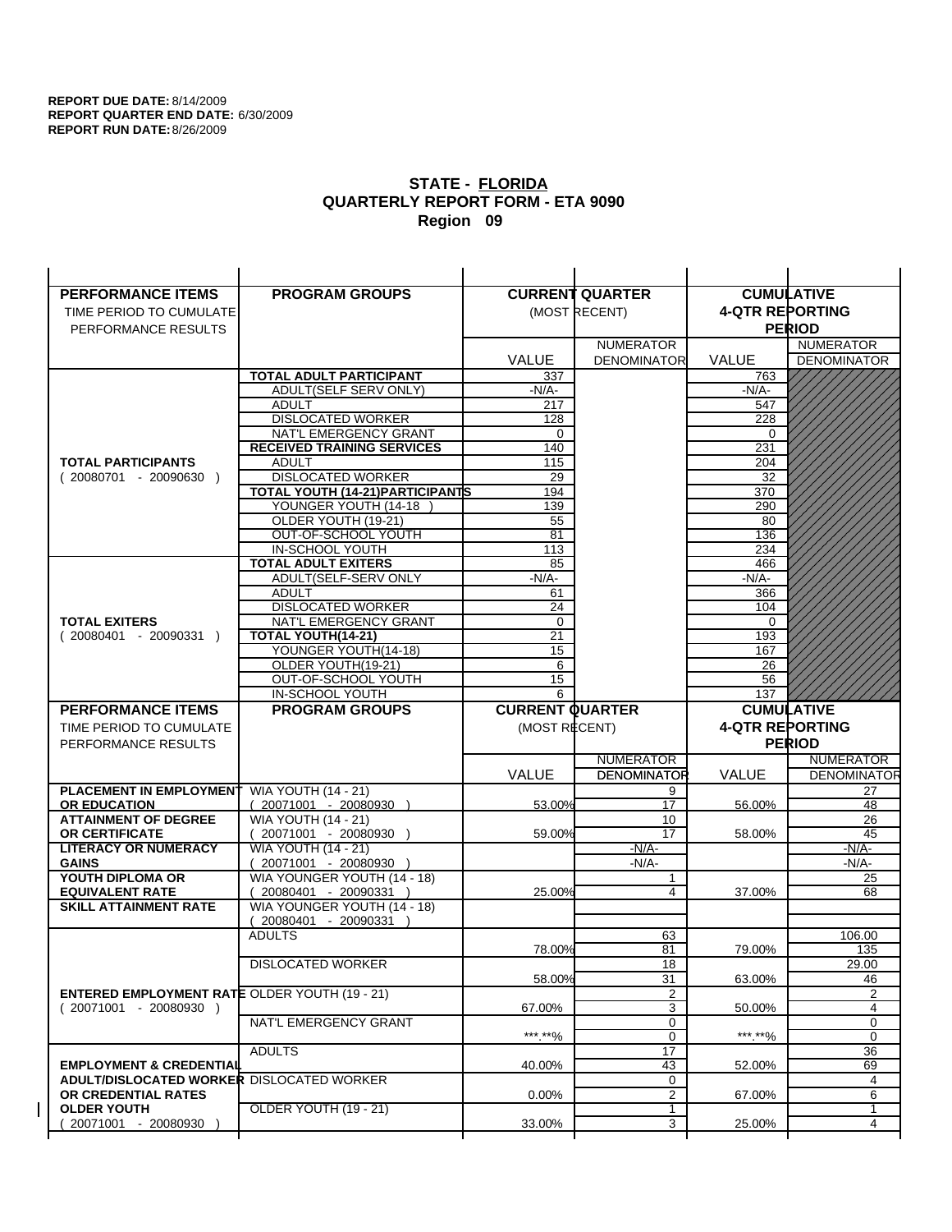**REPORT DUE DATE:** 8/14/2009
**REPORT QUARTER END DATE:** 6/30/2009
**REPORT RUN DATE:** 8/26/2009

## STATE - FLORIDA
## QUARTERLY REPORT FORM - ETA 9090
## Region 09

| PERFORMANCE ITEMS<br>TIME PERIOD TO CUMULATE<br>PERFORMANCE RESULTS | PROGRAM GROUPS | CURRENT QUARTER (MOST RECENT) VALUE | NUMERATOR DENOMINATOR | CUMULATIVE 4-QTR REPORTING PERIOD VALUE | NUMERATOR DENOMINATOR |
|---|---|---|---|---|---|
| **TOTAL PARTICIPANTS** ( 20080701 - 20090630 ) | **TOTAL ADULT PARTICIPANT** | 337 | | 763 | |
| | ADULT(SELF SERV ONLY) | -N/A- | | -N/A- | |
| | ADULT | 217 | | 547 | |
| | DISLOCATED WORKER | 128 | | 228 | |
| | NAT'L EMERGENCY GRANT | 0 | | 0 | |
| | **RECEIVED TRAINING SERVICES** | 140 | | 231 | |
| | ADULT | 115 | | 204 | |
| | DISLOCATED WORKER | 29 | | 32 | |
| | **TOTAL YOUTH (14-21)PARTICIPANTS** | 194 | | 370 | |
| | YOUNGER YOUTH (14-18 ) | 139 | | 290 | |
| | OLDER YOUTH (19-21) | 55 | | 80 | |
| | OUT-OF-SCHOOL YOUTH | 81 | | 136 | |
| | IN-SCHOOL YOUTH | 113 | | 234 | |
| **TOTAL EXITERS** ( 20080401 - 20090331 ) | **TOTAL ADULT EXITERS** | 85 | | 466 | |
| | ADULT(SELF-SERV ONLY | -N/A- | | -N/A- | |
| | ADULT | 61 | | 366 | |
| | DISLOCATED WORKER | 24 | | 104 | |
| | NAT'L EMERGENCY GRANT | 0 | | 0 | |
| | **TOTAL YOUTH(14-21)** | 21 | | 193 | |
| | YOUNGER YOUTH(14-18) | 15 | | 167 | |
| | OLDER YOUTH(19-21) | 6 | | 26 | |
| | OUT-OF-SCHOOL YOUTH | 15 | | 56 | |
| | IN-SCHOOL YOUTH | 6 | | 137 | |

| PERFORMANCE ITEMS<br>TIME PERIOD TO CUMULATE<br>PERFORMANCE RESULTS | PROGRAM GROUPS | CURRENT QUARTER (MOST RECENT) VALUE | NUMERATOR DENOMINATOR | CUMULATIVE 4-QTR REPORTING PERIOD VALUE | NUMERATOR DENOMINATOR |
|---|---|---|---|---|---|
| **PLACEMENT IN EMPLOYMENT OR EDUCATION** | WIA YOUTH (14 - 21) ( 20071001 - 20080930 ) | 53.00% | 9<br>17 | 56.00% | 27<br>48 |
| **ATTAINMENT OF DEGREE OR CERTIFICATE** | WIA YOUTH (14 - 21) ( 20071001 - 20080930 ) | 59.00% | 10<br>17 | 58.00% | 26<br>45 |
| **LITERACY OR NUMERACY GAINS** | WIA YOUTH (14 - 21) ( 20071001 - 20080930 ) | | -N/A-<br>-N/A- | | -N/A-<br>-N/A- |
| **YOUTH DIPLOMA OR EQUIVALENT RATE** | WIA YOUNGER YOUTH (14 - 18) ( 20080401 - 20090331 ) | 25.00% | 1<br>4 | 37.00% | 25<br>68 |
| **SKILL ATTAINMENT RATE** | WIA YOUNGER YOUTH (14 - 18) ( 20080401 - 20090331 ) | | | | |
| **ENTERED EMPLOYMENT RATE** ( 20071001 - 20080930 ) | ADULTS | 78.00% | 63<br>81 | 79.00% | 106.00<br>135 |
| | DISLOCATED WORKER | 58.00% | 18<br>31 | 63.00% | 29.00<br>46 |
| | OLDER YOUTH (19 - 21) | 67.00% | 2<br>3 | 50.00% | 2<br>4 |
| | NAT'L EMERGENCY GRANT | ***.**% | 0<br>0 | ***.**% | 0<br>0 |
| **EMPLOYMENT & CREDENTIAL ADULT/DISLOCATED WORKER OR CREDENTIAL RATES OLDER YOUTH** ( 20071001 - 20080930 ) | ADULTS | 40.00% | 17<br>43 | 52.00% | 36<br>69 |
| | DISLOCATED WORKER | 0.00% | 0<br>2 | 67.00% | 4<br>6 |
| | OLDER YOUTH (19 - 21) | 33.00% | 1<br>3 | 25.00% | 1<br>4 |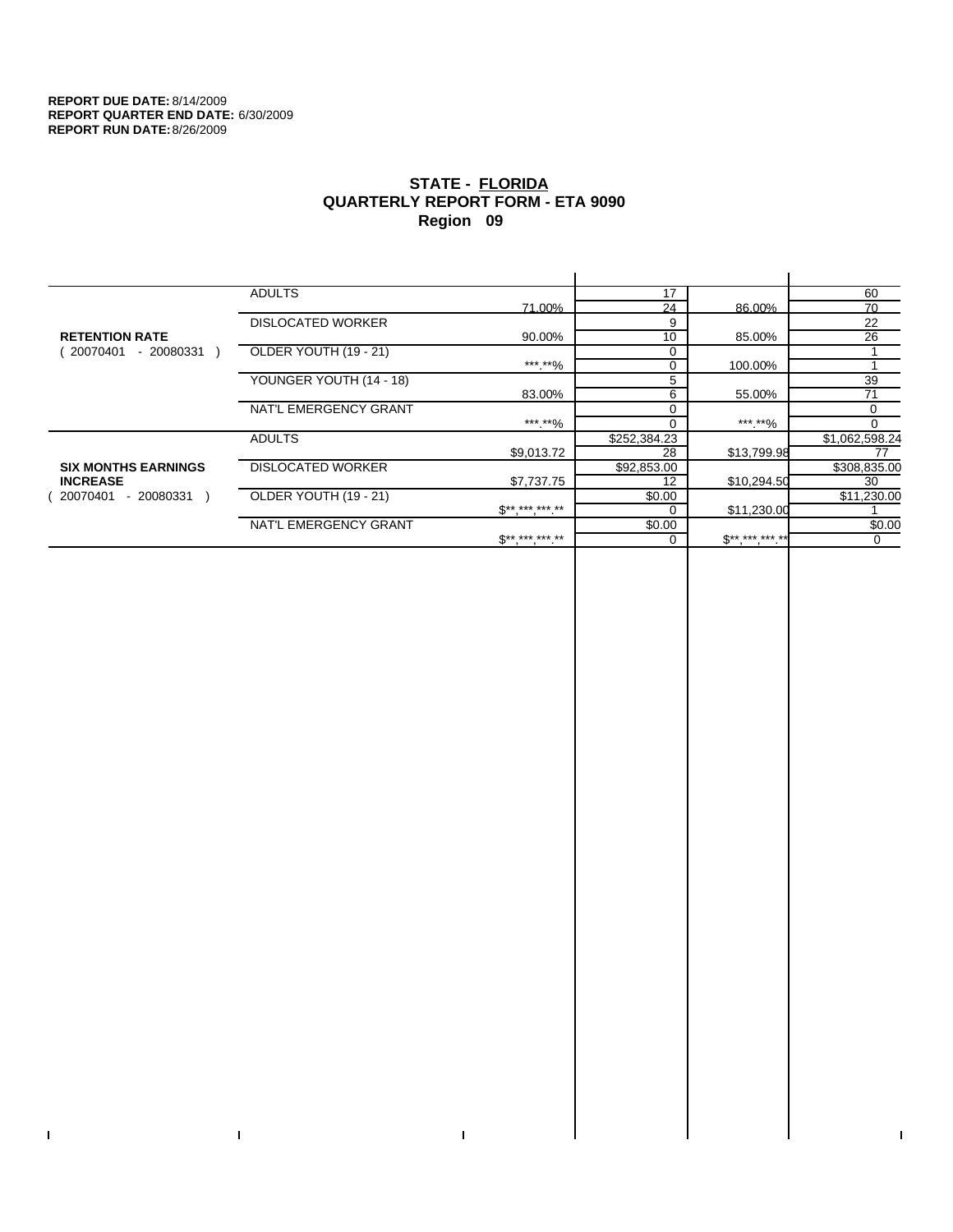**REPORT DUE DATE:** 8/14/2009
**REPORT QUARTER END DATE:** 6/30/2009
**REPORT RUN DATE:** 8/26/2009

# STATE - FLORIDA
## QUARTERLY REPORT FORM - ETA 9090
### Region 09

| | | | | | |
|---|---|---|---|---|---|
| **RETENTION RATE** ( 20070401 - 20080331 ) | ADULTS | 71.00% | 17 / 24 | 86.00% | 60 / 70 |
| | DISLOCATED WORKER | 90.00% | 9 / 10 | 85.00% | 22 / 26 |
| | OLDER YOUTH (19 - 21) | ***.**% | 0 / 0 | 100.00% | 1 / 1 |
| | YOUNGER YOUTH (14 - 18) | 83.00% | 5 / 6 | 55.00% | 39 / 71 |
| | NAT'L EMERGENCY GRANT | ***.**% | 0 / 0 | ***.**% | 0 / 0 |
| **SIX MONTHS EARNINGS INCREASE** ( 20070401 - 20080331 ) | ADULTS | $9,013.72 | $252,384.23 / 28 | $13,799.98 | $1,062,598.24 / 77 |
| | DISLOCATED WORKER | $7,737.75 | $92,853.00 / 12 | $10,294.50 | $308,835.00 / 30 |
| | OLDER YOUTH (19 - 21) | $**,***,***.** | $0.00 / 0 | $11,230.00 | $11,230.00 / 1 |
| | NAT'L EMERGENCY GRANT | $**,***,***.** | $0.00 / 0 | $**,***,***.** | $0.00 / 0 |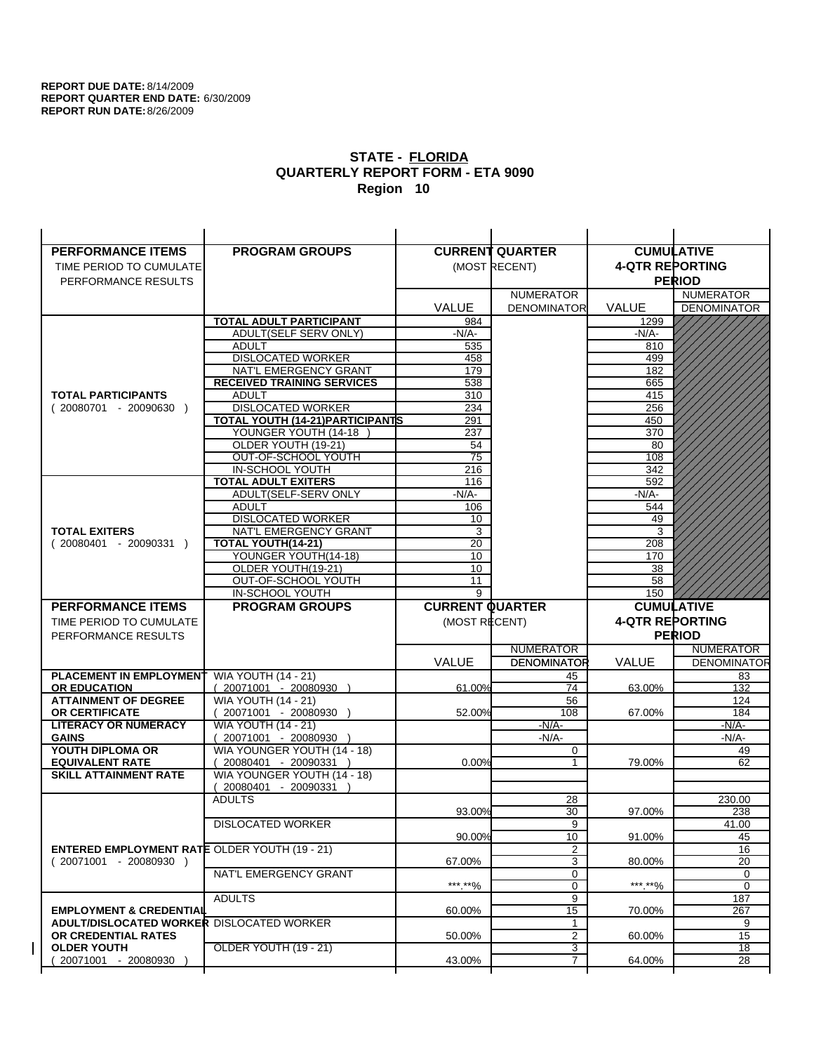**REPORT DUE DATE:** 8/14/2009
**REPORT QUARTER END DATE:** 6/30/2009
**REPORT RUN DATE:** 8/26/2009

## STATE - FLORIDA
## QUARTERLY REPORT FORM - ETA 9090
## Region 10

| PERFORMANCE ITEMS<br>TIME PERIOD TO CUMULATE PERFORMANCE RESULTS | PROGRAM GROUPS | CURRENT QUARTER (MOST RECENT) | | CUMULATIVE 4-QTR REPORTING PERIOD | |
|---|---|---|---|---|---|
| | | VALUE | NUMERATOR DENOMINATOR | VALUE | NUMERATOR DENOMINATOR |
| **TOTAL PARTICIPANTS** ( 20080701 - 20090630 ) | **TOTAL ADULT PARTICIPANT** | 984 | | 1299 | |
| | ADULT(SELF SERV ONLY) | -N/A- | | -N/A- | |
| | ADULT | 535 | | 810 | |
| | DISLOCATED WORKER | 458 | | 499 | |
| | NAT'L EMERGENCY GRANT | 179 | | 182 | |
| | **RECEIVED TRAINING SERVICES** | 538 | | 665 | |
| | ADULT | 310 | | 415 | |
| | DISLOCATED WORKER | 234 | | 256 | |
| | **TOTAL YOUTH (14-21)PARTICIPANTS** | 291 | | 450 | |
| | YOUNGER YOUTH (14-18 ) | 237 | | 370 | |
| | OLDER YOUTH (19-21) | 54 | | 80 | |
| | OUT-OF-SCHOOL YOUTH | 75 | | 108 | |
| | IN-SCHOOL YOUTH | 216 | | 342 | |
| **TOTAL EXITERS** ( 20080401 - 20090331 ) | **TOTAL ADULT EXITERS** | 116 | | 592 | |
| | ADULT(SELF-SERV ONLY | -N/A- | | -N/A- | |
| | ADULT | 106 | | 544 | |
| | DISLOCATED WORKER | 10 | | 49 | |
| | NAT'L EMERGENCY GRANT | 3 | | 3 | |
| | **TOTAL YOUTH(14-21)** | 20 | | 208 | |
| | YOUNGER YOUTH(14-18) | 10 | | 170 | |
| | OLDER YOUTH(19-21) | 10 | | 38 | |
| | OUT-OF-SCHOOL YOUTH | 11 | | 58 | |
| | IN-SCHOOL YOUTH | 9 | | 150 | |

| PERFORMANCE ITEMS<br>TIME PERIOD TO CUMULATE PERFORMANCE RESULTS | PROGRAM GROUPS | CURRENT QUARTER (MOST RECENT) | | CUMULATIVE 4-QTR REPORTING PERIOD | |
|---|---|---|---|---|---|
| | | VALUE | NUMERATOR DENOMINATOR | VALUE | NUMERATOR DENOMINATOR |
| **PLACEMENT IN EMPLOYMENT OR EDUCATION** | WIA YOUTH (14 - 21) ( 20071001 - 20080930 ) | 61.00% | 45<br>74 | 63.00% | 83<br>132 |
| **ATTAINMENT OF DEGREE OR CERTIFICATE** | WIA YOUTH (14 - 21) ( 20071001 - 20080930 ) | 52.00% | 56<br>108 | 67.00% | 124<br>184 |
| **LITERACY OR NUMERACY GAINS** | WIA YOUTH (14 - 21) ( 20071001 - 20080930 ) | | -N/A-<br>-N/A- | | -N/A-<br>-N/A- |
| **YOUTH DIPLOMA OR EQUIVALENT RATE** | WIA YOUNGER YOUTH (14 - 18) ( 20080401 - 20090331 ) | 0.00% | 0<br>1 | 79.00% | 49<br>62 |
| **SKILL ATTAINMENT RATE** | WIA YOUNGER YOUTH (14 - 18) ( 20080401 - 20090331 ) | | | | |
| **ENTERED EMPLOYMENT RATE** ( 20071001 - 20080930 ) | ADULTS | 93.00% | 28<br>30 | 97.00% | 230.00<br>238 |
| | DISLOCATED WORKER | 90.00% | 9<br>10 | 91.00% | 41.00<br>45 |
| | OLDER YOUTH (19 - 21) | 67.00% | 2<br>3 | 80.00% | 16<br>20 |
| | NAT'L EMERGENCY GRANT | ***.**% | 0<br>0 | ***.**% | 0<br>0 |
| **EMPLOYMENT & CREDENTIAL ADULT/DISLOCATED WORKER OR CREDENTIAL RATES OLDER YOUTH** ( 20071001 - 20080930 ) | ADULTS | 60.00% | 9<br>15 | 70.00% | 187<br>267 |
| | DISLOCATED WORKER | 50.00% | 1<br>2 | 60.00% | 9<br>15 |
| | OLDER YOUTH (19 - 21) | 43.00% | 3<br>7 | 64.00% | 18<br>28 |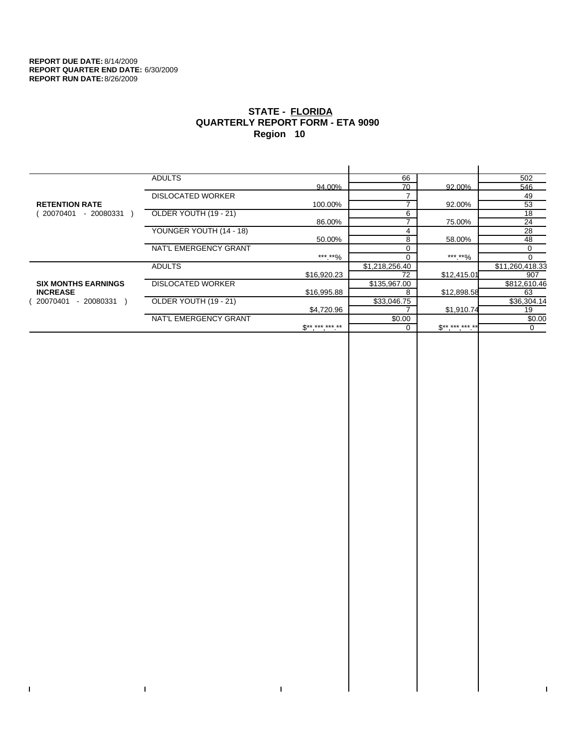**REPORT DUE DATE:** 8/14/2009
**REPORT QUARTER END DATE:** 6/30/2009
**REPORT RUN DATE:** 8/26/2009

## STATE - FLORIDA
## QUARTERLY REPORT FORM - ETA 9090
## Region 10

| | | | | | |
|---|---|---|---|---|---|
| **RETENTION RATE** ( 20070401 - 20080331 ) | ADULTS | | 66 | | 502 |
| | | 94.00% | 70 | 92.00% | 546 |
| | DISLOCATED WORKER | | 7 | | 49 |
| | | 100.00% | 7 | 92.00% | 53 |
| | OLDER YOUTH (19 - 21) | | 6 | | 18 |
| | | 86.00% | 7 | 75.00% | 24 |
| | YOUNGER YOUTH (14 - 18) | | 4 | | 28 |
| | | 50.00% | 8 | 58.00% | 48 |
| | NAT'L EMERGENCY GRANT | | 0 | | 0 |
| | | ***.**% | 0 | ***.**% | 0 |
| **SIX MONTHS EARNINGS INCREASE** ( 20070401 - 20080331 ) | ADULTS | | $1,218,256.40 | | $11,260,418.33 |
| | | $16,920.23 | 72 | $12,415.01 | 907 |
| | DISLOCATED WORKER | | $135,967.00 | | $812,610.46 |
| | | $16,995.88 | 8 | $12,898.58 | 63 |
| | OLDER YOUTH (19 - 21) | | $33,046.75 | | $36,304.14 |
| | | $4,720.96 | 7 | $1,910.74 | 19 |
| | NAT'L EMERGENCY GRANT | | $0.00 | | $0.00 |
| | | $**,***,***.** | 0 | $**,***,***.** | 0 |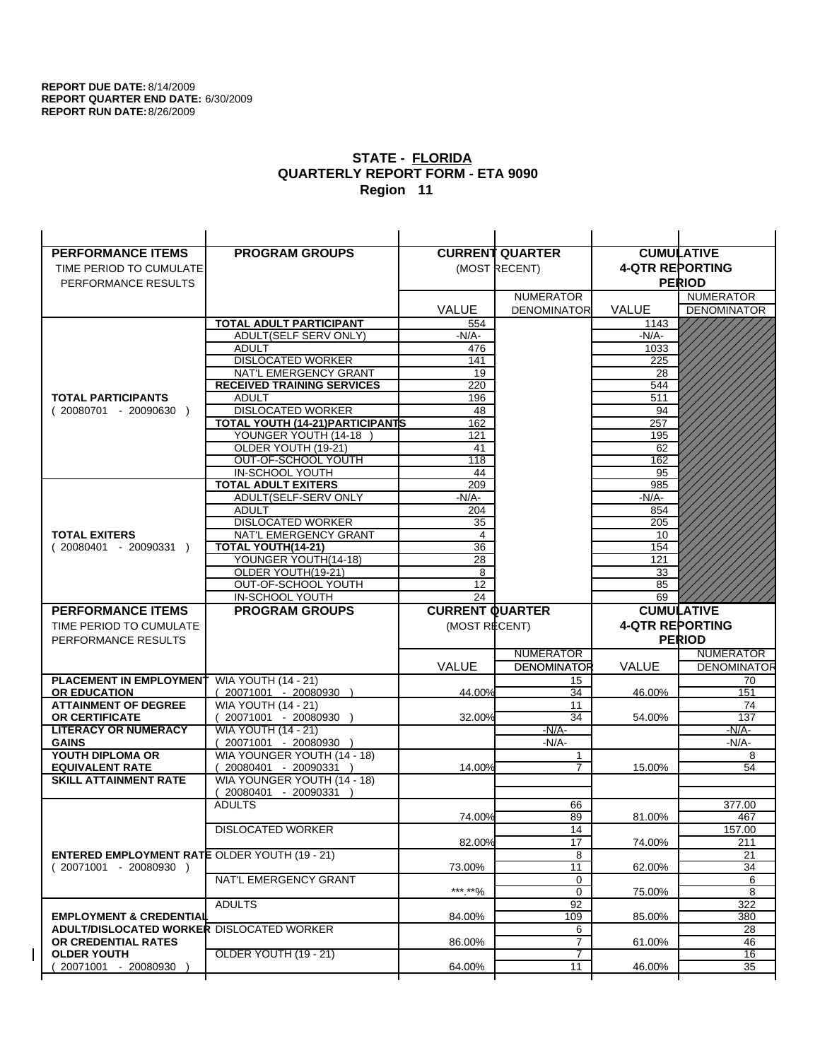**REPORT DUE DATE:** 8/14/2009
**REPORT QUARTER END DATE:** 6/30/2009
**REPORT RUN DATE:** 8/26/2009

## STATE - FLORIDA
## QUARTERLY REPORT FORM - ETA 9090
## Region 11

| PERFORMANCE ITEMS<br>TIME PERIOD TO CUMULATE PERFORMANCE RESULTS | PROGRAM GROUPS | CURRENT QUARTER (MOST RECENT) | | CUMULATIVE 4-QTR REPORTING PERIOD | |
|---|---|---|---|---|---|
| | | VALUE | NUMERATOR DENOMINATOR | VALUE | NUMERATOR DENOMINATOR |
| **TOTAL PARTICIPANTS** ( 20080701 - 20090630 ) | **TOTAL ADULT PARTICIPANT** | 554 | | 1143 | |
| | ADULT(SELF SERV ONLY) | -N/A- | | -N/A- | |
| | ADULT | 476 | | 1033 | |
| | DISLOCATED WORKER | 141 | | 225 | |
| | NAT'L EMERGENCY GRANT | 19 | | 28 | |
| | **RECEIVED TRAINING SERVICES** | 220 | | 544 | |
| | ADULT | 196 | | 511 | |
| | DISLOCATED WORKER | 48 | | 94 | |
| | **TOTAL YOUTH (14-21)PARTICIPANTS** | 162 | | 257 | |
| | YOUNGER YOUTH (14-18 ) | 121 | | 195 | |
| | OLDER YOUTH (19-21) | 41 | | 62 | |
| | OUT-OF-SCHOOL YOUTH | 118 | | 162 | |
| | IN-SCHOOL YOUTH | 44 | | 95 | |
| **TOTAL EXITERS** ( 20080401 - 20090331 ) | **TOTAL ADULT EXITERS** | 209 | | 985 | |
| | ADULT(SELF-SERV ONLY | -N/A- | | -N/A- | |
| | ADULT | 204 | | 854 | |
| | DISLOCATED WORKER | 35 | | 205 | |
| | NAT'L EMERGENCY GRANT | 4 | | 10 | |
| | **TOTAL YOUTH(14-21)** | 36 | | 154 | |
| | YOUNGER YOUTH(14-18) | 28 | | 121 | |
| | OLDER YOUTH(19-21) | 8 | | 33 | |
| | OUT-OF-SCHOOL YOUTH | 12 | | 85 | |
| | IN-SCHOOL YOUTH | 24 | | 69 | |

| PERFORMANCE ITEMS<br>TIME PERIOD TO CUMULATE PERFORMANCE RESULTS | PROGRAM GROUPS | CURRENT QUARTER (MOST RECENT) | | CUMULATIVE 4-QTR REPORTING PERIOD | |
|---|---|---|---|---|---|
| | | VALUE | NUMERATOR DENOMINATOR | VALUE | NUMERATOR DENOMINATOR |
| **PLACEMENT IN EMPLOYMENT OR EDUCATION** | WIA YOUTH (14 - 21) ( 20071001 - 20080930 ) | 44.00% | 15 / 34 | 46.00% | 70 / 151 |
| **ATTAINMENT OF DEGREE OR CERTIFICATE** | WIA YOUTH (14 - 21) ( 20071001 - 20080930 ) | 32.00% | 11 / 34 | 54.00% | 74 / 137 |
| **LITERACY OR NUMERACY GAINS** | WIA YOUTH (14 - 21) ( 20071001 - 20080930 ) | | -N/A- / -N/A- | | -N/A- / -N/A- |
| **YOUTH DIPLOMA OR EQUIVALENT RATE** | WIA YOUNGER YOUTH (14 - 18) ( 20080401 - 20090331 ) | 14.00% | 1 / 7 | 15.00% | 8 / 54 |
| **SKILL ATTAINMENT RATE** | WIA YOUNGER YOUTH (14 - 18) ( 20080401 - 20090331 ) | | | | |
| **ENTERED EMPLOYMENT RATE** ( 20071001 - 20080930 ) | ADULTS | 74.00% | 66 / 89 | 81.00% | 377.00 / 467 |
| | DISLOCATED WORKER | 82.00% | 14 / 17 | 74.00% | 157.00 / 211 |
| | OLDER YOUTH (19 - 21) | 73.00% | 8 / 11 | 62.00% | 21 / 34 |
| | NAT'L EMERGENCY GRANT | \*\*\*.\*\*% | 0 / 0 | 75.00% | 6 / 8 |
| **EMPLOYMENT & CREDENTIAL ADULT/DISLOCATED WORKER OR CREDENTIAL RATES OLDER YOUTH** ( 20071001 - 20080930 ) | ADULTS | 84.00% | 92 / 109 | 85.00% | 322 / 380 |
| | DISLOCATED WORKER | 86.00% | 6 / 7 | 61.00% | 28 / 46 |
| | OLDER YOUTH (19 - 21) | 64.00% | 7 / 11 | 46.00% | 16 / 35 |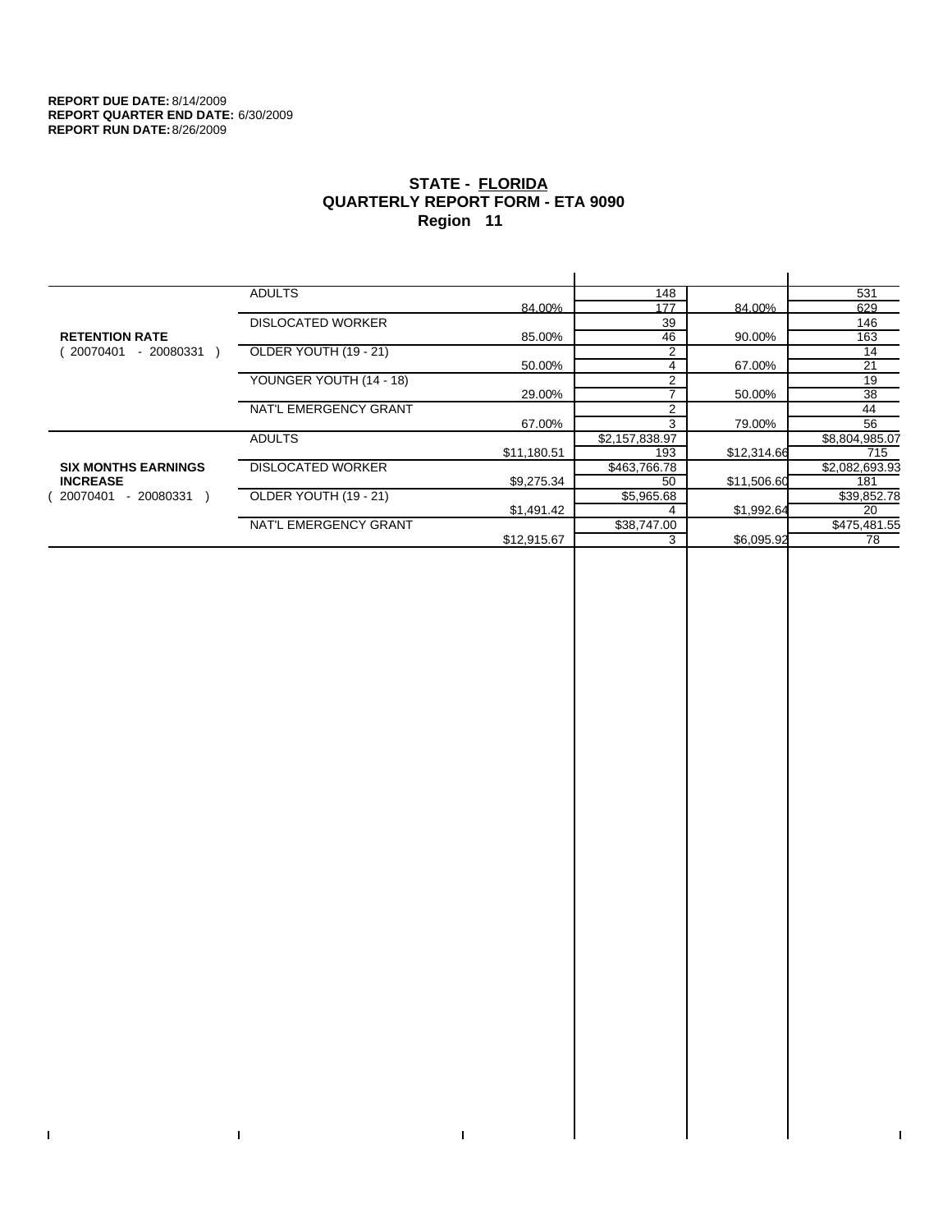**REPORT DUE DATE:** 8/14/2009
**REPORT QUARTER END DATE:** 6/30/2009
**REPORT RUN DATE:** 8/26/2009

# STATE - FLORIDA
## QUARTERLY REPORT FORM - ETA 9090
## Region 11

| | | | | | |
|---|---|---|---|---|---|
| **RETENTION RATE** ( 20070401 - 20080331 ) | ADULTS | | 148 | | 531 |
| | | 84.00% | 177 | 84.00% | 629 |
| | DISLOCATED WORKER | | 39 | | 146 |
| | | 85.00% | 46 | 90.00% | 163 |
| | OLDER YOUTH (19 - 21) | | 2 | | 14 |
| | | 50.00% | 4 | 67.00% | 21 |
| | YOUNGER YOUTH (14 - 18) | | 2 | | 19 |
| | | 29.00% | 7 | 50.00% | 38 |
| | NAT'L EMERGENCY GRANT | | 2 | | 44 |
| | | 67.00% | 3 | 79.00% | 56 |
| **SIX MONTHS EARNINGS INCREASE** ( 20070401 - 20080331 ) | ADULTS | | $2,157,838.97 | | $8,804,985.07 |
| | | $11,180.51 | 193 | $12,314.66 | 715 |
| | DISLOCATED WORKER | | $463,766.78 | | $2,082,693.93 |
| | | $9,275.34 | 50 | $11,506.60 | 181 |
| | OLDER YOUTH (19 - 21) | | $5,965.68 | | $39,852.78 |
| | | $1,491.42 | 4 | $1,992.64 | 20 |
| | NAT'L EMERGENCY GRANT | | $38,747.00 | | $475,481.55 |
| | | $12,915.67 | 3 | $6,095.92 | 78 |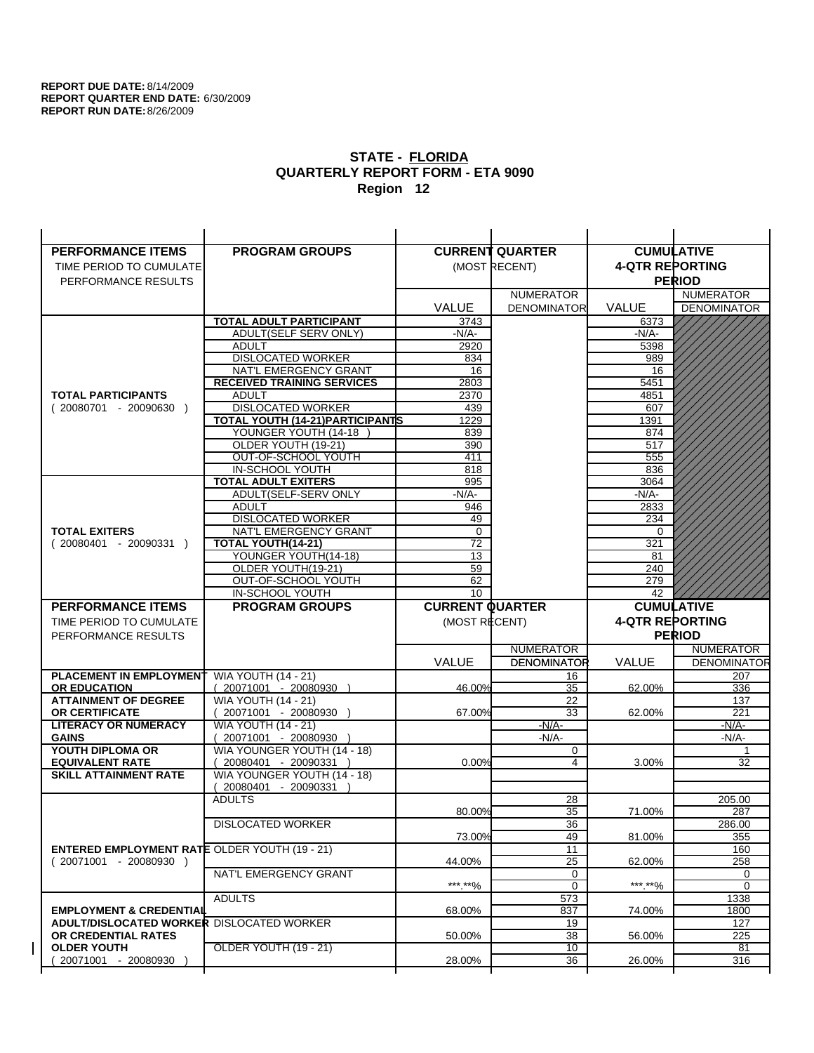**REPORT DUE DATE:** 8/14/2009
**REPORT QUARTER END DATE:** 6/30/2009
**REPORT RUN DATE:** 8/26/2009

# STATE - FLORIDA
## QUARTERLY REPORT FORM - ETA 9090
### Region 12

| PERFORMANCE ITEMS<br>TIME PERIOD TO CUMULATE PERFORMANCE RESULTS | PROGRAM GROUPS | CURRENT QUARTER (MOST RECENT) VALUE | CURRENT QUARTER NUMERATOR DENOMINATOR | CUMULATIVE 4-QTR REPORTING PERIOD VALUE | CUMULATIVE NUMERATOR DENOMINATOR |
|---|---|---|---|---|---|
| **TOTAL PARTICIPANTS** ( 20080701 - 20090630 ) | **TOTAL ADULT PARTICIPANT** | 3743 | | 6373 | |
| | ADULT(SELF SERV ONLY) | -N/A- | | -N/A- | |
| | ADULT | 2920 | | 5398 | |
| | DISLOCATED WORKER | 834 | | 989 | |
| | NAT'L EMERGENCY GRANT | 16 | | 16 | |
| | **RECEIVED TRAINING SERVICES** | 2803 | | 5451 | |
| | ADULT | 2370 | | 4851 | |
| | DISLOCATED WORKER | 439 | | 607 | |
| | **TOTAL YOUTH (14-21)PARTICIPANTS** | 1229 | | 1391 | |
| | YOUNGER YOUTH (14-18 ) | 839 | | 874 | |
| | OLDER YOUTH (19-21) | 390 | | 517 | |
| | OUT-OF-SCHOOL YOUTH | 411 | | 555 | |
| | IN-SCHOOL YOUTH | 818 | | 836 | |
| **TOTAL EXITERS** ( 20080401 - 20090331 ) | **TOTAL ADULT EXITERS** | 995 | | 3064 | |
| | ADULT(SELF-SERV ONLY | -N/A- | | -N/A- | |
| | ADULT | 946 | | 2833 | |
| | DISLOCATED WORKER | 49 | | 234 | |
| | NAT'L EMERGENCY GRANT | 0 | | 0 | |
| | **TOTAL YOUTH(14-21)** | 72 | | 321 | |
| | YOUNGER YOUTH(14-18) | 13 | | 81 | |
| | OLDER YOUTH(19-21) | 59 | | 240 | |
| | OUT-OF-SCHOOL YOUTH | 62 | | 279 | |
| | IN-SCHOOL YOUTH | 10 | | 42 | |

| PERFORMANCE ITEMS<br>TIME PERIOD TO CUMULATE PERFORMANCE RESULTS | PROGRAM GROUPS | CURRENT QUARTER (MOST RECENT) VALUE | CURRENT QUARTER NUMERATOR / DENOMINATOR | CUMULATIVE 4-QTR REPORTING PERIOD VALUE | CUMULATIVE NUMERATOR / DENOMINATOR |
|---|---|---|---|---|---|
| **PLACEMENT IN EMPLOYMENT OR EDUCATION** | WIA YOUTH (14 - 21) ( 20071001 - 20080930 ) | 46.00% | 16 / 35 | 62.00% | 207 / 336 |
| **ATTAINMENT OF DEGREE OR CERTIFICATE** | WIA YOUTH (14 - 21) ( 20071001 - 20080930 ) | 67.00% | 22 / 33 | 62.00% | 137 / 221 |
| **LITERACY OR NUMERACY GAINS** | WIA YOUTH (14 - 21) ( 20071001 - 20080930 ) | | -N/A- / -N/A- | | -N/A- / -N/A- |
| **YOUTH DIPLOMA OR EQUIVALENT RATE** | WIA YOUNGER YOUTH (14 - 18) ( 20080401 - 20090331 ) | 0.00% | 0 / 4 | 3.00% | 1 / 32 |
| **SKILL ATTAINMENT RATE** | WIA YOUNGER YOUTH (14 - 18) ( 20080401 - 20090331 ) | | | | |
| **ENTERED EMPLOYMENT RATE** ( 20071001 - 20080930 ) | ADULTS | 80.00% | 28 / 35 | 71.00% | 205.00 / 287 |
| | DISLOCATED WORKER | 73.00% | 36 / 49 | 81.00% | 286.00 / 355 |
| | OLDER YOUTH (19 - 21) | 44.00% | 11 / 25 | 62.00% | 160 / 258 |
| | NAT'L EMERGENCY GRANT | \*\*\*.\*\*% | 0 / 0 | \*\*\*.\*\*% | 0 / 0 |
| **EMPLOYMENT & CREDENTIAL ADULT/DISLOCATED WORKER OR CREDENTIAL RATES OLDER YOUTH** ( 20071001 - 20080930 ) | ADULTS | 68.00% | 573 / 837 | 74.00% | 1338 / 1800 |
| | DISLOCATED WORKER | 50.00% | 19 / 38 | 56.00% | 127 / 225 |
| | OLDER YOUTH (19 - 21) | 28.00% | 10 / 36 | 26.00% | 81 / 316 |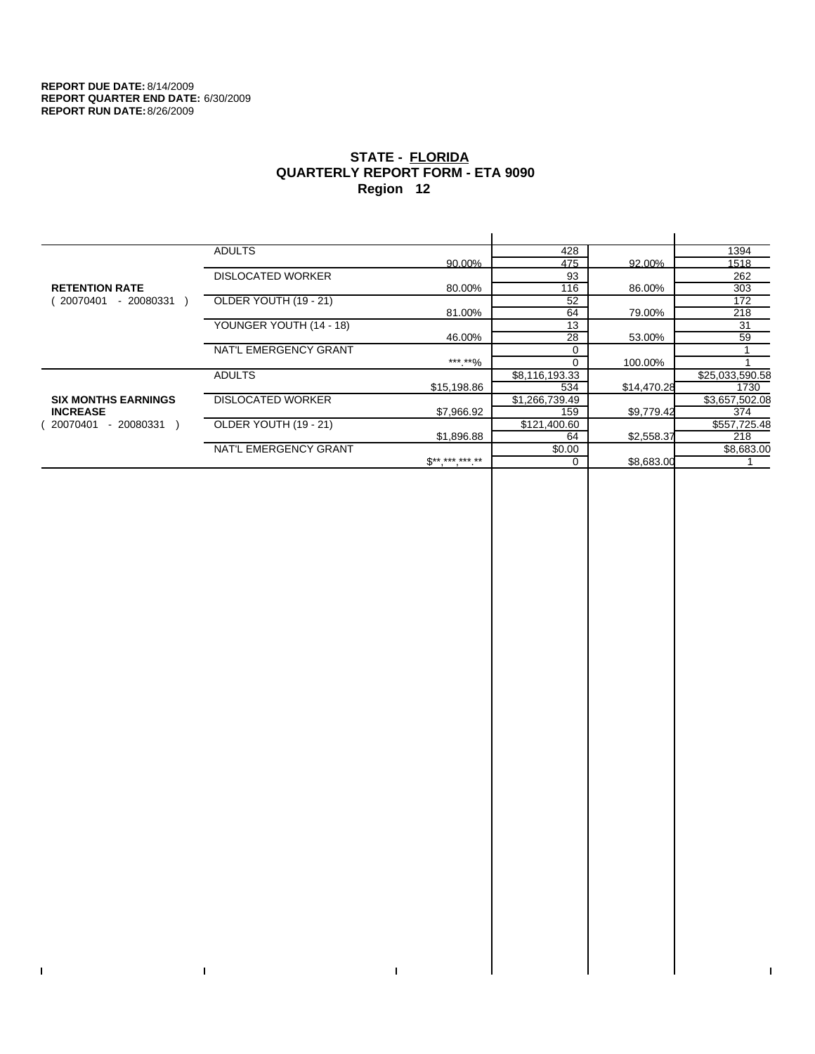**REPORT DUE DATE:** 8/14/2009
**REPORT QUARTER END DATE:** 6/30/2009
**REPORT RUN DATE:** 8/26/2009

## STATE - FLORIDA
## QUARTERLY REPORT FORM - ETA 9090
## Region 12

| | | | | | |
|---|---|---|---|---|---|
| **RETENTION RATE** ( 20070401 - 20080331 ) | ADULTS | 90.00% | 428 / 475 | 92.00% | 1394 / 1518 |
| | DISLOCATED WORKER | 80.00% | 93 / 116 | 86.00% | 262 / 303 |
| | OLDER YOUTH (19 - 21) | 81.00% | 52 / 64 | 79.00% | 172 / 218 |
| | YOUNGER YOUTH (14 - 18) | 46.00% | 13 / 28 | 53.00% | 31 / 59 |
| | NAT'L EMERGENCY GRANT | ***.**% | 0 / 0 | 100.00% | 1 / 1 |
| **SIX MONTHS EARNINGS INCREASE** ( 20070401 - 20080331 ) | ADULTS | $15,198.86 | $8,116,193.33 / 534 | $14,470.28 | $25,033,590.58 / 1730 |
| | DISLOCATED WORKER | $7,966.92 | $1,266,739.49 / 159 | $9,779.42 | $3,657,502.08 / 374 |
| | OLDER YOUTH (19 - 21) | $1,896.88 | $121,400.60 / 64 | $2,558.37 | $557,725.48 / 218 |
| | NAT'L EMERGENCY GRANT | $**,***,***.** | $0.00 / 0 | $8,683.00 | $8,683.00 / 1 |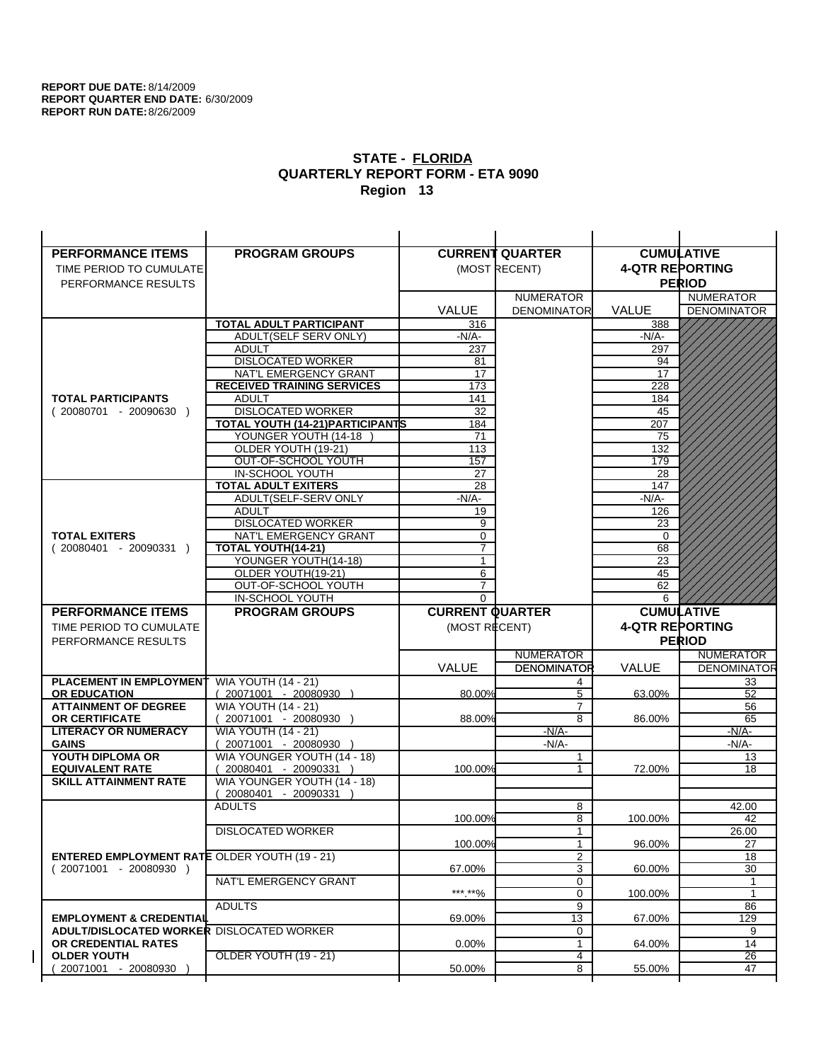**REPORT DUE DATE:** 8/14/2009
**REPORT QUARTER END DATE:** 6/30/2009
**REPORT RUN DATE:** 8/26/2009

## STATE - FLORIDA
## QUARTERLY REPORT FORM - ETA 9090
## Region 13

| PERFORMANCE ITEMS<br>TIME PERIOD TO CUMULATE PERFORMANCE RESULTS | PROGRAM GROUPS | CURRENT QUARTER (MOST RECENT) VALUE | CURRENT QUARTER NUMERATOR DENOMINATOR | CUMULATIVE 4-QTR REPORTING PERIOD VALUE | CUMULATIVE NUMERATOR DENOMINATOR |
|---|---|---|---|---|---|
| **TOTAL PARTICIPANTS** ( 20080701 - 20090630 ) | **TOTAL ADULT PARTICIPANT** | 316 | | 388 | |
| | ADULT(SELF SERV ONLY) | -N/A- | | -N/A- | |
| | ADULT | 237 | | 297 | |
| | DISLOCATED WORKER | 81 | | 94 | |
| | NAT'L EMERGENCY GRANT | 17 | | 17 | |
| | **RECEIVED TRAINING SERVICES** | 173 | | 228 | |
| | ADULT | 141 | | 184 | |
| | DISLOCATED WORKER | 32 | | 45 | |
| | **TOTAL YOUTH (14-21)PARTICIPANTS** | 184 | | 207 | |
| | YOUNGER YOUTH (14-18 ) | 71 | | 75 | |
| | OLDER YOUTH (19-21) | 113 | | 132 | |
| | OUT-OF-SCHOOL YOUTH | 157 | | 179 | |
| | IN-SCHOOL YOUTH | 27 | | 28 | |
| **TOTAL EXITERS** ( 20080401 - 20090331 ) | **TOTAL ADULT EXITERS** | 28 | | 147 | |
| | ADULT(SELF-SERV ONLY | -N/A- | | -N/A- | |
| | ADULT | 19 | | 126 | |
| | DISLOCATED WORKER | 9 | | 23 | |
| | NAT'L EMERGENCY GRANT | 0 | | 0 | |
| | **TOTAL YOUTH(14-21)** | 7 | | 68 | |
| | YOUNGER YOUTH(14-18) | 1 | | 23 | |
| | OLDER YOUTH(19-21) | 6 | | 45 | |
| | OUT-OF-SCHOOL YOUTH | 7 | | 62 | |
| | IN-SCHOOL YOUTH | 0 | | 6 | |

| PERFORMANCE ITEMS<br>TIME PERIOD TO CUMULATE PERFORMANCE RESULTS | PROGRAM GROUPS | CURRENT QUARTER (MOST RECENT) VALUE | CURRENT QUARTER NUMERATOR / DENOMINATOR | CUMULATIVE 4-QTR REPORTING PERIOD VALUE | CUMULATIVE NUMERATOR / DENOMINATOR |
|---|---|---|---|---|---|
| **PLACEMENT IN EMPLOYMENT OR EDUCATION** | WIA YOUTH (14 - 21) ( 20071001 - 20080930 ) | 80.00% | 4 / 5 | 63.00% | 33 / 52 |
| **ATTAINMENT OF DEGREE OR CERTIFICATE** | WIA YOUTH (14 - 21) ( 20071001 - 20080930 ) | 88.00% | 7 / 8 | 86.00% | 56 / 65 |
| **LITERACY OR NUMERACY GAINS** | WIA YOUTH (14 - 21) ( 20071001 - 20080930 ) | | -N/A- / -N/A- | | -N/A- / -N/A- |
| **YOUTH DIPLOMA OR EQUIVALENT RATE** | WIA YOUNGER YOUTH (14 - 18) ( 20080401 - 20090331 ) | 100.00% | 1 / 1 | 72.00% | 13 / 18 |
| **SKILL ATTAINMENT RATE** | WIA YOUNGER YOUTH (14 - 18) ( 20080401 - 20090331 ) | | | | |
| **ENTERED EMPLOYMENT RATE** ( 20071001 - 20080930 ) | ADULTS | 100.00% | 8 / 8 | 100.00% | 42.00 / 42 |
| | DISLOCATED WORKER | 100.00% | 1 / 1 | 96.00% | 26.00 / 27 |
| | OLDER YOUTH (19 - 21) | 67.00% | 2 / 3 | 60.00% | 18 / 30 |
| | NAT'L EMERGENCY GRANT | ***.**% | 0 / 0 | 100.00% | 1 / 1 |
| **EMPLOYMENT & CREDENTIAL ADULT/DISLOCATED WORKER OR CREDENTIAL RATES OLDER YOUTH** ( 20071001 - 20080930 ) | ADULTS | 69.00% | 9 / 13 | 67.00% | 86 / 129 |
| | DISLOCATED WORKER | 0.00% | 0 / 1 | 64.00% | 9 / 14 |
| | OLDER YOUTH (19 - 21) | 50.00% | 4 / 8 | 55.00% | 26 / 47 |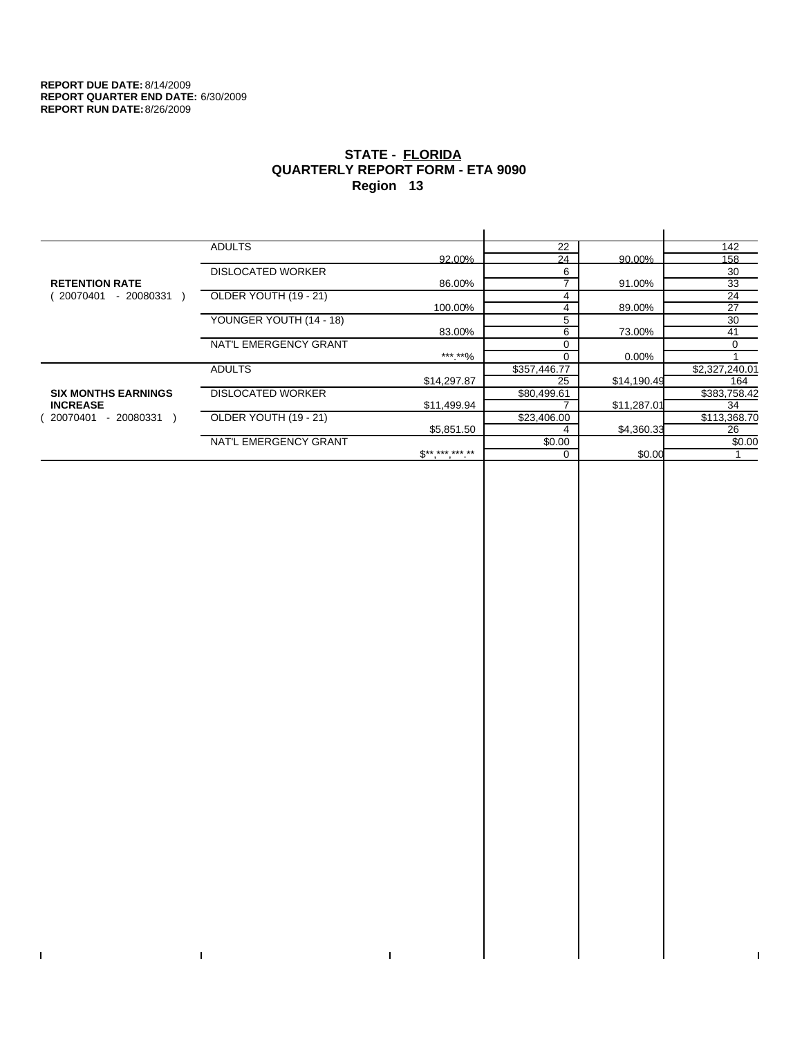**REPORT DUE DATE:** 8/14/2009
**REPORT QUARTER END DATE:** 6/30/2009
**REPORT RUN DATE:** 8/26/2009

## STATE - FLORIDA
## QUARTERLY REPORT FORM - ETA 9090
## Region 13

| | | | | | |
|---|---|---|---|---|---|
| **RETENTION RATE** ( 20070401 - 20080331 ) | ADULTS | 92.00% | 22 / 24 | 90.00% | 142 / 158 |
| | DISLOCATED WORKER | 86.00% | 6 / 7 | 91.00% | 30 / 33 |
| | OLDER YOUTH (19 - 21) | 100.00% | 4 / 4 | 89.00% | 24 / 27 |
| | YOUNGER YOUTH (14 - 18) | 83.00% | 5 / 6 | 73.00% | 30 / 41 |
| | NAT'L EMERGENCY GRANT | ***.**% | 0 / 0 | 0.00% | 0 / 1 |
| **SIX MONTHS EARNINGS INCREASE** ( 20070401 - 20080331 ) | ADULTS | $14,297.87 | $357,446.77 / 25 | $14,190.49 | $2,327,240.01 / 164 |
| | DISLOCATED WORKER | $11,499.94 | $80,499.61 / 7 | $11,287.01 | $383,758.42 / 34 |
| | OLDER YOUTH (19 - 21) | $5,851.50 | $23,406.00 / 4 | $4,360.33 | $113,368.70 / 26 |
| | NAT'L EMERGENCY GRANT | $**,***,***.** | $0.00 / 0 | $0.00 | $0.00 / 1 |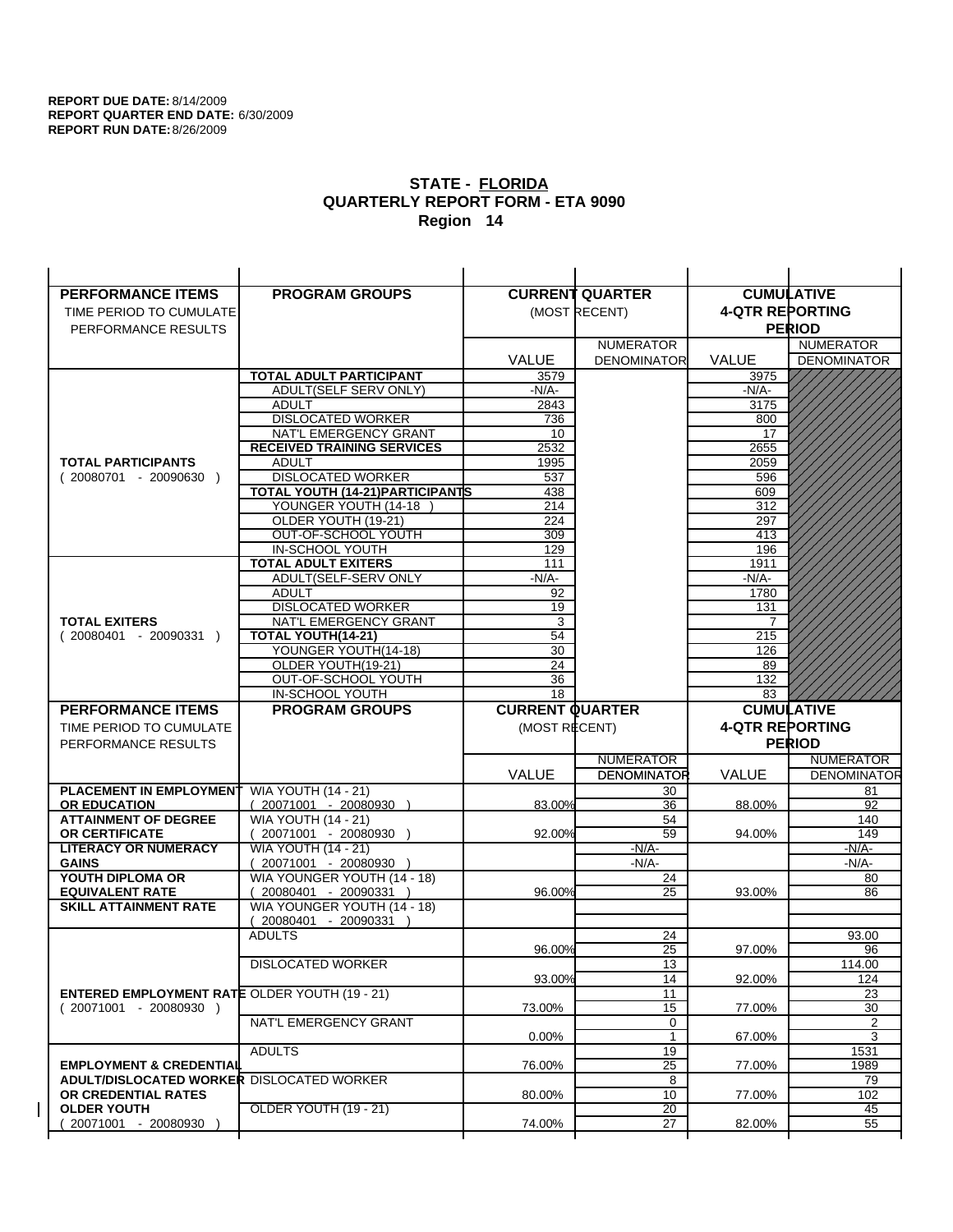**REPORT DUE DATE:** 8/14/2009
**REPORT QUARTER END DATE:** 6/30/2009
**REPORT RUN DATE:** 8/26/2009

## STATE - FLORIDA
## QUARTERLY REPORT FORM - ETA 9090
## Region 14

| PERFORMANCE ITEMS<br>TIME PERIOD TO CUMULATE PERFORMANCE RESULTS | PROGRAM GROUPS | CURRENT QUARTER (MOST RECENT) VALUE | CURRENT QUARTER NUMERATOR DENOMINATOR | CUMULATIVE 4-QTR REPORTING PERIOD VALUE | CUMULATIVE NUMERATOR DENOMINATOR |
|---|---|---|---|---|---|
| **TOTAL PARTICIPANTS** ( 20080701 - 20090630 ) | **TOTAL ADULT PARTICIPANT** | 3579 | | 3975 | |
| | ADULT(SELF SERV ONLY) | -N/A- | | -N/A- | |
| | ADULT | 2843 | | 3175 | |
| | DISLOCATED WORKER | 736 | | 800 | |
| | NAT'L EMERGENCY GRANT | 10 | | 17 | |
| | **RECEIVED TRAINING SERVICES** | 2532 | | 2655 | |
| | ADULT | 1995 | | 2059 | |
| | DISLOCATED WORKER | 537 | | 596 | |
| | **TOTAL YOUTH (14-21)PARTICIPANTS** | 438 | | 609 | |
| | YOUNGER YOUTH (14-18 ) | 214 | | 312 | |
| | OLDER YOUTH (19-21) | 224 | | 297 | |
| | OUT-OF-SCHOOL YOUTH | 309 | | 413 | |
| | IN-SCHOOL YOUTH | 129 | | 196 | |
| **TOTAL EXITERS** ( 20080401 - 20090331 ) | **TOTAL ADULT EXITERS** | 111 | | 1911 | |
| | ADULT(SELF-SERV ONLY | -N/A- | | -N/A- | |
| | ADULT | 92 | | 1780 | |
| | DISLOCATED WORKER | 19 | | 131 | |
| | NAT'L EMERGENCY GRANT | 3 | | 7 | |
| | **TOTAL YOUTH(14-21)** | 54 | | 215 | |
| | YOUNGER YOUTH(14-18) | 30 | | 126 | |
| | OLDER YOUTH(19-21) | 24 | | 89 | |
| | OUT-OF-SCHOOL YOUTH | 36 | | 132 | |
| | IN-SCHOOL YOUTH | 18 | | 83 | |

| PERFORMANCE ITEMS<br>TIME PERIOD TO CUMULATE PERFORMANCE RESULTS | PROGRAM GROUPS | CURRENT QUARTER (MOST RECENT) VALUE | CURRENT QUARTER NUMERATOR / DENOMINATOR | CUMULATIVE 4-QTR REPORTING PERIOD VALUE | CUMULATIVE NUMERATOR / DENOMINATOR |
|---|---|---|---|---|---|
| **PLACEMENT IN EMPLOYMENT OR EDUCATION** | WIA YOUTH (14 - 21) ( 20071001 - 20080930 ) | 83.00% | 30 / 36 | 88.00% | 81 / 92 |
| **ATTAINMENT OF DEGREE OR CERTIFICATE** | WIA YOUTH (14 - 21) ( 20071001 - 20080930 ) | 92.00% | 54 / 59 | 94.00% | 140 / 149 |
| **LITERACY OR NUMERACY GAINS** | WIA YOUTH (14 - 21) ( 20071001 - 20080930 ) | | -N/A- / -N/A- | | -N/A- / -N/A- |
| **YOUTH DIPLOMA OR EQUIVALENT RATE** | WIA YOUNGER YOUTH (14 - 18) ( 20080401 - 20090331 ) | 96.00% | 24 / 25 | 93.00% | 80 / 86 |
| **SKILL ATTAINMENT RATE** | WIA YOUNGER YOUTH (14 - 18) ( 20080401 - 20090331 ) | | | | |
| **ENTERED EMPLOYMENT RATE** ( 20071001 - 20080930 ) | ADULTS | 96.00% | 24 / 25 | 97.00% | 93.00 / 96 |
| | DISLOCATED WORKER | 93.00% | 13 / 14 | 92.00% | 114.00 / 124 |
| | OLDER YOUTH (19 - 21) | 73.00% | 11 / 15 | 77.00% | 23 / 30 |
| | NAT'L EMERGENCY GRANT | 0.00% | 0 / 1 | 67.00% | 2 / 3 |
| **EMPLOYMENT & CREDENTIAL ADULT/DISLOCATED WORKER OR CREDENTIAL RATES OLDER YOUTH** ( 20071001 - 20080930 ) | ADULTS | 76.00% | 19 / 25 | 77.00% | 1531 / 1989 |
| | DISLOCATED WORKER | 80.00% | 8 / 10 | 77.00% | 79 / 102 |
| | OLDER YOUTH (19 - 21) | 74.00% | 20 / 27 | 82.00% | 45 / 55 |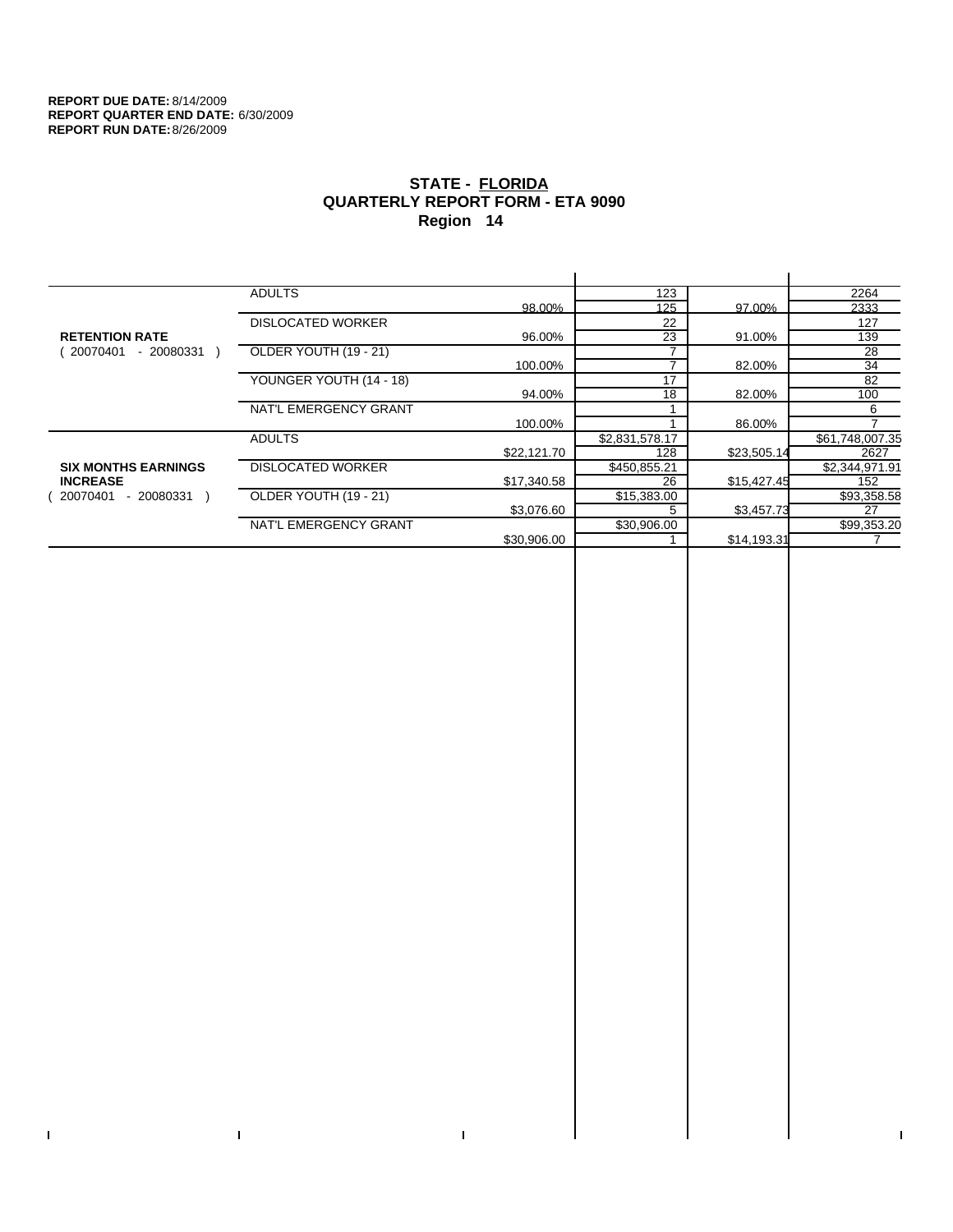**REPORT DUE DATE:** 8/14/2009
**REPORT QUARTER END DATE:** 6/30/2009
**REPORT RUN DATE:** 8/26/2009

# STATE - FLORIDA
## QUARTERLY REPORT FORM - ETA 9090
## Region 14

| | | | | | |
|---|---|---|---|---|---|
| **RETENTION RATE** ( 20070401 - 20080331 ) | ADULTS | | 123 | | 2264 |
| | | 98.00% | 125 | 97.00% | 2333 |
| | DISLOCATED WORKER | | 22 | | 127 |
| | | 96.00% | 23 | 91.00% | 139 |
| | OLDER YOUTH (19 - 21) | | 7 | | 28 |
| | | 100.00% | 7 | 82.00% | 34 |
| | YOUNGER YOUTH (14 - 18) | | 17 | | 82 |
| | | 94.00% | 18 | 82.00% | 100 |
| | NAT'L EMERGENCY GRANT | | 1 | | 6 |
| | | 100.00% | 1 | 86.00% | 7 |
| **SIX MONTHS EARNINGS INCREASE** ( 20070401 - 20080331 ) | ADULTS | | $2,831,578.17 | | $61,748,007.35 |
| | | $22,121.70 | 128 | $23,505.14 | 2627 |
| | DISLOCATED WORKER | | $450,855.21 | | $2,344,971.91 |
| | | $17,340.58 | 26 | $15,427.45 | 152 |
| | OLDER YOUTH (19 - 21) | | $15,383.00 | | $93,358.58 |
| | | $3,076.60 | 5 | $3,457.73 | 27 |
| | NAT'L EMERGENCY GRANT | | $30,906.00 | | $99,353.20 |
| | | $30,906.00 | 1 | $14,193.31 | 7 |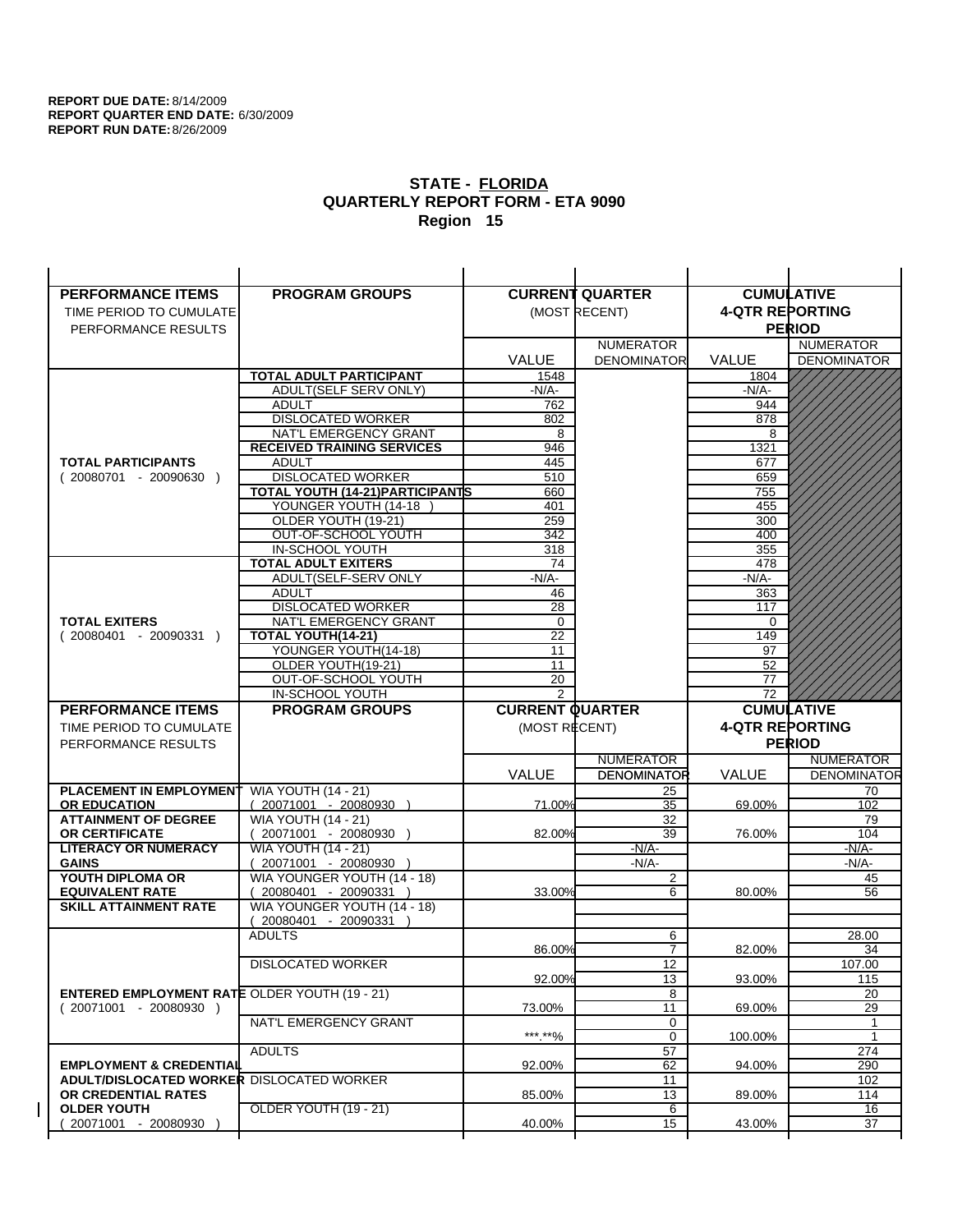**REPORT DUE DATE:** 8/14/2009
**REPORT QUARTER END DATE:** 6/30/2009
**REPORT RUN DATE:** 8/26/2009

## STATE - FLORIDA
## QUARTERLY REPORT FORM - ETA 9090
## Region 15

| PERFORMANCE ITEMS<br>TIME PERIOD TO CUMULATE PERFORMANCE RESULTS | PROGRAM GROUPS | CURRENT QUARTER (MOST RECENT) | | CUMULATIVE 4-QTR REPORTING PERIOD | |
|---|---|---|---|---|---|
| | | VALUE | NUMERATOR DENOMINATOR | VALUE | NUMERATOR DENOMINATOR |
| **TOTAL PARTICIPANTS** ( 20080701 - 20090630 ) | **TOTAL ADULT PARTICIPANT** | 1548 | | 1804 | |
| | ADULT(SELF SERV ONLY) | -N/A- | | -N/A- | |
| | ADULT | 762 | | 944 | |
| | DISLOCATED WORKER | 802 | | 878 | |
| | NAT'L EMERGENCY GRANT | 8 | | 8 | |
| | **RECEIVED TRAINING SERVICES** | 946 | | 1321 | |
| | ADULT | 445 | | 677 | |
| | DISLOCATED WORKER | 510 | | 659 | |
| | **TOTAL YOUTH (14-21)PARTICIPANTS** | 660 | | 755 | |
| | YOUNGER YOUTH (14-18 ) | 401 | | 455 | |
| | OLDER YOUTH (19-21) | 259 | | 300 | |
| | OUT-OF-SCHOOL YOUTH | 342 | | 400 | |
| | IN-SCHOOL YOUTH | 318 | | 355 | |
| **TOTAL EXITERS** ( 20080401 - 20090331 ) | **TOTAL ADULT EXITERS** | 74 | | 478 | |
| | ADULT(SELF-SERV ONLY | -N/A- | | -N/A- | |
| | ADULT | 46 | | 363 | |
| | DISLOCATED WORKER | 28 | | 117 | |
| | NAT'L EMERGENCY GRANT | 0 | | 0 | |
| | **TOTAL YOUTH(14-21)** | 22 | | 149 | |
| | YOUNGER YOUTH(14-18) | 11 | | 97 | |
| | OLDER YOUTH(19-21) | 11 | | 52 | |
| | OUT-OF-SCHOOL YOUTH | 20 | | 77 | |
| | IN-SCHOOL YOUTH | 2 | | 72 | |

| PERFORMANCE ITEMS<br>TIME PERIOD TO CUMULATE PERFORMANCE RESULTS | PROGRAM GROUPS | CURRENT QUARTER (MOST RECENT) | | CUMULATIVE 4-QTR REPORTING PERIOD | |
|---|---|---|---|---|---|
| | | VALUE | NUMERATOR DENOMINATOR | VALUE | NUMERATOR DENOMINATOR |
| **PLACEMENT IN EMPLOYMENT OR EDUCATION** | WIA YOUTH (14 - 21) ( 20071001 - 20080930 ) | 71.00% | 25 / 35 | 69.00% | 70 / 102 |
| **ATTAINMENT OF DEGREE OR CERTIFICATE** | WIA YOUTH (14 - 21) ( 20071001 - 20080930 ) | 82.00% | 32 / 39 | 76.00% | 79 / 104 |
| **LITERACY OR NUMERACY GAINS** | WIA YOUTH (14 - 21) ( 20071001 - 20080930 ) | | -N/A- / -N/A- | | -N/A- / -N/A- |
| **YOUTH DIPLOMA OR EQUIVALENT RATE** | WIA YOUNGER YOUTH (14 - 18) ( 20080401 - 20090331 ) | 33.00% | 2 / 6 | 80.00% | 45 / 56 |
| **SKILL ATTAINMENT RATE** | WIA YOUNGER YOUTH (14 - 18) ( 20080401 - 20090331 ) | | | | |
| **ENTERED EMPLOYMENT RATE** ( 20071001 - 20080930 ) | ADULTS | 86.00% | 6 / 7 | 82.00% | 28.00 / 34 |
| | DISLOCATED WORKER | 92.00% | 12 / 13 | 93.00% | 107.00 / 115 |
| | OLDER YOUTH (19 - 21) | 73.00% | 8 / 11 | 69.00% | 20 / 29 |
| | NAT'L EMERGENCY GRANT | ***.**% | 0 / 0 | 100.00% | 1 / 1 |
| **EMPLOYMENT & CREDENTIAL ADULT/DISLOCATED WORKER OR CREDENTIAL RATES OLDER YOUTH** ( 20071001 - 20080930 ) | ADULTS | 92.00% | 57 / 62 | 94.00% | 274 / 290 |
| | DISLOCATED WORKER | 85.00% | 11 / 13 | 89.00% | 102 / 114 |
| | OLDER YOUTH (19 - 21) | 40.00% | 6 / 15 | 43.00% | 16 / 37 |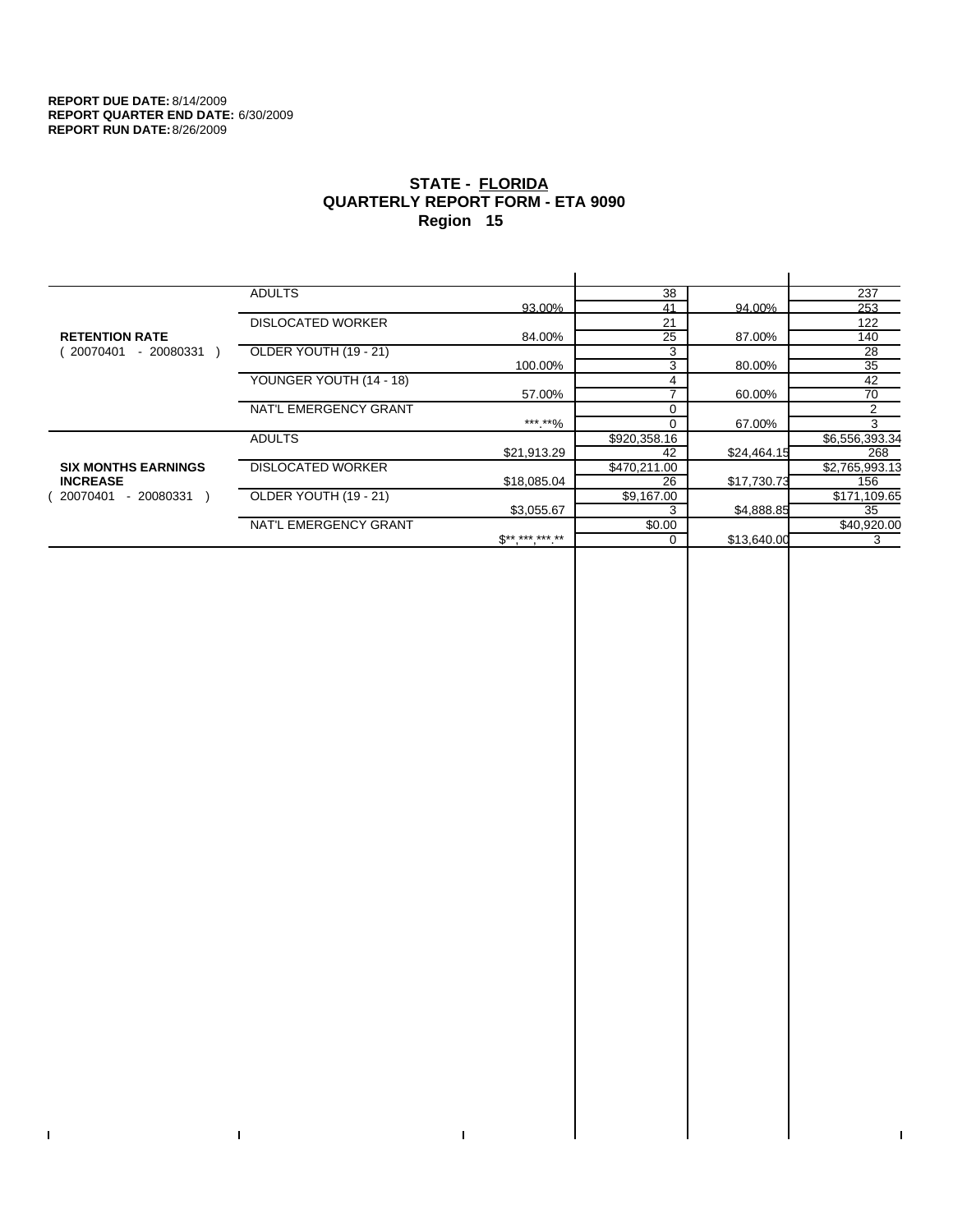**REPORT DUE DATE:** 8/14/2009
**REPORT QUARTER END DATE:** 6/30/2009
**REPORT RUN DATE:** 8/26/2009

## STATE - FLORIDA
## QUARTERLY REPORT FORM - ETA 9090
## Region 15

| | | | | | |
|---|---|---|---|---|---|
| **RETENTION RATE** ( 20070401 - 20080331 ) | ADULTS | | 38 | | 237 |
| | | 93.00% | 41 | 94.00% | 253 |
| | DISLOCATED WORKER | | 21 | | 122 |
| | | 84.00% | 25 | 87.00% | 140 |
| | OLDER YOUTH (19 - 21) | | 3 | | 28 |
| | | 100.00% | 3 | 80.00% | 35 |
| | YOUNGER YOUTH (14 - 18) | | 4 | | 42 |
| | | 57.00% | 7 | 60.00% | 70 |
| | NAT'L EMERGENCY GRANT | | 0 | | 2 |
| | | ***.**% | 0 | 67.00% | 3 |
| **SIX MONTHS EARNINGS INCREASE** ( 20070401 - 20080331 ) | ADULTS | | $920,358.16 | | $6,556,393.34 |
| | | $21,913.29 | 42 | $24,464.15 | 268 |
| | DISLOCATED WORKER | | $470,211.00 | | $2,765,993.13 |
| | | $18,085.04 | 26 | $17,730.73 | 156 |
| | OLDER YOUTH (19 - 21) | | $9,167.00 | | $171,109.65 |
| | | $3,055.67 | 3 | $4,888.85 | 35 |
| | NAT'L EMERGENCY GRANT | | $0.00 | | $40,920.00 |
| | | $**,***,***.** | 0 | $13,640.00 | 3 |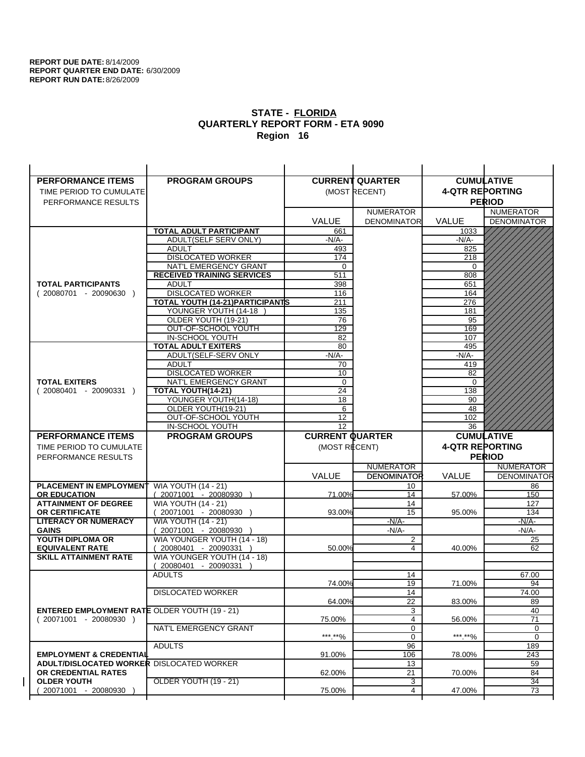**REPORT DUE DATE:** 8/14/2009
**REPORT QUARTER END DATE:** 6/30/2009
**REPORT RUN DATE:** 8/26/2009

# STATE - FLORIDA
## QUARTERLY REPORT FORM - ETA 9090
## Region 16

| PERFORMANCE ITEMS<br>TIME PERIOD TO CUMULATE<br>PERFORMANCE RESULTS | PROGRAM GROUPS | CURRENT QUARTER (MOST RECENT) VALUE | CURRENT QUARTER NUMERATOR DENOMINATOR | CUMULATIVE 4-QTR REPORTING PERIOD VALUE | CUMULATIVE NUMERATOR DENOMINATOR |
|---|---|---|---|---|---|
| | **TOTAL ADULT PARTICIPANT** | 661 | | 1033 | |
| | ADULT(SELF SERV ONLY) | -N/A- | | -N/A- | |
| | ADULT | 493 | | 825 | |
| | DISLOCATED WORKER | 174 | | 218 | |
| | NAT'L EMERGENCY GRANT | 0 | | 0 | |
| | **RECEIVED TRAINING SERVICES** | 511 | | 808 | |
| **TOTAL PARTICIPANTS** | ADULT | 398 | | 651 | |
| ( 20080701 - 20090630 ) | DISLOCATED WORKER | 116 | | 164 | |
| | **TOTAL YOUTH (14-21)PARTICIPANTS** | 211 | | 276 | |
| | YOUNGER YOUTH (14-18 ) | 135 | | 181 | |
| | OLDER YOUTH (19-21) | 76 | | 95 | |
| | OUT-OF-SCHOOL YOUTH | 129 | | 169 | |
| | IN-SCHOOL YOUTH | 82 | | 107 | |
| | **TOTAL ADULT EXITERS** | 80 | | 495 | |
| | ADULT(SELF-SERV ONLY | -N/A- | | -N/A- | |
| | ADULT | 70 | | 419 | |
| | DISLOCATED WORKER | 10 | | 82 | |
| **TOTAL EXITERS** | NAT'L EMERGENCY GRANT | 0 | | 0 | |
| ( 20080401 - 20090331 ) | **TOTAL YOUTH(14-21)** | 24 | | 138 | |
| | YOUNGER YOUTH(14-18) | 18 | | 90 | |
| | OLDER YOUTH(19-21) | 6 | | 48 | |
| | OUT-OF-SCHOOL YOUTH | 12 | | 102 | |
| | IN-SCHOOL YOUTH | 12 | | 36 | |

| PERFORMANCE ITEMS<br>TIME PERIOD TO CUMULATE<br>PERFORMANCE RESULTS | PROGRAM GROUPS | CURRENT QUARTER (MOST RECENT) VALUE | CURRENT QUARTER NUMERATOR DENOMINATOR | CUMULATIVE 4-QTR REPORTING PERIOD VALUE | CUMULATIVE NUMERATOR DENOMINATOR |
|---|---|---|---|---|---|
| **PLACEMENT IN EMPLOYMENT** | WIA YOUTH (14 - 21) | | 10 | | 86 |
| **OR EDUCATION** | ( 20071001 - 20080930 ) | 71.00% | 14 | 57.00% | 150 |
| **ATTAINMENT OF DEGREE** | WIA YOUTH (14 - 21) | | 14 | | 127 |
| **OR CERTIFICATE** | ( 20071001 - 20080930 ) | 93.00% | 15 | 95.00% | 134 |
| **LITERACY OR NUMERACY** | WIA YOUTH (14 - 21) | | -N/A- | | -N/A- |
| **GAINS** | ( 20071001 - 20080930 ) | | -N/A- | | -N/A- |
| **YOUTH DIPLOMA OR** | WIA YOUNGER YOUTH (14 - 18) | | 2 | | 25 |
| **EQUIVALENT RATE** | ( 20080401 - 20090331 ) | 50.00% | 4 | 40.00% | 62 |
| **SKILL ATTAINMENT RATE** | WIA YOUNGER YOUTH (14 - 18) ( 20080401 - 20090331 ) | | | | |
| | ADULTS | | 14 | | 67.00 |
| | | 74.00% | 19 | 71.00% | 94 |
| | DISLOCATED WORKER | | 14 | | 74.00 |
| | | 64.00% | 22 | 83.00% | 89 |
| **ENTERED EMPLOYMENT RATE** | OLDER YOUTH (19 - 21) | | 3 | | 40 |
| ( 20071001 - 20080930 ) | | 75.00% | 4 | 56.00% | 71 |
| | NAT'L EMERGENCY GRANT | | 0 | | 0 |
| | | ***.**% | 0 | ***.**% | 0 |
| | ADULTS | | 96 | | 189 |
| **EMPLOYMENT & CREDENTIAL** | | 91.00% | 106 | 78.00% | 243 |
| **ADULT/DISLOCATED WORKER** | DISLOCATED WORKER | | 13 | | 59 |
| **OR CREDENTIAL RATES** | | 62.00% | 21 | 70.00% | 84 |
| **OLDER YOUTH** | OLDER YOUTH (19 - 21) | | 3 | | 34 |
| ( 20071001 - 20080930 ) | | 75.00% | 4 | 47.00% | 73 |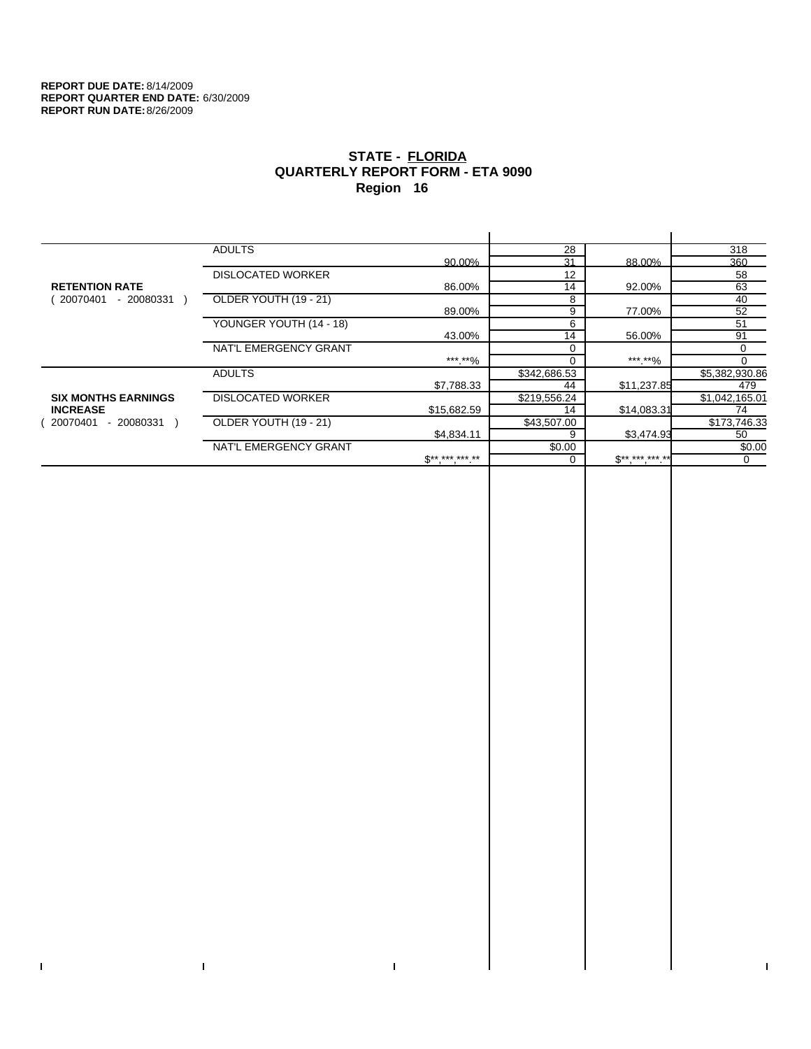**REPORT DUE DATE:** 8/14/2009
**REPORT QUARTER END DATE:** 6/30/2009
**REPORT RUN DATE:** 8/26/2009

# STATE - FLORIDA
## QUARTERLY REPORT FORM - ETA 9090
## Region 16

| | | | | | |
|---|---|---|---|---|---|
| **RETENTION RATE** ( 20070401 - 20080331 ) | ADULTS | | 28 | | 318 |
| | | 90.00% | 31 | 88.00% | 360 |
| | DISLOCATED WORKER | | 12 | | 58 |
| | | 86.00% | 14 | 92.00% | 63 |
| | OLDER YOUTH (19 - 21) | | 8 | | 40 |
| | | 89.00% | 9 | 77.00% | 52 |
| | YOUNGER YOUTH (14 - 18) | | 6 | | 51 |
| | | 43.00% | 14 | 56.00% | 91 |
| | NAT'L EMERGENCY GRANT | | 0 | | 0 |
| | | ***.**% | 0 | ***.**% | 0 |
| **SIX MONTHS EARNINGS INCREASE** ( 20070401 - 20080331 ) | ADULTS | | $342,686.53 | | $5,382,930.86 |
| | | $7,788.33 | 44 | $11,237.85 | 479 |
| | DISLOCATED WORKER | | $219,556.24 | | $1,042,165.01 |
| | | $15,682.59 | 14 | $14,083.31 | 74 |
| | OLDER YOUTH (19 - 21) | | $43,507.00 | | $173,746.33 |
| | | $4,834.11 | 9 | $3,474.93 | 50 |
| | NAT'L EMERGENCY GRANT | | $0.00 | | $0.00 |
| | | $**,***,***.** | 0 | $**,***,***.** | 0 |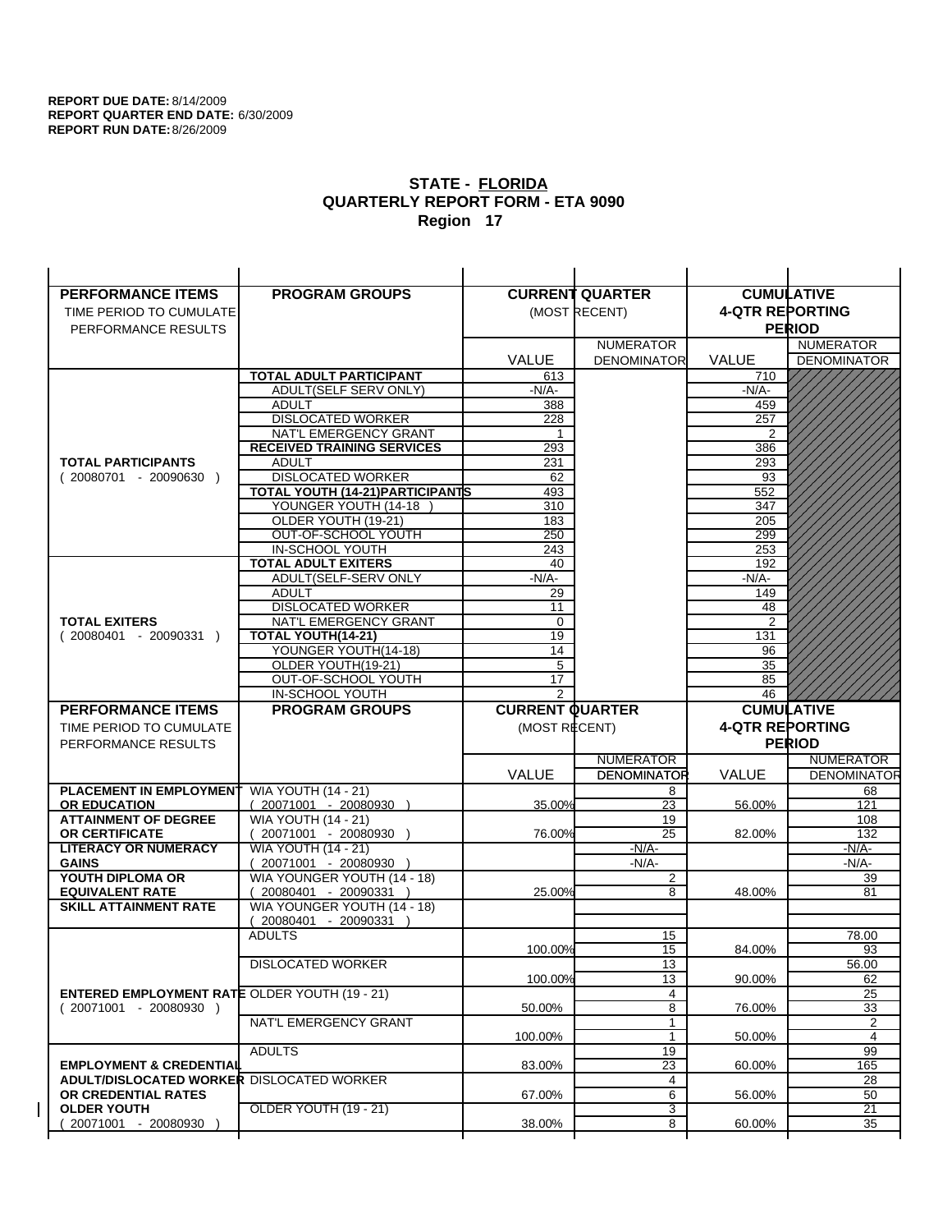**REPORT DUE DATE:** 8/14/2009
**REPORT QUARTER END DATE:** 6/30/2009
**REPORT RUN DATE:** 8/26/2009

## STATE - FLORIDA
## QUARTERLY REPORT FORM - ETA 9090
## Region 17

| PERFORMANCE ITEMS<br>TIME PERIOD TO CUMULATE PERFORMANCE RESULTS | PROGRAM GROUPS | CURRENT QUARTER (MOST RECENT) VALUE | NUMERATOR DENOMINATOR | CUMULATIVE 4-QTR REPORTING PERIOD VALUE | NUMERATOR DENOMINATOR |
|---|---|---|---|---|---|
| **TOTAL PARTICIPANTS** ( 20080701 - 20090630 ) | **TOTAL ADULT PARTICIPANT** | 613 | | 710 | |
| | ADULT(SELF SERV ONLY) | -N/A- | | -N/A- | |
| | ADULT | 388 | | 459 | |
| | DISLOCATED WORKER | 228 | | 257 | |
| | NAT'L EMERGENCY GRANT | 1 | | 2 | |
| | **RECEIVED TRAINING SERVICES** | 293 | | 386 | |
| | ADULT | 231 | | 293 | |
| | DISLOCATED WORKER | 62 | | 93 | |
| | **TOTAL YOUTH (14-21)PARTICIPANTS** | 493 | | 552 | |
| | YOUNGER YOUTH (14-18 ) | 310 | | 347 | |
| | OLDER YOUTH (19-21) | 183 | | 205 | |
| | OUT-OF-SCHOOL YOUTH | 250 | | 299 | |
| | IN-SCHOOL YOUTH | 243 | | 253 | |
| **TOTAL EXITERS** ( 20080401 - 20090331 ) | **TOTAL ADULT EXITERS** | 40 | | 192 | |
| | ADULT(SELF-SERV ONLY | -N/A- | | -N/A- | |
| | ADULT | 29 | | 149 | |
| | DISLOCATED WORKER | 11 | | 48 | |
| | NAT'L EMERGENCY GRANT | 0 | | 2 | |
| | **TOTAL YOUTH(14-21)** | 19 | | 131 | |
| | YOUNGER YOUTH(14-18) | 14 | | 96 | |
| | OLDER YOUTH(19-21) | 5 | | 35 | |
| | OUT-OF-SCHOOL YOUTH | 17 | | 85 | |
| | IN-SCHOOL YOUTH | 2 | | 46 | |

| PERFORMANCE ITEMS<br>TIME PERIOD TO CUMULATE PERFORMANCE RESULTS | PROGRAM GROUPS | CURRENT QUARTER (MOST RECENT) VALUE | NUMERATOR DENOMINATOR | CUMULATIVE 4-QTR REPORTING PERIOD VALUE | NUMERATOR DENOMINATOR |
|---|---|---|---|---|---|
| **PLACEMENT IN EMPLOYMENT OR EDUCATION** | WIA YOUTH (14 - 21) ( 20071001 - 20080930 ) | 35.00% | 8 / 23 | 56.00% | 68 / 121 |
| **ATTAINMENT OF DEGREE OR CERTIFICATE** | WIA YOUTH (14 - 21) ( 20071001 - 20080930 ) | 76.00% | 19 / 25 | 82.00% | 108 / 132 |
| **LITERACY OR NUMERACY GAINS** | WIA YOUTH (14 - 21) ( 20071001 - 20080930 ) | | -N/A- / -N/A- | | -N/A- / -N/A- |
| **YOUTH DIPLOMA OR EQUIVALENT RATE** | WIA YOUNGER YOUTH (14 - 18) ( 20080401 - 20090331 ) | 25.00% | 2 / 8 | 48.00% | 39 / 81 |
| **SKILL ATTAINMENT RATE** | WIA YOUNGER YOUTH (14 - 18) ( 20080401 - 20090331 ) | | | | |
| **ENTERED EMPLOYMENT RATE** ( 20071001 - 20080930 ) | ADULTS | 100.00% | 15 / 15 | 84.00% | 78.00 / 93 |
| | DISLOCATED WORKER | 100.00% | 13 / 13 | 90.00% | 56.00 / 62 |
| | OLDER YOUTH (19 - 21) | 50.00% | 4 / 8 | 76.00% | 25 / 33 |
| | NAT'L EMERGENCY GRANT | 100.00% | 1 / 1 | 50.00% | 2 / 4 |
| **EMPLOYMENT & CREDENTIAL ADULT/DISLOCATED WORKER OR CREDENTIAL RATES OLDER YOUTH** ( 20071001 - 20080930 ) | ADULTS | 83.00% | 19 / 23 | 60.00% | 99 / 165 |
| | DISLOCATED WORKER | 67.00% | 4 / 6 | 56.00% | 28 / 50 |
| | OLDER YOUTH (19 - 21) | 38.00% | 3 / 8 | 60.00% | 21 / 35 |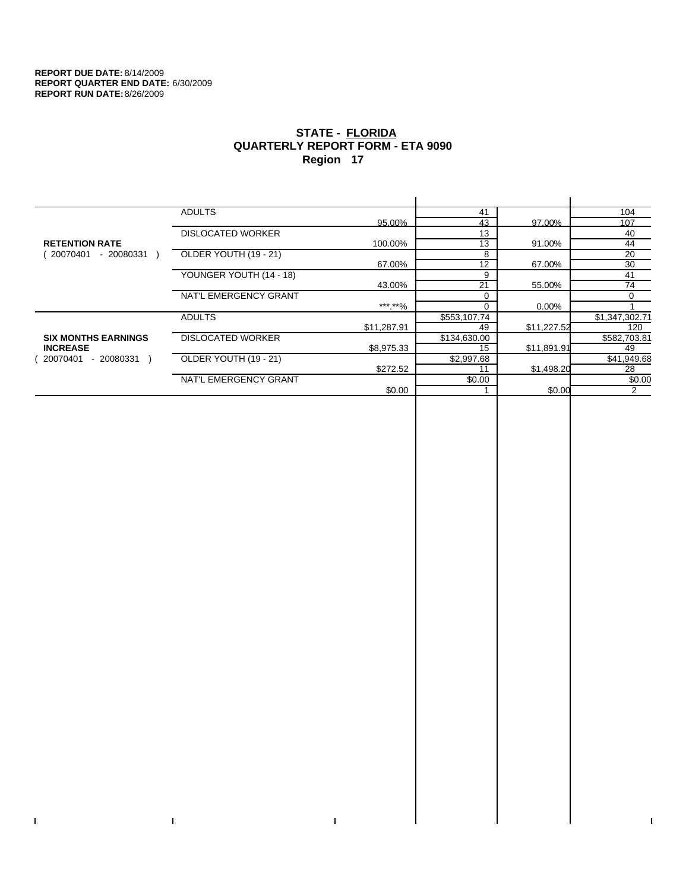**REPORT DUE DATE:** 8/14/2009
**REPORT QUARTER END DATE:** 6/30/2009
**REPORT RUN DATE:** 8/26/2009

## STATE - FLORIDA
## QUARTERLY REPORT FORM - ETA 9090
## Region 17

| | | | | | |
|---|---|---|---|---|---|
| **RETENTION RATE** ( 20070401 - 20080331 ) | ADULTS | 95.00% | 41 | 97.00% | 104 |
| | | | 43 | | 107 |
| | DISLOCATED WORKER | 100.00% | 13 | 91.00% | 40 |
| | | | 13 | | 44 |
| | OLDER YOUTH (19 - 21) | 67.00% | 8 | 67.00% | 20 |
| | | | 12 | | 30 |
| | YOUNGER YOUTH (14 - 18) | 43.00% | 9 | 55.00% | 41 |
| | | | 21 | | 74 |
| | NAT'L EMERGENCY GRANT | ***.**% | 0 | 0.00% | 0 |
| | | | 0 | | 1 |
| **SIX MONTHS EARNINGS INCREASE** ( 20070401 - 20080331 ) | ADULTS | $11,287.91 | $553,107.74 | $11,227.52 | $1,347,302.71 |
| | | | 49 | | 120 |
| | DISLOCATED WORKER | $8,975.33 | $134,630.00 | $11,891.91 | $582,703.81 |
| | | | 15 | | 49 |
| | OLDER YOUTH (19 - 21) | $272.52 | $2,997.68 | $1,498.20 | $41,949.68 |
| | | | 11 | | 28 |
| | NAT'L EMERGENCY GRANT | $0.00 | $0.00 | $0.00 | $0.00 |
| | | | 1 | | 2 |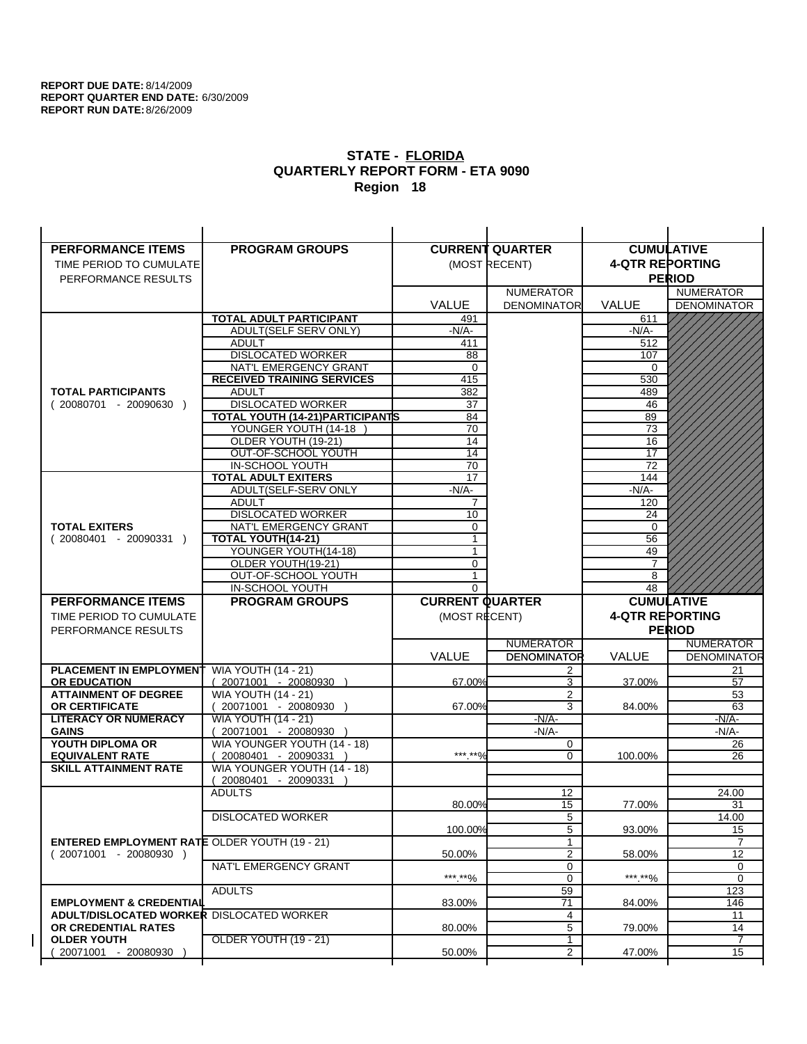**REPORT DUE DATE:** 8/14/2009
**REPORT QUARTER END DATE:** 6/30/2009
**REPORT RUN DATE:** 8/26/2009

## STATE - FLORIDA
## QUARTERLY REPORT FORM - ETA 9090
## Region 18

| PERFORMANCE ITEMS<br>TIME PERIOD TO CUMULATE PERFORMANCE RESULTS | PROGRAM GROUPS | CURRENT QUARTER (MOST RECENT) | | CUMULATIVE 4-QTR REPORTING PERIOD | |
|---|---|---|---|---|---|
| | | VALUE | NUMERATOR<br>DENOMINATOR | VALUE | NUMERATOR<br>DENOMINATOR |
| **TOTAL PARTICIPANTS**<br>( 20080701 - 20090630 ) | **TOTAL ADULT PARTICIPANT** | 491 | | 611 | |
| | ADULT(SELF SERV ONLY) | -N/A- | | -N/A- | |
| | ADULT | 411 | | 512 | |
| | DISLOCATED WORKER | 88 | | 107 | |
| | NAT'L EMERGENCY GRANT | 0 | | 0 | |
| | **RECEIVED TRAINING SERVICES** | 415 | | 530 | |
| | ADULT | 382 | | 489 | |
| | DISLOCATED WORKER | 37 | | 46 | |
| | **TOTAL YOUTH (14-21)PARTICIPANTS** | 84 | | 89 | |
| | YOUNGER YOUTH (14-18 ) | 70 | | 73 | |
| | OLDER YOUTH (19-21) | 14 | | 16 | |
| | OUT-OF-SCHOOL YOUTH | 14 | | 17 | |
| | IN-SCHOOL YOUTH | 70 | | 72 | |
| **TOTAL EXITERS**<br>( 20080401 - 20090331 ) | **TOTAL ADULT EXITERS** | 17 | | 144 | |
| | ADULT(SELF-SERV ONLY | -N/A- | | -N/A- | |
| | ADULT | 7 | | 120 | |
| | DISLOCATED WORKER | 10 | | 24 | |
| | NAT'L EMERGENCY GRANT | 0 | | 0 | |
| | **TOTAL YOUTH(14-21)** | 1 | | 56 | |
| | YOUNGER YOUTH(14-18) | 1 | | 49 | |
| | OLDER YOUTH(19-21) | 0 | | 7 | |
| | OUT-OF-SCHOOL YOUTH | 1 | | 8 | |
| | IN-SCHOOL YOUTH | 0 | | 48 | |

| PERFORMANCE ITEMS<br>TIME PERIOD TO CUMULATE PERFORMANCE RESULTS | PROGRAM GROUPS | CURRENT QUARTER (MOST RECENT) | | CUMULATIVE 4-QTR REPORTING PERIOD | |
|---|---|---|---|---|---|
| | | VALUE | NUMERATOR<br>DENOMINATOR | VALUE | NUMERATOR<br>DENOMINATOR |
| **PLACEMENT IN EMPLOYMENT OR EDUCATION** | WIA YOUTH (14 - 21)<br>( 20071001 - 20080930 ) | 67.00% | 2<br>3 | 37.00% | 21<br>57 |
| **ATTAINMENT OF DEGREE OR CERTIFICATE** | WIA YOUTH (14 - 21)<br>( 20071001 - 20080930 ) | 67.00% | 2<br>3 | 84.00% | 53<br>63 |
| **LITERACY OR NUMERACY GAINS** | WIA YOUTH (14 - 21)<br>( 20071001 - 20080930 ) | | -N/A-<br>-N/A- | | -N/A-<br>-N/A- |
| **YOUTH DIPLOMA OR EQUIVALENT RATE** | WIA YOUNGER YOUTH (14 - 18)<br>( 20080401 - 20090331 ) | \*\*\*.\*\*% | 0<br>0 | 100.00% | 26<br>26 |
| **SKILL ATTAINMENT RATE** | WIA YOUNGER YOUTH (14 - 18)<br>( 20080401 - 20090331 ) | | | | |
| **ENTERED EMPLOYMENT RATE**<br>( 20071001 - 20080930 ) | ADULTS | 80.00% | 12<br>15 | 77.00% | 24.00<br>31 |
| | DISLOCATED WORKER | 100.00% | 5<br>5 | 93.00% | 14.00<br>15 |
| | OLDER YOUTH (19 - 21) | 50.00% | 1<br>2 | 58.00% | 7<br>12 |
| | NAT'L EMERGENCY GRANT | \*\*\*.\*\*% | 0<br>0 | \*\*\*.\*\*% | 0<br>0 |
| **EMPLOYMENT & CREDENTIAL ADULT/DISLOCATED WORKER OR CREDENTIAL RATES OLDER YOUTH**<br>( 20071001 - 20080930 ) | ADULTS | 83.00% | 59<br>71 | 84.00% | 123<br>146 |
| | DISLOCATED WORKER | 80.00% | 4<br>5 | 79.00% | 11<br>14 |
| | OLDER YOUTH (19 - 21) | 50.00% | 1<br>2 | 47.00% | 7<br>15 |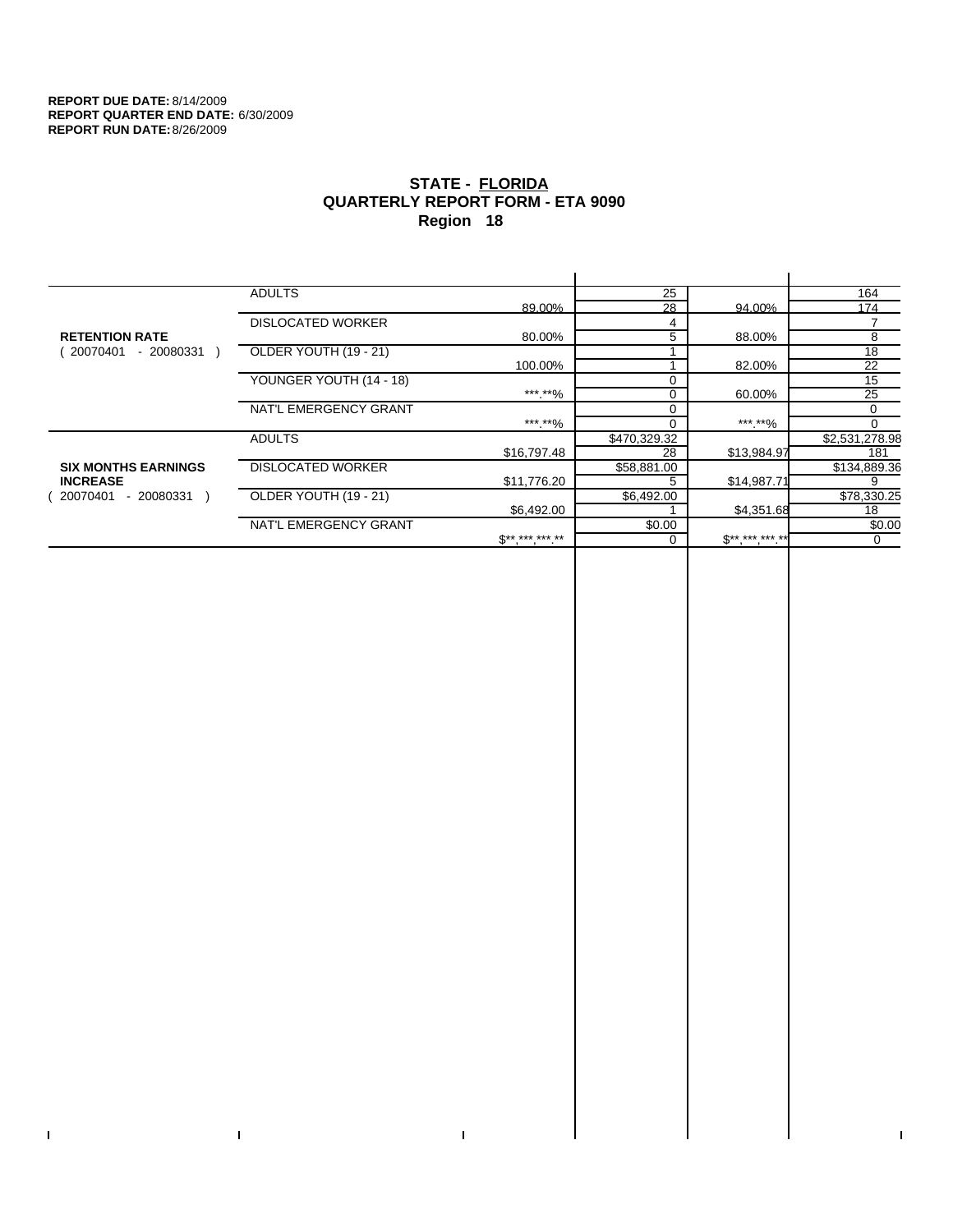**REPORT DUE DATE:** 8/14/2009
**REPORT QUARTER END DATE:** 6/30/2009
**REPORT RUN DATE:** 8/26/2009

# STATE - FLORIDA
## QUARTERLY REPORT FORM - ETA 9090
## Region 18

| | | | | | |
|---|---|---|---|---|---|
| **RETENTION RATE** ( 20070401 - 20080331 ) | ADULTS | | 25 | | 164 |
| | | 89.00% | 28 | 94.00% | 174 |
| | DISLOCATED WORKER | | 4 | | 7 |
| | | 80.00% | 5 | 88.00% | 8 |
| | OLDER YOUTH (19 - 21) | | 1 | | 18 |
| | | 100.00% | 1 | 82.00% | 22 |
| | YOUNGER YOUTH (14 - 18) | | 0 | | 15 |
| | | ***.**% | 0 | 60.00% | 25 |
| | NAT'L EMERGENCY GRANT | | 0 | | 0 |
| | | ***.**% | 0 | ***.**% | 0 |
| **SIX MONTHS EARNINGS INCREASE** ( 20070401 - 20080331 ) | ADULTS | | $470,329.32 | | $2,531,278.98 |
| | | $16,797.48 | 28 | $13,984.97 | 181 |
| | DISLOCATED WORKER | | $58,881.00 | | $134,889.36 |
| | | $11,776.20 | 5 | $14,987.71 | 9 |
| | OLDER YOUTH (19 - 21) | | $6,492.00 | | $78,330.25 |
| | | $6,492.00 | 1 | $4,351.68 | 18 |
| | NAT'L EMERGENCY GRANT | | $0.00 | | $0.00 |
| | | $**,***,***.** | 0 | $**,***,***.** | 0 |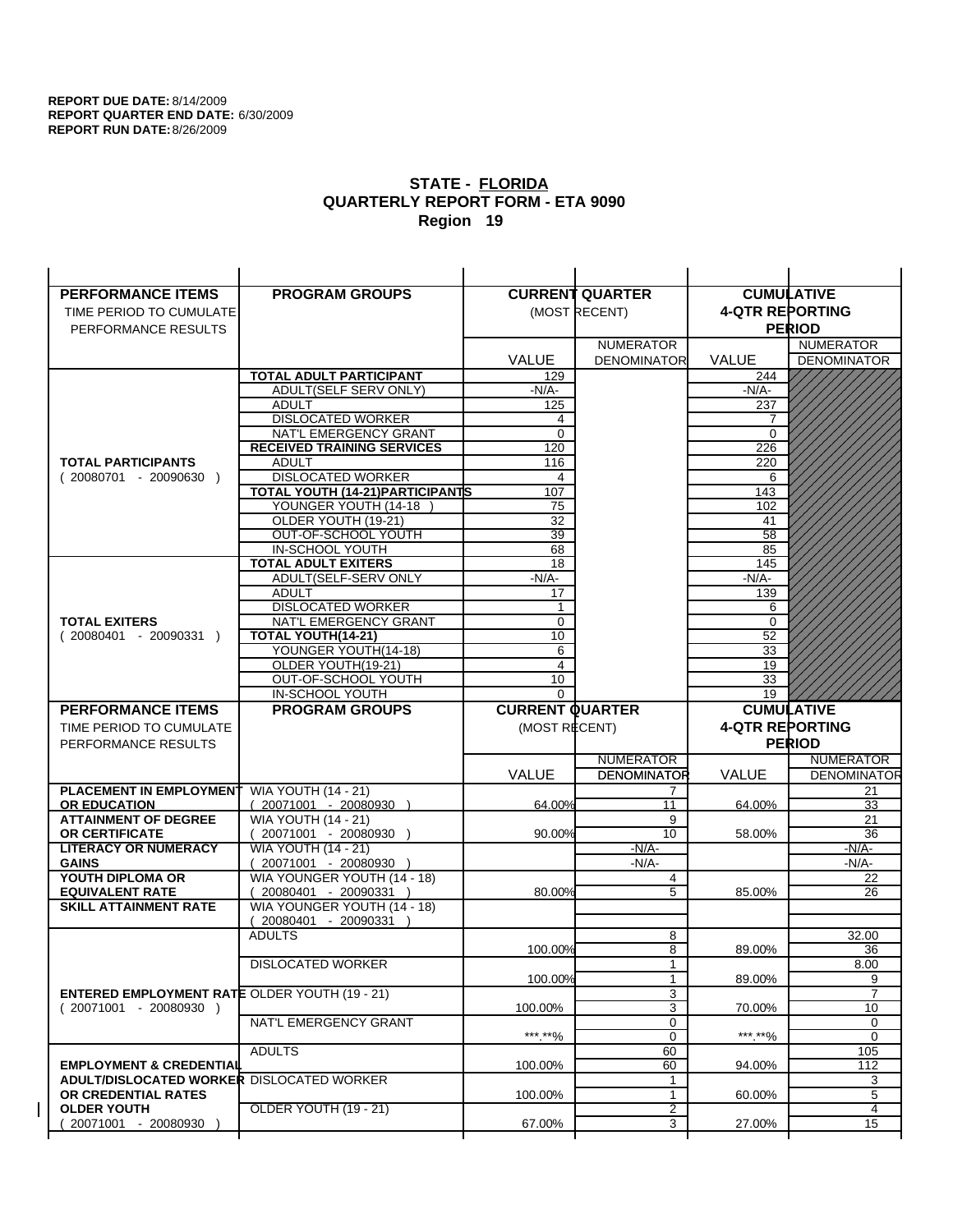**REPORT DUE DATE:** 8/14/2009
**REPORT QUARTER END DATE:** 6/30/2009
**REPORT RUN DATE:** 8/26/2009

## STATE - FLORIDA
## QUARTERLY REPORT FORM - ETA 9090
## Region 19

| PERFORMANCE ITEMS<br>TIME PERIOD TO CUMULATE PERFORMANCE RESULTS | PROGRAM GROUPS | CURRENT QUARTER (MOST RECENT) VALUE | NUMERATOR<br>DENOMINATOR | CUMULATIVE 4-QTR REPORTING PERIOD VALUE | NUMERATOR<br>DENOMINATOR |
|---|---|---|---|---|---|
| **TOTAL PARTICIPANTS**<br>( 20080701 - 20090630 ) | **TOTAL ADULT PARTICIPANT** | 129 | | 244 | |
| | ADULT(SELF SERV ONLY) | -N/A- | | -N/A- | |
| | ADULT | 125 | | 237 | |
| | DISLOCATED WORKER | 4 | | 7 | |
| | NAT'L EMERGENCY GRANT | 0 | | 0 | |
| | **RECEIVED TRAINING SERVICES** | 120 | | 226 | |
| | ADULT | 116 | | 220 | |
| | DISLOCATED WORKER | 4 | | 6 | |
| | **TOTAL YOUTH (14-21)PARTICIPANTS** | 107 | | 143 | |
| | YOUNGER YOUTH (14-18 ) | 75 | | 102 | |
| | OLDER YOUTH (19-21) | 32 | | 41 | |
| | OUT-OF-SCHOOL YOUTH | 39 | | 58 | |
| | IN-SCHOOL YOUTH | 68 | | 85 | |
| **TOTAL EXITERS**<br>( 20080401 - 20090331 ) | **TOTAL ADULT EXITERS** | 18 | | 145 | |
| | ADULT(SELF-SERV ONLY | -N/A- | | -N/A- | |
| | ADULT | 17 | | 139 | |
| | DISLOCATED WORKER | 1 | | 6 | |
| | NAT'L EMERGENCY GRANT | 0 | | 0 | |
| | **TOTAL YOUTH(14-21)** | 10 | | 52 | |
| | YOUNGER YOUTH(14-18) | 6 | | 33 | |
| | OLDER YOUTH(19-21) | 4 | | 19 | |
| | OUT-OF-SCHOOL YOUTH | 10 | | 33 | |
| | IN-SCHOOL YOUTH | 0 | | 19 | |

| PERFORMANCE ITEMS<br>TIME PERIOD TO CUMULATE PERFORMANCE RESULTS | PROGRAM GROUPS | CURRENT QUARTER (MOST RECENT) VALUE | NUMERATOR<br>DENOMINATOR | CUMULATIVE 4-QTR REPORTING PERIOD VALUE | NUMERATOR<br>DENOMINATOR |
|---|---|---|---|---|---|
| **PLACEMENT IN EMPLOYMENT OR EDUCATION** | WIA YOUTH (14 - 21)<br>( 20071001 - 20080930 ) | 64.00% | 7<br>11 | 64.00% | 21<br>33 |
| **ATTAINMENT OF DEGREE OR CERTIFICATE** | WIA YOUTH (14 - 21)<br>( 20071001 - 20080930 ) | 90.00% | 9<br>10 | 58.00% | 21<br>36 |
| **LITERACY OR NUMERACY GAINS** | WIA YOUTH (14 - 21)<br>( 20071001 - 20080930 ) | | -N/A-<br>-N/A- | | -N/A-<br>-N/A- |
| **YOUTH DIPLOMA OR EQUIVALENT RATE** | WIA YOUNGER YOUTH (14 - 18)<br>( 20080401 - 20090331 ) | 80.00% | 4<br>5 | 85.00% | 22<br>26 |
| **SKILL ATTAINMENT RATE** | WIA YOUNGER YOUTH (14 - 18)<br>( 20080401 - 20090331 ) | | | | |
| **ENTERED EMPLOYMENT RATE**<br>( 20071001 - 20080930 ) | ADULTS | 100.00% | 8<br>8 | 89.00% | 32.00<br>36 |
| | DISLOCATED WORKER | 100.00% | 1<br>1 | 89.00% | 8.00<br>9 |
| | OLDER YOUTH (19 - 21) | 100.00% | 3<br>3 | 70.00% | 7<br>10 |
| | NAT'L EMERGENCY GRANT | \*\*\*.\*\*% | 0<br>0 | \*\*\*.\*\*% | 0<br>0 |
| **EMPLOYMENT & CREDENTIAL ADULT/DISLOCATED WORKER OR CREDENTIAL RATES OLDER YOUTH**<br>( 20071001 - 20080930 ) | ADULTS | 100.00% | 60<br>60 | 94.00% | 105<br>112 |
| | DISLOCATED WORKER | 100.00% | 1<br>1 | 60.00% | 3<br>5 |
| | OLDER YOUTH (19 - 21) | 67.00% | 2<br>3 | 27.00% | 4<br>15 |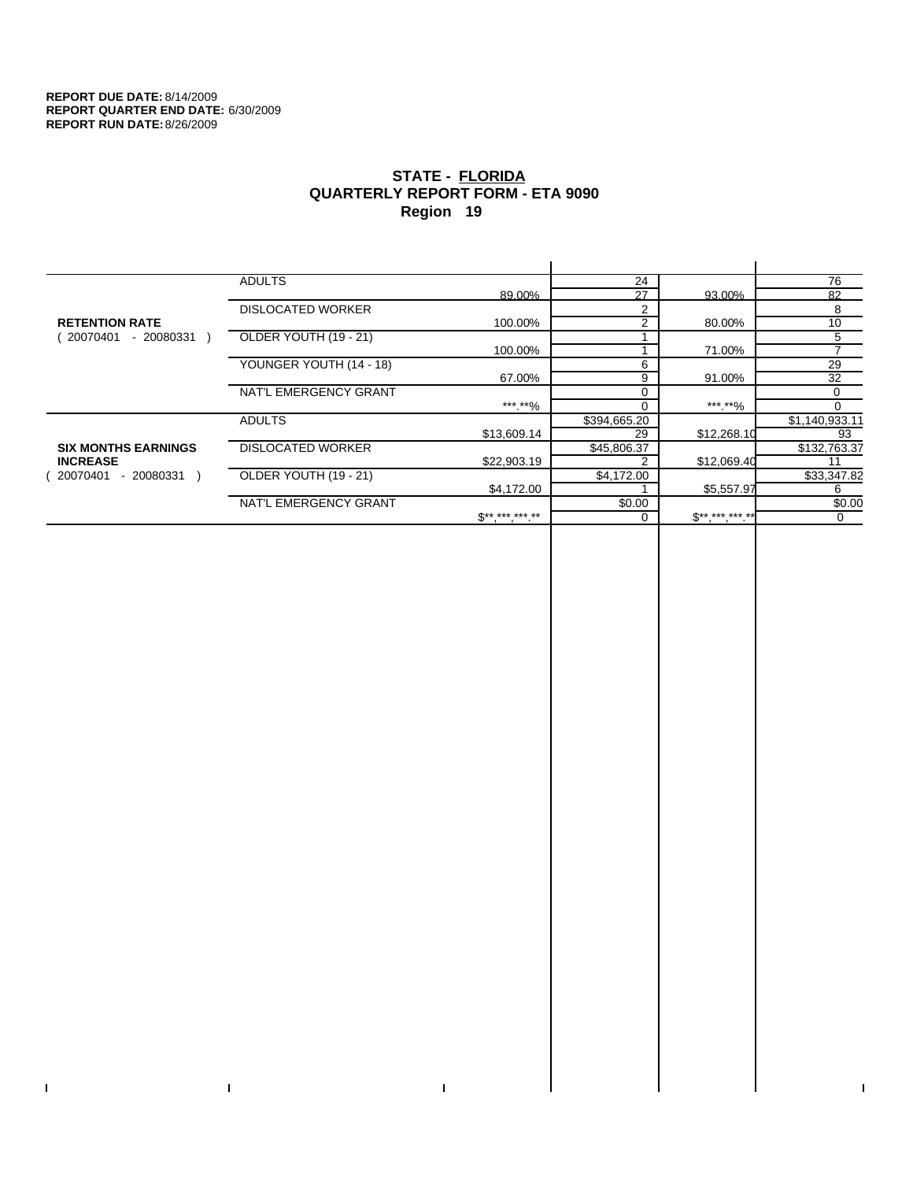**REPORT DUE DATE:** 8/14/2009
**REPORT QUARTER END DATE:** 6/30/2009
**REPORT RUN DATE:** 8/26/2009

# STATE - FLORIDA
## QUARTERLY REPORT FORM - ETA 9090
## Region 19

| | | | | | |
|---|---|---|---|---|---|
| **RETENTION RATE** ( 20070401 - 20080331 ) | ADULTS | | 24 | | 76 |
| | | 89.00% | 27 | 93.00% | 82 |
| | DISLOCATED WORKER | | 2 | | 8 |
| | | 100.00% | 2 | 80.00% | 10 |
| | OLDER YOUTH (19 - 21) | | 1 | | 5 |
| | | 100.00% | 1 | 71.00% | 7 |
| | YOUNGER YOUTH (14 - 18) | | 6 | | 29 |
| | | 67.00% | 9 | 91.00% | 32 |
| | NAT'L EMERGENCY GRANT | | 0 | | 0 |
| | | ***.**% | 0 | ***.**% | 0 |
| **SIX MONTHS EARNINGS INCREASE** ( 20070401 - 20080331 ) | ADULTS | | $394,665.20 | | $1,140,933.11 |
| | | $13,609.14 | 29 | $12,268.10 | 93 |
| | DISLOCATED WORKER | | $45,806.37 | | $132,763.37 |
| | | $22,903.19 | 2 | $12,069.40 | 11 |
| | OLDER YOUTH (19 - 21) | | $4,172.00 | | $33,347.82 |
| | | $4,172.00 | 1 | $5,557.97 | 6 |
| | NAT'L EMERGENCY GRANT | | $0.00 | | $0.00 |
| | | $**,***,***.** | 0 | $**,***,***.** | 0 |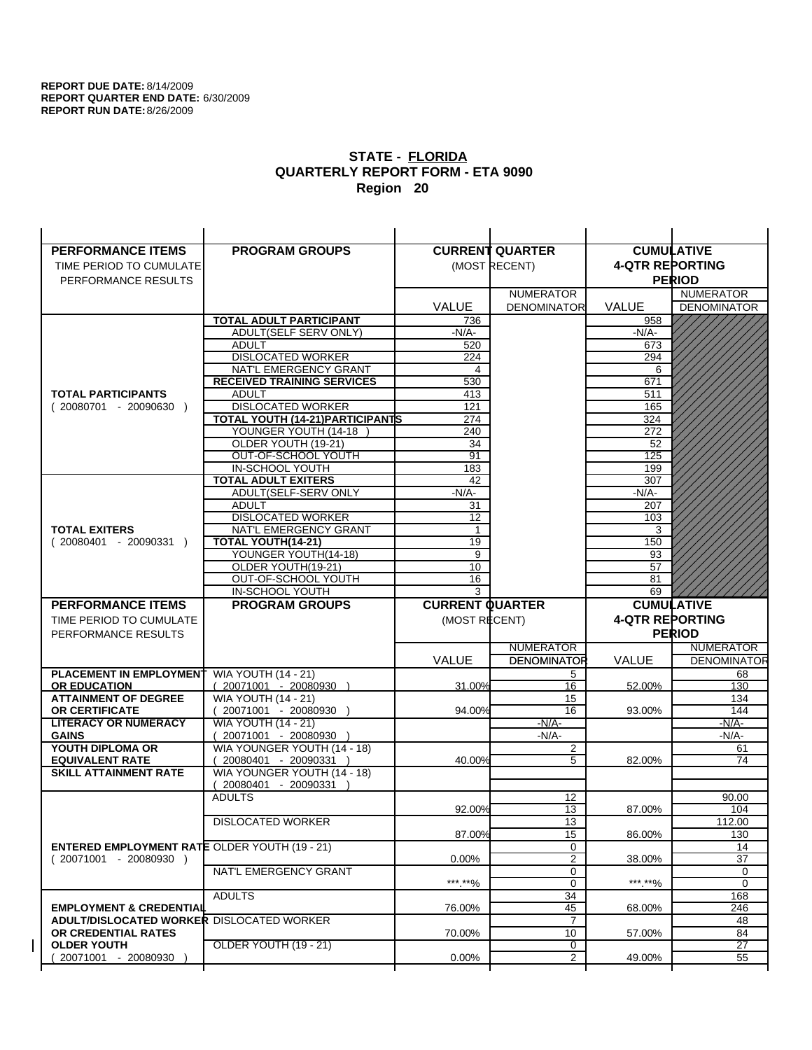**REPORT DUE DATE:** 8/14/2009
**REPORT QUARTER END DATE:** 6/30/2009
**REPORT RUN DATE:** 8/26/2009

## STATE - FLORIDA
## QUARTERLY REPORT FORM - ETA 9090
## Region 20

| PERFORMANCE ITEMS<br>TIME PERIOD TO CUMULATE<br>PERFORMANCE RESULTS | PROGRAM GROUPS | CURRENT QUARTER (MOST RECENT) | | CUMULATIVE 4-QTR REPORTING PERIOD | |
|---|---|---|---|---|---|
| | | VALUE | NUMERATOR<br>DENOMINATOR | VALUE | NUMERATOR<br>DENOMINATOR |
| **TOTAL PARTICIPANTS**<br>( 20080701 - 20090630 ) | **TOTAL ADULT PARTICIPANT** | 736 | | 958 | |
| | ADULT(SELF SERV ONLY) | -N/A- | | -N/A- | |
| | ADULT | 520 | | 673 | |
| | DISLOCATED WORKER | 224 | | 294 | |
| | NAT'L EMERGENCY GRANT | 4 | | 6 | |
| | **RECEIVED TRAINING SERVICES** | 530 | | 671 | |
| | ADULT | 413 | | 511 | |
| | DISLOCATED WORKER | 121 | | 165 | |
| | **TOTAL YOUTH (14-21)PARTICIPANTS** | 274 | | 324 | |
| | YOUNGER YOUTH (14-18 ) | 240 | | 272 | |
| | OLDER YOUTH (19-21) | 34 | | 52 | |
| | OUT-OF-SCHOOL YOUTH | 91 | | 125 | |
| | IN-SCHOOL YOUTH | 183 | | 199 | |
| **TOTAL EXITERS**<br>( 20080401 - 20090331 ) | **TOTAL ADULT EXITERS** | 42 | | 307 | |
| | ADULT(SELF-SERV ONLY | -N/A- | | -N/A- | |
| | ADULT | 31 | | 207 | |
| | DISLOCATED WORKER | 12 | | 103 | |
| | NAT'L EMERGENCY GRANT | 1 | | 3 | |
| | **TOTAL YOUTH(14-21)** | 19 | | 150 | |
| | YOUNGER YOUTH(14-18) | 9 | | 93 | |
| | OLDER YOUTH(19-21) | 10 | | 57 | |
| | OUT-OF-SCHOOL YOUTH | 16 | | 81 | |
| | IN-SCHOOL YOUTH | 3 | | 69 | |

| PERFORMANCE ITEMS<br>TIME PERIOD TO CUMULATE<br>PERFORMANCE RESULTS | PROGRAM GROUPS | CURRENT QUARTER (MOST RECENT) | | CUMULATIVE 4-QTR REPORTING PERIOD | |
|---|---|---|---|---|---|
| | | VALUE | NUMERATOR<br>DENOMINATOR | VALUE | NUMERATOR<br>DENOMINATOR |
| **PLACEMENT IN EMPLOYMENT OR EDUCATION** | WIA YOUTH (14 - 21)<br>( 20071001 - 20080930 ) | 31.00% | 5<br>16 | 52.00% | 68<br>130 |
| **ATTAINMENT OF DEGREE OR CERTIFICATE** | WIA YOUTH (14 - 21)<br>( 20071001 - 20080930 ) | 94.00% | 15<br>16 | 93.00% | 134<br>144 |
| **LITERACY OR NUMERACY GAINS** | WIA YOUTH (14 - 21)<br>( 20071001 - 20080930 ) | | -N/A-<br>-N/A- | | -N/A-<br>-N/A- |
| **YOUTH DIPLOMA OR EQUIVALENT RATE** | WIA YOUNGER YOUTH (14 - 18)<br>( 20080401 - 20090331 ) | 40.00% | 2<br>5 | 82.00% | 61<br>74 |
| **SKILL ATTAINMENT RATE** | WIA YOUNGER YOUTH (14 - 18)<br>( 20080401 - 20090331 ) | | | | |
| **ENTERED EMPLOYMENT RATE**<br>( 20071001 - 20080930 ) | ADULTS | 92.00% | 12<br>13 | 87.00% | 90.00<br>104 |
| | DISLOCATED WORKER | 87.00% | 13<br>15 | 86.00% | 112.00<br>130 |
| | OLDER YOUTH (19 - 21) | 0.00% | 0<br>2 | 38.00% | 14<br>37 |
| | NAT'L EMERGENCY GRANT | \*\*\*.\*\*% | 0<br>0 | \*\*\*.\*\*% | 0<br>0 |
| **EMPLOYMENT & CREDENTIAL ADULT/DISLOCATED WORKER OR CREDENTIAL RATES OLDER YOUTH**<br>( 20071001 - 20080930 ) | ADULTS | 76.00% | 34<br>45 | 68.00% | 168<br>246 |
| | DISLOCATED WORKER | 70.00% | 7<br>10 | 57.00% | 48<br>84 |
| | OLDER YOUTH (19 - 21) | 0.00% | 0<br>2 | 49.00% | 27<br>55 |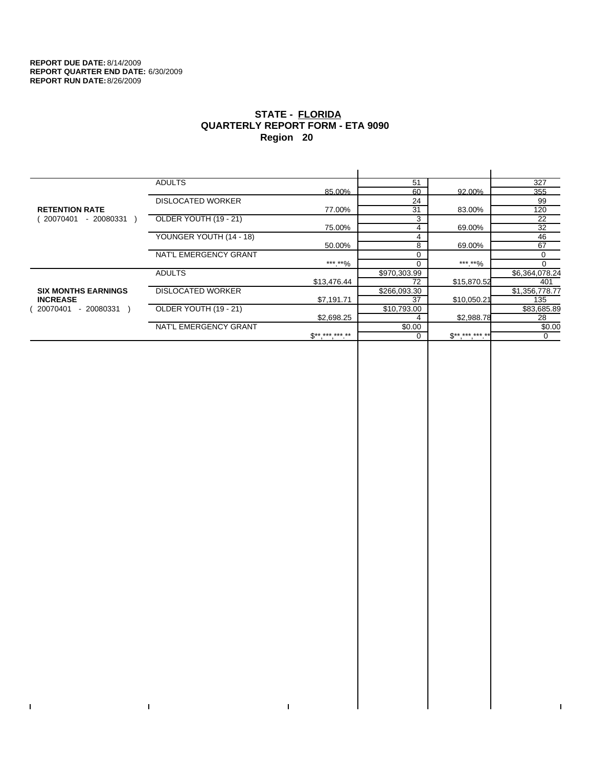**REPORT DUE DATE:** 8/14/2009
**REPORT QUARTER END DATE:** 6/30/2009
**REPORT RUN DATE:** 8/26/2009

## STATE - FLORIDA
## QUARTERLY REPORT FORM - ETA 9090
## Region 20

| Measure | Category | | | | |
|---|---|---|---|---|---|
| **RETENTION RATE** ( 20070401 - 20080331 ) | ADULTS | 85.00% | 51 | 92.00% | 327 |
| | | | 60 | | 355 |
| | DISLOCATED WORKER | 77.00% | 24 | 83.00% | 99 |
| | | | 31 | | 120 |
| | OLDER YOUTH (19 - 21) | 75.00% | 3 | 69.00% | 22 |
| | | | 4 | | 32 |
| | YOUNGER YOUTH (14 - 18) | 50.00% | 4 | 69.00% | 46 |
| | | | 8 | | 67 |
| | NAT'L EMERGENCY GRANT | ***.**% | 0 | ***.**% | 0 |
| | | | 0 | | 0 |
| **SIX MONTHS EARNINGS INCREASE** ( 20070401 - 20080331 ) | ADULTS | $13,476.44 | $970,303.99 | $15,870.52 | $6,364,078.24 |
| | | | 72 | | 401 |
| | DISLOCATED WORKER | $7,191.71 | $266,093.30 | $10,050.21 | $1,356,778.77 |
| | | | 37 | | 135 |
| | OLDER YOUTH (19 - 21) | $2,698.25 | $10,793.00 | $2,988.78 | $83,685.89 |
| | | | 4 | | 28 |
| | NAT'L EMERGENCY GRANT | $**,***,***.** | $0.00 | $**,***,***.** | $0.00 |
| | | | 0 | | 0 |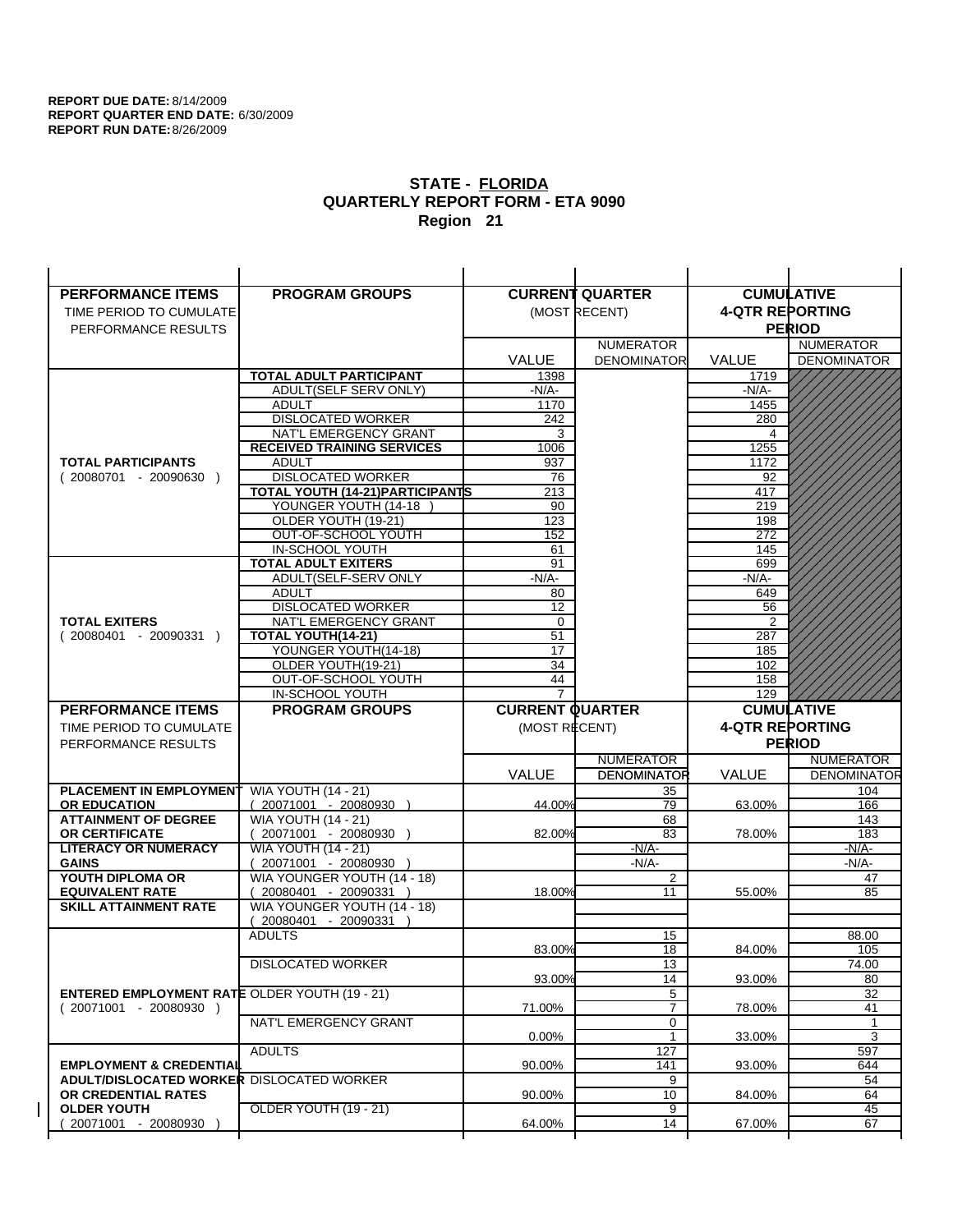**REPORT DUE DATE:** 8/14/2009
**REPORT QUARTER END DATE:** 6/30/2009
**REPORT RUN DATE:** 8/26/2009

## STATE - FLORIDA
## QUARTERLY REPORT FORM - ETA 9090
## Region 21

| PERFORMANCE ITEMS<br>TIME PERIOD TO CUMULATE PERFORMANCE RESULTS | PROGRAM GROUPS | CURRENT QUARTER (MOST RECENT) VALUE | CURRENT QUARTER NUMERATOR DENOMINATOR | CUMULATIVE 4-QTR REPORTING PERIOD VALUE | CUMULATIVE 4-QTR REPORTING PERIOD NUMERATOR DENOMINATOR |
|---|---|---|---|---|---|
| **TOTAL PARTICIPANTS** ( 20080701 - 20090630 ) | **TOTAL ADULT PARTICIPANT** | 1398 | | 1719 | |
| | ADULT(SELF SERV ONLY) | -N/A- | | -N/A- | |
| | ADULT | 1170 | | 1455 | |
| | DISLOCATED WORKER | 242 | | 280 | |
| | NAT'L EMERGENCY GRANT | 3 | | 4 | |
| | **RECEIVED TRAINING SERVICES** | 1006 | | 1255 | |
| | ADULT | 937 | | 1172 | |
| | DISLOCATED WORKER | 76 | | 92 | |
| | **TOTAL YOUTH (14-21)PARTICIPANTS** | 213 | | 417 | |
| | YOUNGER YOUTH (14-18 ) | 90 | | 219 | |
| | OLDER YOUTH (19-21) | 123 | | 198 | |
| | OUT-OF-SCHOOL YOUTH | 152 | | 272 | |
| | IN-SCHOOL YOUTH | 61 | | 145 | |
| **TOTAL EXITERS** ( 20080401 - 20090331 ) | **TOTAL ADULT EXITERS** | 91 | | 699 | |
| | ADULT(SELF-SERV ONLY | -N/A- | | -N/A- | |
| | ADULT | 80 | | 649 | |
| | DISLOCATED WORKER | 12 | | 56 | |
| | NAT'L EMERGENCY GRANT | 0 | | 2 | |
| | **TOTAL YOUTH(14-21)** | 51 | | 287 | |
| | YOUNGER YOUTH(14-18) | 17 | | 185 | |
| | OLDER YOUTH(19-21) | 34 | | 102 | |
| | OUT-OF-SCHOOL YOUTH | 44 | | 158 | |
| | IN-SCHOOL YOUTH | 7 | | 129 | |

| PERFORMANCE ITEMS<br>TIME PERIOD TO CUMULATE PERFORMANCE RESULTS | PROGRAM GROUPS | CURRENT QUARTER (MOST RECENT) VALUE | CURRENT QUARTER NUMERATOR / DENOMINATOR | CUMULATIVE 4-QTR REPORTING PERIOD VALUE | CUMULATIVE 4-QTR REPORTING PERIOD NUMERATOR / DENOMINATOR |
|---|---|---|---|---|---|
| **PLACEMENT IN EMPLOYMENT OR EDUCATION** | WIA YOUTH (14 - 21) ( 20071001 - 20080930 ) | 44.00% | 35 / 79 | 63.00% | 104 / 166 |
| **ATTAINMENT OF DEGREE OR CERTIFICATE** | WIA YOUTH (14 - 21) ( 20071001 - 20080930 ) | 82.00% | 68 / 83 | 78.00% | 143 / 183 |
| **LITERACY OR NUMERACY GAINS** | WIA YOUTH (14 - 21) ( 20071001 - 20080930 ) | | -N/A- / -N/A- | | -N/A- / -N/A- |
| **YOUTH DIPLOMA OR EQUIVALENT RATE** | WIA YOUNGER YOUTH (14 - 18) ( 20080401 - 20090331 ) | 18.00% | 2 / 11 | 55.00% | 47 / 85 |
| **SKILL ATTAINMENT RATE** | WIA YOUNGER YOUTH (14 - 18) ( 20080401 - 20090331 ) | | | | |
| **ENTERED EMPLOYMENT RATE** ( 20071001 - 20080930 ) | ADULTS | 83.00% | 15 / 18 | 84.00% | 88.00 / 105 |
| | DISLOCATED WORKER | 93.00% | 13 / 14 | 93.00% | 74.00 / 80 |
| | OLDER YOUTH (19 - 21) | 71.00% | 5 / 7 | 78.00% | 32 / 41 |
| | NAT'L EMERGENCY GRANT | 0.00% | 0 / 1 | 33.00% | 1 / 3 |
| **EMPLOYMENT & CREDENTIAL ADULT/DISLOCATED WORKER OR CREDENTIAL RATES OLDER YOUTH** ( 20071001 - 20080930 ) | ADULTS | 90.00% | 127 / 141 | 93.00% | 597 / 644 |
| | DISLOCATED WORKER | 90.00% | 9 / 10 | 84.00% | 54 / 64 |
| | OLDER YOUTH (19 - 21) | 64.00% | 9 / 14 | 67.00% | 45 / 67 |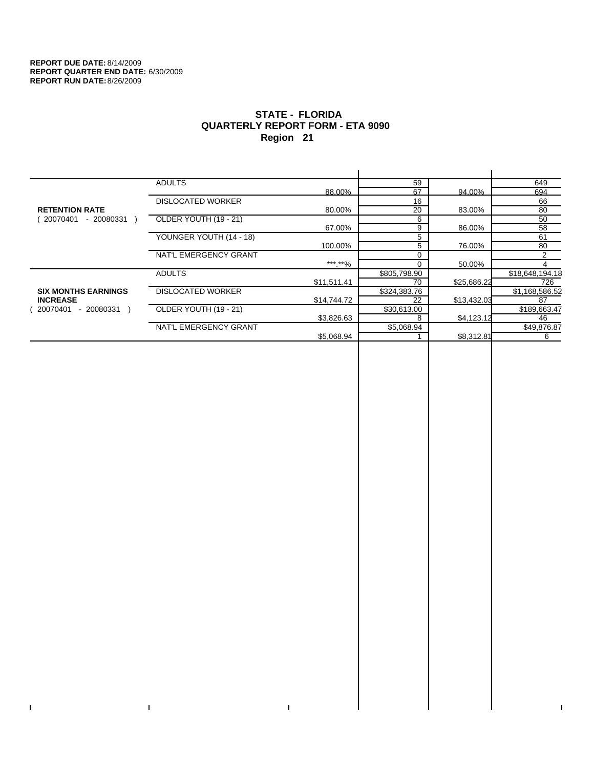**REPORT DUE DATE:** 8/14/2009
**REPORT QUARTER END DATE:** 6/30/2009
**REPORT RUN DATE:** 8/26/2009

# STATE - FLORIDA
## QUARTERLY REPORT FORM - ETA 9090
### Region 21

| | | | | | |
|---|---|---|---|---|---|
| **RETENTION RATE** ( 20070401 - 20080331 ) | ADULTS | | 59 | | 649 |
| | | 88.00% | 67 | 94.00% | 694 |
| | DISLOCATED WORKER | | 16 | | 66 |
| | | 80.00% | 20 | 83.00% | 80 |
| | OLDER YOUTH (19 - 21) | | 6 | | 50 |
| | | 67.00% | 9 | 86.00% | 58 |
| | YOUNGER YOUTH (14 - 18) | | 5 | | 61 |
| | | 100.00% | 5 | 76.00% | 80 |
| | NAT'L EMERGENCY GRANT | | 0 | | 2 |
| | | ***.**% | 0 | 50.00% | 4 |
| **SIX MONTHS EARNINGS INCREASE** ( 20070401 - 20080331 ) | ADULTS | | $805,798.90 | | $18,648,194.18 |
| | | $11,511.41 | 70 | $25,686.22 | 726 |
| | DISLOCATED WORKER | | $324,383.76 | | $1,168,586.52 |
| | | $14,744.72 | 22 | $13,432.03 | 87 |
| | OLDER YOUTH (19 - 21) | | $30,613.00 | | $189,663.47 |
| | | $3,826.63 | 8 | $4,123.12 | 46 |
| | NAT'L EMERGENCY GRANT | | $5,068.94 | | $49,876.87 |
| | | $5,068.94 | 1 | $8,312.81 | 6 |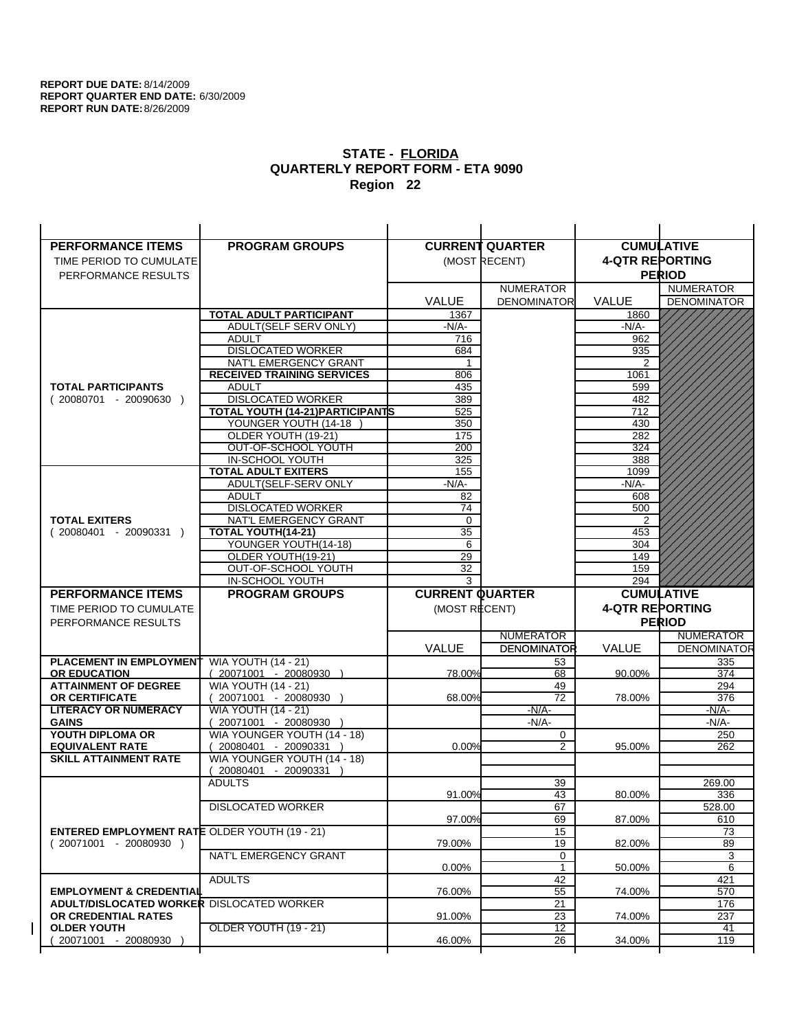**REPORT DUE DATE:** 8/14/2009
**REPORT QUARTER END DATE:** 6/30/2009
**REPORT RUN DATE:** 8/26/2009

## STATE - FLORIDA
## QUARTERLY REPORT FORM - ETA 9090
## Region 22

| PERFORMANCE ITEMS<br>TIME PERIOD TO CUMULATE PERFORMANCE RESULTS | PROGRAM GROUPS | CURRENT QUARTER (MOST RECENT) VALUE | NUMERATOR DENOMINATOR | CUMULATIVE 4-QTR REPORTING PERIOD VALUE | NUMERATOR DENOMINATOR |
|---|---|---|---|---|---|
| **TOTAL PARTICIPANTS** ( 20080701 - 20090630 ) | **TOTAL ADULT PARTICIPANT** | 1367 | | 1860 | |
| | ADULT(SELF SERV ONLY) | -N/A- | | -N/A- | |
| | ADULT | 716 | | 962 | |
| | DISLOCATED WORKER | 684 | | 935 | |
| | NAT'L EMERGENCY GRANT | 1 | | 2 | |
| | **RECEIVED TRAINING SERVICES** | 806 | | 1061 | |
| | ADULT | 435 | | 599 | |
| | DISLOCATED WORKER | 389 | | 482 | |
| | **TOTAL YOUTH (14-21)PARTICIPANTS** | 525 | | 712 | |
| | YOUNGER YOUTH (14-18 ) | 350 | | 430 | |
| | OLDER YOUTH (19-21) | 175 | | 282 | |
| | OUT-OF-SCHOOL YOUTH | 200 | | 324 | |
| | IN-SCHOOL YOUTH | 325 | | 388 | |
| **TOTAL EXITERS** ( 20080401 - 20090331 ) | **TOTAL ADULT EXITERS** | 155 | | 1099 | |
| | ADULT(SELF-SERV ONLY | -N/A- | | -N/A- | |
| | ADULT | 82 | | 608 | |
| | DISLOCATED WORKER | 74 | | 500 | |
| | NAT'L EMERGENCY GRANT | 0 | | 2 | |
| | **TOTAL YOUTH(14-21)** | 35 | | 453 | |
| | YOUNGER YOUTH(14-18) | 6 | | 304 | |
| | OLDER YOUTH(19-21) | 29 | | 149 | |
| | OUT-OF-SCHOOL YOUTH | 32 | | 159 | |
| | IN-SCHOOL YOUTH | 3 | | 294 | |

| PERFORMANCE ITEMS<br>TIME PERIOD TO CUMULATE PERFORMANCE RESULTS | PROGRAM GROUPS | CURRENT QUARTER (MOST RECENT) VALUE | NUMERATOR DENOMINATOR | CUMULATIVE 4-QTR REPORTING PERIOD VALUE | NUMERATOR DENOMINATOR |
|---|---|---|---|---|---|
| **PLACEMENT IN EMPLOYMENT OR EDUCATION** | WIA YOUTH (14 - 21) ( 20071001 - 20080930 ) | 78.00% | 53 / 68 | 90.00% | 335 / 374 |
| **ATTAINMENT OF DEGREE OR CERTIFICATE** | WIA YOUTH (14 - 21) ( 20071001 - 20080930 ) | 68.00% | 49 / 72 | 78.00% | 294 / 376 |
| **LITERACY OR NUMERACY GAINS** | WIA YOUTH (14 - 21) ( 20071001 - 20080930 ) | | -N/A- / -N/A- | | -N/A- / -N/A- |
| **YOUTH DIPLOMA OR EQUIVALENT RATE** | WIA YOUNGER YOUTH (14 - 18) ( 20080401 - 20090331 ) | 0.00% | 0 / 2 | 95.00% | 250 / 262 |
| **SKILL ATTAINMENT RATE** | WIA YOUNGER YOUTH (14 - 18) ( 20080401 - 20090331 ) | | | | |
| **ENTERED EMPLOYMENT RATE** ( 20071001 - 20080930 ) | ADULTS | 91.00% | 39 / 43 | 80.00% | 269.00 / 336 |
| | DISLOCATED WORKER | 97.00% | 67 / 69 | 87.00% | 528.00 / 610 |
| | OLDER YOUTH (19 - 21) | 79.00% | 15 / 19 | 82.00% | 73 / 89 |
| | NAT'L EMERGENCY GRANT | 0.00% | 0 / 1 | 50.00% | 3 / 6 |
| **EMPLOYMENT & CREDENTIAL ADULT/DISLOCATED WORKER OR CREDENTIAL RATES OLDER YOUTH** ( 20071001 - 20080930 ) | ADULTS | 76.00% | 42 / 55 | 74.00% | 421 / 570 |
| | DISLOCATED WORKER | 91.00% | 21 / 23 | 74.00% | 176 / 237 |
| | OLDER YOUTH (19 - 21) | 46.00% | 12 / 26 | 34.00% | 41 / 119 |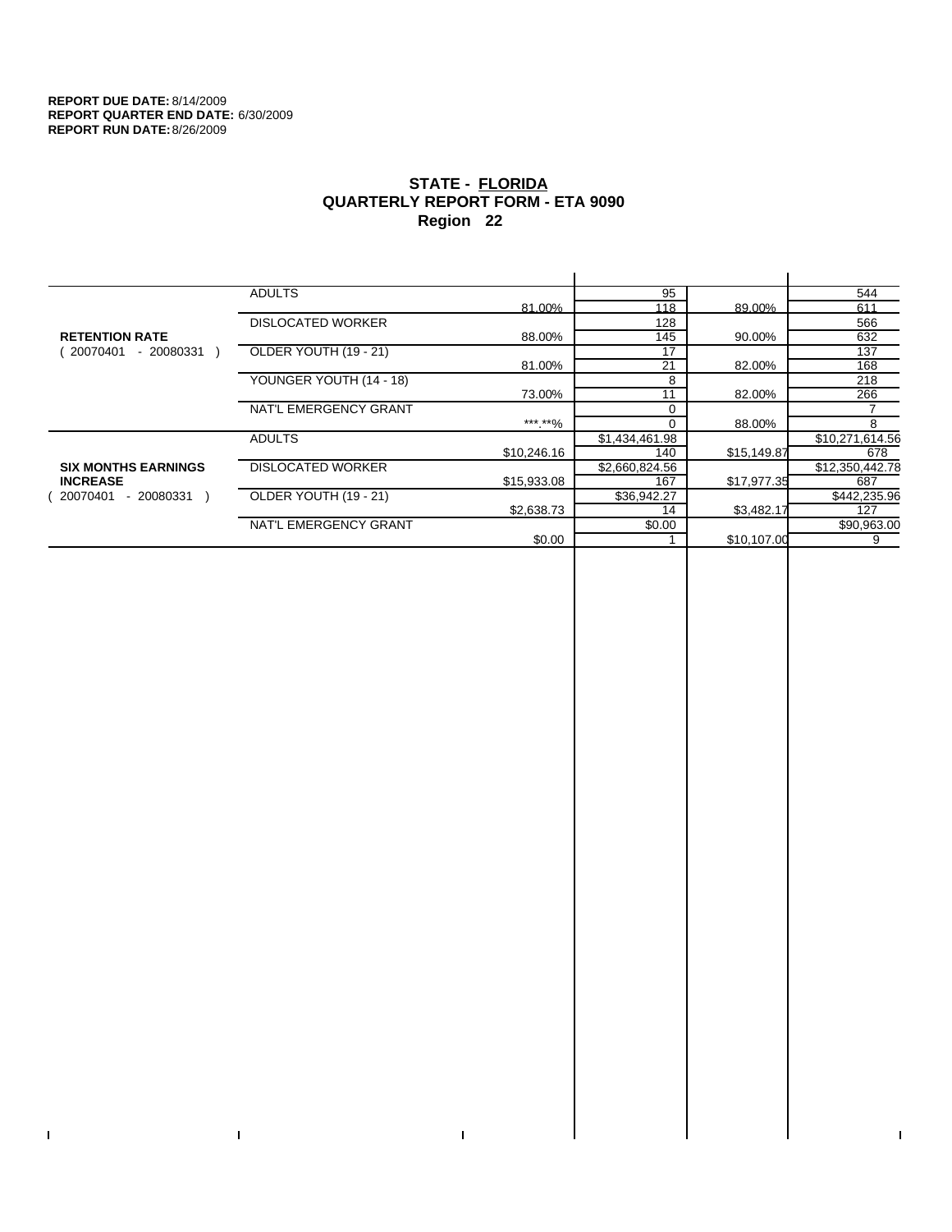**REPORT DUE DATE:** 8/14/2009
**REPORT QUARTER END DATE:** 6/30/2009
**REPORT RUN DATE:** 8/26/2009

## STATE - FLORIDA
## QUARTERLY REPORT FORM - ETA 9090
## Region 22

| | | | | | |
|---|---|---|---|---|---|
| **RETENTION RATE** ( 20070401 - 20080331 ) | ADULTS | 81.00% | 95 / 118 | 89.00% | 544 / 611 |
| | DISLOCATED WORKER | 88.00% | 128 / 145 | 90.00% | 566 / 632 |
| | OLDER YOUTH (19 - 21) | 81.00% | 17 / 21 | 82.00% | 137 / 168 |
| | YOUNGER YOUTH (14 - 18) | 73.00% | 8 / 11 | 82.00% | 218 / 266 |
| | NAT'L EMERGENCY GRANT | ***.**% | 0 / 0 | 88.00% | 7 / 8 |
| **SIX MONTHS EARNINGS INCREASE** ( 20070401 - 20080331 ) | ADULTS | $10,246.16 | $1,434,461.98 / 140 | $15,149.87 | $10,271,614.56 / 678 |
| | DISLOCATED WORKER | $15,933.08 | $2,660,824.56 / 167 | $17,977.35 | $12,350,442.78 / 687 |
| | OLDER YOUTH (19 - 21) | $2,638.73 | $36,942.27 / 14 | $3,482.17 | $442,235.96 / 127 |
| | NAT'L EMERGENCY GRANT | $0.00 | $0.00 / 1 | $10,107.00 | $90,963.00 / 9 |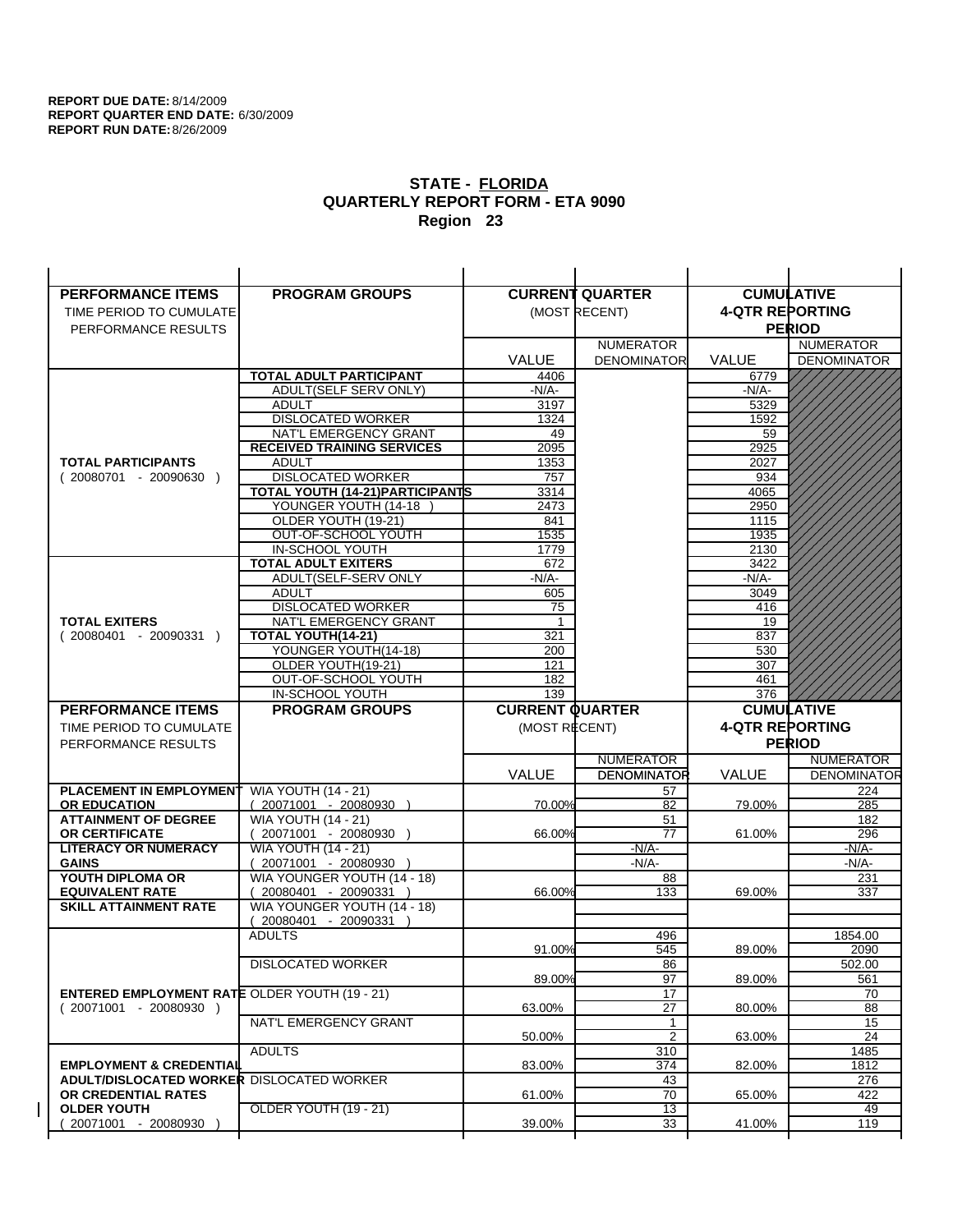**REPORT DUE DATE:** 8/14/2009
**REPORT QUARTER END DATE:** 6/30/2009
**REPORT RUN DATE:** 8/26/2009

## STATE - FLORIDA
## QUARTERLY REPORT FORM - ETA 9090
## Region 23

| PERFORMANCE ITEMS<br>TIME PERIOD TO CUMULATE PERFORMANCE RESULTS | PROGRAM GROUPS | CURRENT QUARTER (MOST RECENT) VALUE | CURRENT QUARTER NUMERATOR DENOMINATOR | CUMULATIVE 4-QTR REPORTING PERIOD VALUE | CUMULATIVE NUMERATOR DENOMINATOR |
|---|---|---|---|---|---|
| **TOTAL PARTICIPANTS** ( 20080701 - 20090630 ) | **TOTAL ADULT PARTICIPANT** | 4406 | | 6779 | |
| | ADULT(SELF SERV ONLY) | -N/A- | | -N/A- | |
| | ADULT | 3197 | | 5329 | |
| | DISLOCATED WORKER | 1324 | | 1592 | |
| | NAT'L EMERGENCY GRANT | 49 | | 59 | |
| | **RECEIVED TRAINING SERVICES** | 2095 | | 2925 | |
| | ADULT | 1353 | | 2027 | |
| | DISLOCATED WORKER | 757 | | 934 | |
| | **TOTAL YOUTH (14-21)PARTICIPANTS** | 3314 | | 4065 | |
| | YOUNGER YOUTH (14-18 ) | 2473 | | 2950 | |
| | OLDER YOUTH (19-21) | 841 | | 1115 | |
| | OUT-OF-SCHOOL YOUTH | 1535 | | 1935 | |
| | IN-SCHOOL YOUTH | 1779 | | 2130 | |
| **TOTAL EXITERS** ( 20080401 - 20090331 ) | **TOTAL ADULT EXITERS** | 672 | | 3422 | |
| | ADULT(SELF-SERV ONLY | -N/A- | | -N/A- | |
| | ADULT | 605 | | 3049 | |
| | DISLOCATED WORKER | 75 | | 416 | |
| | NAT'L EMERGENCY GRANT | 1 | | 19 | |
| | **TOTAL YOUTH(14-21)** | 321 | | 837 | |
| | YOUNGER YOUTH(14-18) | 200 | | 530 | |
| | OLDER YOUTH(19-21) | 121 | | 307 | |
| | OUT-OF-SCHOOL YOUTH | 182 | | 461 | |
| | IN-SCHOOL YOUTH | 139 | | 376 | |

| PERFORMANCE ITEMS<br>TIME PERIOD TO CUMULATE PERFORMANCE RESULTS | PROGRAM GROUPS | CURRENT QUARTER (MOST RECENT) VALUE | CURRENT QUARTER NUMERATOR DENOMINATOR | CUMULATIVE 4-QTR REPORTING PERIOD VALUE | CUMULATIVE NUMERATOR DENOMINATOR |
|---|---|---|---|---|---|
| **PLACEMENT IN EMPLOYMENT OR EDUCATION** | WIA YOUTH (14 - 21) ( 20071001 - 20080930 ) | 70.00% | 57 / 82 | 79.00% | 224 / 285 |
| **ATTAINMENT OF DEGREE OR CERTIFICATE** | WIA YOUTH (14 - 21) ( 20071001 - 20080930 ) | 66.00% | 51 / 77 | 61.00% | 182 / 296 |
| **LITERACY OR NUMERACY GAINS** | WIA YOUTH (14 - 21) ( 20071001 - 20080930 ) | | -N/A- / -N/A- | | -N/A- / -N/A- |
| **YOUTH DIPLOMA OR EQUIVALENT RATE** | WIA YOUNGER YOUTH (14 - 18) ( 20080401 - 20090331 ) | 66.00% | 88 / 133 | 69.00% | 231 / 337 |
| **SKILL ATTAINMENT RATE** | WIA YOUNGER YOUTH (14 - 18) ( 20080401 - 20090331 ) | | | | |
| **ENTERED EMPLOYMENT RATE** ( 20071001 - 20080930 ) | ADULTS | 91.00% | 496 / 545 | 89.00% | 1854.00 / 2090 |
| | DISLOCATED WORKER | 89.00% | 86 / 97 | 89.00% | 502.00 / 561 |
| | OLDER YOUTH (19 - 21) | 63.00% | 17 / 27 | 80.00% | 70 / 88 |
| | NAT'L EMERGENCY GRANT | 50.00% | 1 / 2 | 63.00% | 15 / 24 |
| **EMPLOYMENT & CREDENTIAL ADULT/DISLOCATED WORKER OR CREDENTIAL RATES OLDER YOUTH** ( 20071001 - 20080930 ) | ADULTS | 83.00% | 310 / 374 | 82.00% | 1485 / 1812 |
| | DISLOCATED WORKER | 61.00% | 43 / 70 | 65.00% | 276 / 422 |
| | OLDER YOUTH (19 - 21) | 39.00% | 13 / 33 | 41.00% | 49 / 119 |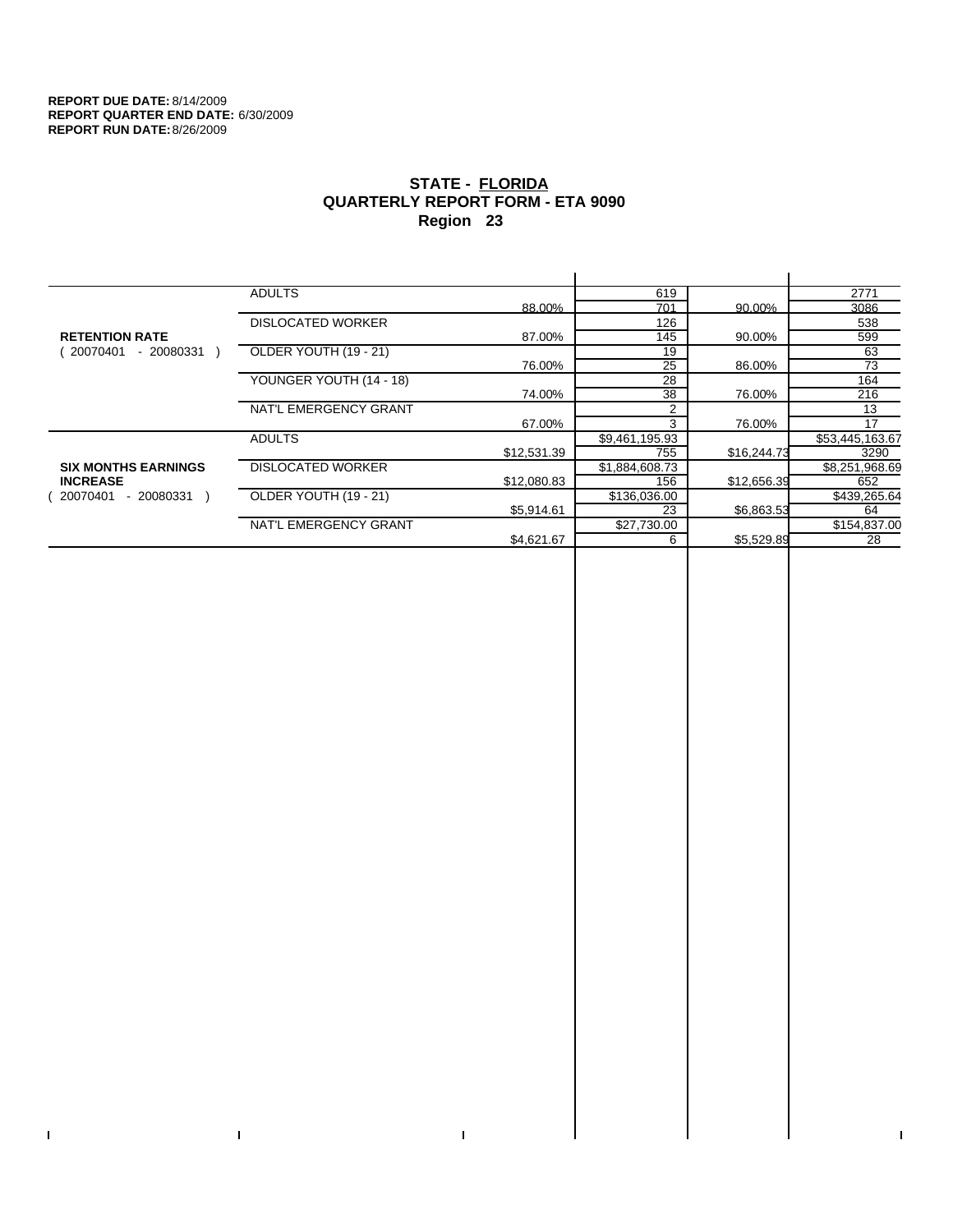**REPORT DUE DATE:** 8/14/2009
**REPORT QUARTER END DATE:** 6/30/2009
**REPORT RUN DATE:** 8/26/2009

# STATE - FLORIDA
## QUARTERLY REPORT FORM - ETA 9090
## Region 23

| | | | | | |
|---|---|---|---|---|---|
| **RETENTION RATE** ( 20070401 - 20080331 ) | ADULTS | | 619 | | 2771 |
| | | 88.00% | 701 | 90.00% | 3086 |
| | DISLOCATED WORKER | | 126 | | 538 |
| | | 87.00% | 145 | 90.00% | 599 |
| | OLDER YOUTH (19 - 21) | | 19 | | 63 |
| | | 76.00% | 25 | 86.00% | 73 |
| | YOUNGER YOUTH (14 - 18) | | 28 | | 164 |
| | | 74.00% | 38 | 76.00% | 216 |
| | NAT'L EMERGENCY GRANT | | 2 | | 13 |
| | | 67.00% | 3 | 76.00% | 17 |
| **SIX MONTHS EARNINGS INCREASE** ( 20070401 - 20080331 ) | ADULTS | | $9,461,195.93 | | $53,445,163.67 |
| | | $12,531.39 | 755 | $16,244.73 | 3290 |
| | DISLOCATED WORKER | | $1,884,608.73 | | $8,251,968.69 |
| | | $12,080.83 | 156 | $12,656.39 | 652 |
| | OLDER YOUTH (19 - 21) | | $136,036.00 | | $439,265.64 |
| | | $5,914.61 | 23 | $6,863.53 | 64 |
| | NAT'L EMERGENCY GRANT | | $27,730.00 | | $154,837.00 |
| | | $4,621.67 | 6 | $5,529.89 | 28 |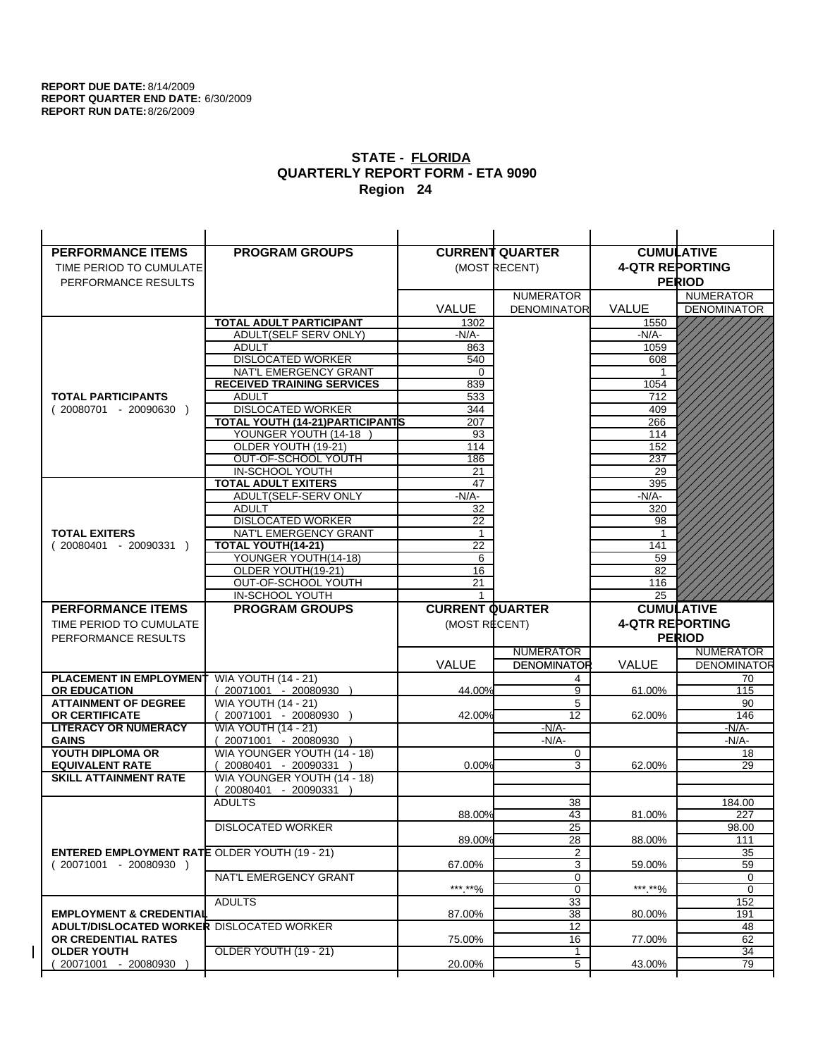**REPORT DUE DATE:** 8/14/2009
**REPORT QUARTER END DATE:** 6/30/2009
**REPORT RUN DATE:** 8/26/2009

## STATE - FLORIDA
## QUARTERLY REPORT FORM - ETA 9090
## Region 24

| PERFORMANCE ITEMS<br>TIME PERIOD TO CUMULATE PERFORMANCE RESULTS | PROGRAM GROUPS | CURRENT QUARTER (MOST RECENT) VALUE | NUMERATOR / DENOMINATOR | CUMULATIVE 4-QTR REPORTING PERIOD VALUE | NUMERATOR / DENOMINATOR |
|---|---|---|---|---|---|
| | TOTAL ADULT PARTICIPANT | 1302 | | 1550 | |
| | ADULT(SELF SERV ONLY) | -N/A- | | -N/A- | |
| | ADULT | 863 | | 1059 | |
| | DISLOCATED WORKER | 540 | | 608 | |
| | NAT'L EMERGENCY GRANT | 0 | | 1 | |
| | RECEIVED TRAINING SERVICES | 839 | | 1054 | |
| TOTAL PARTICIPANTS | ADULT | 533 | | 712 | |
| ( 20080701 - 20090630 ) | DISLOCATED WORKER | 344 | | 409 | |
| | TOTAL YOUTH (14-21)PARTICIPANTS | 207 | | 266 | |
| | YOUNGER YOUTH (14-18 ) | 93 | | 114 | |
| | OLDER YOUTH (19-21) | 114 | | 152 | |
| | OUT-OF-SCHOOL YOUTH | 186 | | 237 | |
| | IN-SCHOOL YOUTH | 21 | | 29 | |
| | TOTAL ADULT EXITERS | 47 | | 395 | |
| | ADULT(SELF-SERV ONLY | -N/A- | | -N/A- | |
| | ADULT | 32 | | 320 | |
| | DISLOCATED WORKER | 22 | | 98 | |
| TOTAL EXITERS | NAT'L EMERGENCY GRANT | 1 | | 1 | |
| ( 20080401 - 20090331 ) | TOTAL YOUTH(14-21) | 22 | | 141 | |
| | YOUNGER YOUTH(14-18) | 6 | | 59 | |
| | OLDER YOUTH(19-21) | 16 | | 82 | |
| | OUT-OF-SCHOOL YOUTH | 21 | | 116 | |
| | IN-SCHOOL YOUTH | 1 | | 25 | |

| PERFORMANCE ITEMS<br>TIME PERIOD TO CUMULATE PERFORMANCE RESULTS | PROGRAM GROUPS | CURRENT QUARTER (MOST RECENT) VALUE | NUMERATOR / DENOMINATOR | CUMULATIVE 4-QTR REPORTING PERIOD VALUE | NUMERATOR / DENOMINATOR |
|---|---|---|---|---|---|
| PLACEMENT IN EMPLOYMENT | WIA YOUTH (14 - 21) | | 4 | | 70 |
| OR EDUCATION | ( 20071001 - 20080930 ) | 44.00% | 9 | 61.00% | 115 |
| ATTAINMENT OF DEGREE | WIA YOUTH (14 - 21) | | 5 | | 90 |
| OR CERTIFICATE | ( 20071001 - 20080930 ) | 42.00% | 12 | 62.00% | 146 |
| LITERACY OR NUMERACY | WIA YOUTH (14 - 21) | | -N/A- | | -N/A- |
| GAINS | ( 20071001 - 20080930 ) | | -N/A- | | -N/A- |
| YOUTH DIPLOMA OR | WIA YOUNGER YOUTH (14 - 18) | | 0 | | 18 |
| EQUIVALENT RATE | ( 20080401 - 20090331 ) | 0.00% | 3 | 62.00% | 29 |
| SKILL ATTAINMENT RATE | WIA YOUNGER YOUTH (14 - 18) | | | | |
| | ( 20080401 - 20090331 ) | | | | |
| | ADULTS | | 38 | | 184.00 |
| | | 88.00% | 43 | 81.00% | 227 |
| | DISLOCATED WORKER | | 25 | | 98.00 |
| | | 89.00% | 28 | 88.00% | 111 |
| ENTERED EMPLOYMENT RATE | OLDER YOUTH (19 - 21) | | 2 | | 35 |
| ( 20071001 - 20080930 ) | | 67.00% | 3 | 59.00% | 59 |
| | NAT'L EMERGENCY GRANT | | 0 | | 0 |
| | | ***.**% | 0 | ***.**% | 0 |
| | ADULTS | | 33 | | 152 |
| EMPLOYMENT & CREDENTIAL | | 87.00% | 38 | 80.00% | 191 |
| ADULT/DISLOCATED WORKER | DISLOCATED WORKER | | 12 | | 48 |
| OR CREDENTIAL RATES | | 75.00% | 16 | 77.00% | 62 |
| OLDER YOUTH | OLDER YOUTH (19 - 21) | | 1 | | 34 |
| ( 20071001 - 20080930 ) | | 20.00% | 5 | 43.00% | 79 |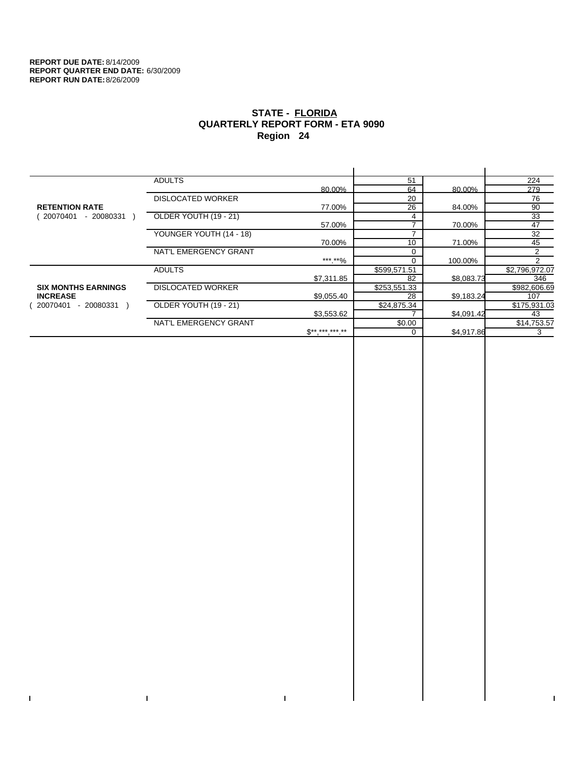**REPORT DUE DATE:** 8/14/2009
**REPORT QUARTER END DATE:** 6/30/2009
**REPORT RUN DATE:** 8/26/2009

# STATE - FLORIDA
## QUARTERLY REPORT FORM - ETA 9090
## Region 24

| | | | | | |
|---|---|---|---|---|---|
| **RETENTION RATE** ( 20070401 - 20080331 ) | ADULTS | | 51 | | 224 |
| | | 80.00% | 64 | 80.00% | 279 |
| | DISLOCATED WORKER | | 20 | | 76 |
| | | 77.00% | 26 | 84.00% | 90 |
| | OLDER YOUTH (19 - 21) | | 4 | | 33 |
| | | 57.00% | 7 | 70.00% | 47 |
| | YOUNGER YOUTH (14 - 18) | | 7 | | 32 |
| | | 70.00% | 10 | 71.00% | 45 |
| | NAT'L EMERGENCY GRANT | | 0 | | 2 |
| | | ***.**% | 0 | 100.00% | 2 |
| **SIX MONTHS EARNINGS INCREASE** ( 20070401 - 20080331 ) | ADULTS | | $599,571.51 | | $2,796,972.07 |
| | | $7,311.85 | 82 | $8,083.73 | 346 |
| | DISLOCATED WORKER | | $253,551.33 | | $982,606.69 |
| | | $9,055.40 | 28 | $9,183.24 | 107 |
| | OLDER YOUTH (19 - 21) | | $24,875.34 | | $175,931.03 |
| | | $3,553.62 | 7 | $4,091.42 | 43 |
| | NAT'L EMERGENCY GRANT | | $0.00 | | $14,753.57 |
| | | $**,***,***.** | 0 | $4,917.86 | 3 |